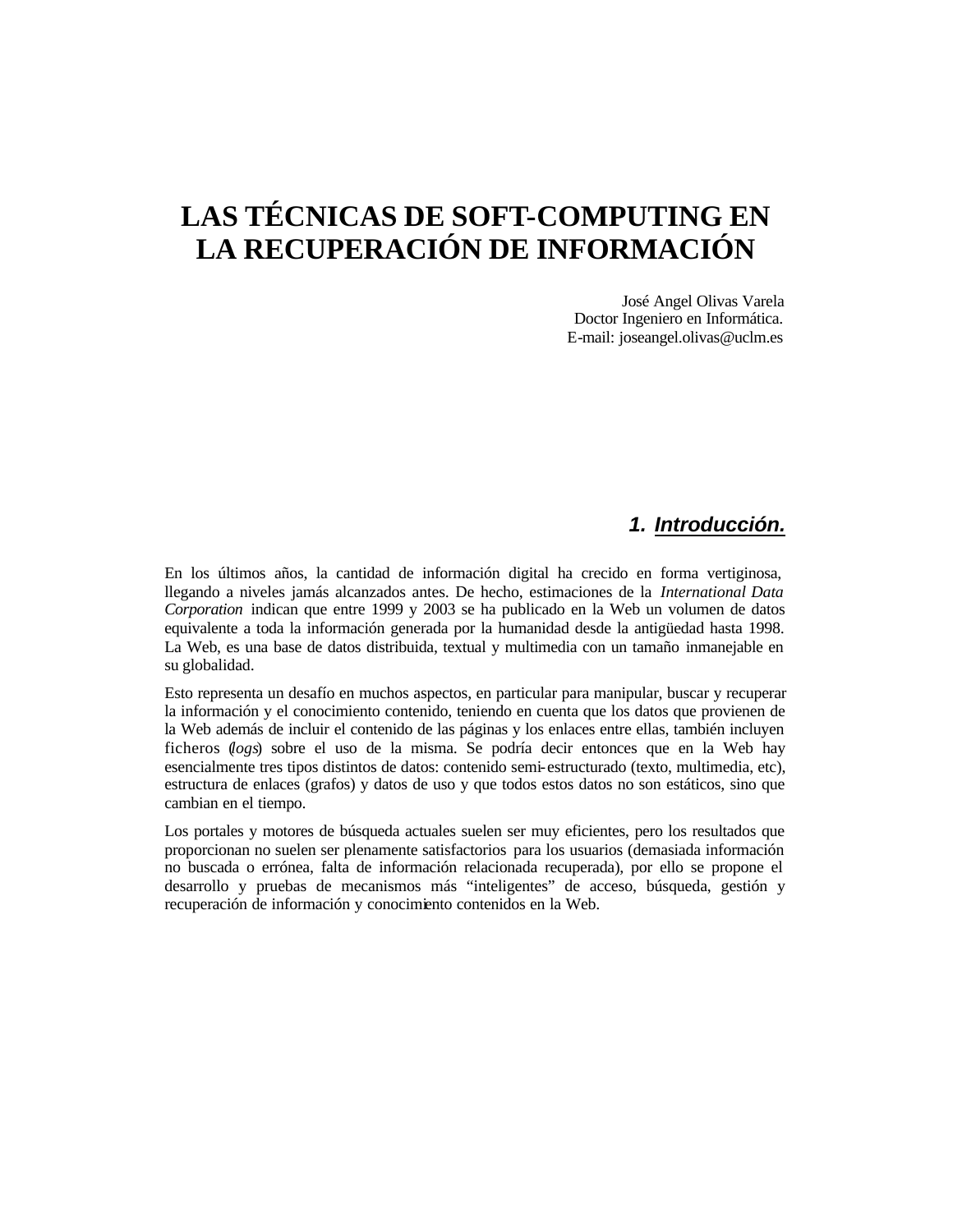# LAS TÉCNICAS DE SOFT-COMPUTING EN LA RECUPERACIÓN DE INFORMACIÓN

José Angel Olivas Varela
Doctor Ingeniero en Informática.
E-mail: joseangel.olivas@uclm.es

## 1. Introducción.

En los últimos años, la cantidad de información digital ha crecido en forma vertiginosa, llegando a niveles jamás alcanzados antes. De hecho, estimaciones de la *International Data Corporation* indican que entre 1999 y 2003 se ha publicado en la Web un volumen de datos equivalente a toda la información generada por la humanidad desde la antigüedad hasta 1998. La Web, es una base de datos distribuida, textual y multimedia con un tamaño inmanejable en su globalidad.

Esto representa un desafío en muchos aspectos, en particular para manipular, buscar y recuperar la información y el conocimiento contenido, teniendo en cuenta que los datos que provienen de la Web además de incluir el contenido de las páginas y los enlaces entre ellas, también incluyen ficheros (*logs*) sobre el uso de la misma. Se podría decir entonces que en la Web hay esencialmente tres tipos distintos de datos: contenido semi-estructurado (texto, multimedia, etc), estructura de enlaces (grafos) y datos de uso y que todos estos datos no son estáticos, sino que cambian en el tiempo.

Los portales y motores de búsqueda actuales suelen ser muy eficientes, pero los resultados que proporcionan no suelen ser plenamente satisfactorios para los usuarios (demasiada información no buscada o errónea, falta de información relacionada recuperada), por ello se propone el desarrollo y pruebas de mecanismos más "inteligentes" de acceso, búsqueda, gestión y recuperación de información y conocimiento contenidos en la Web.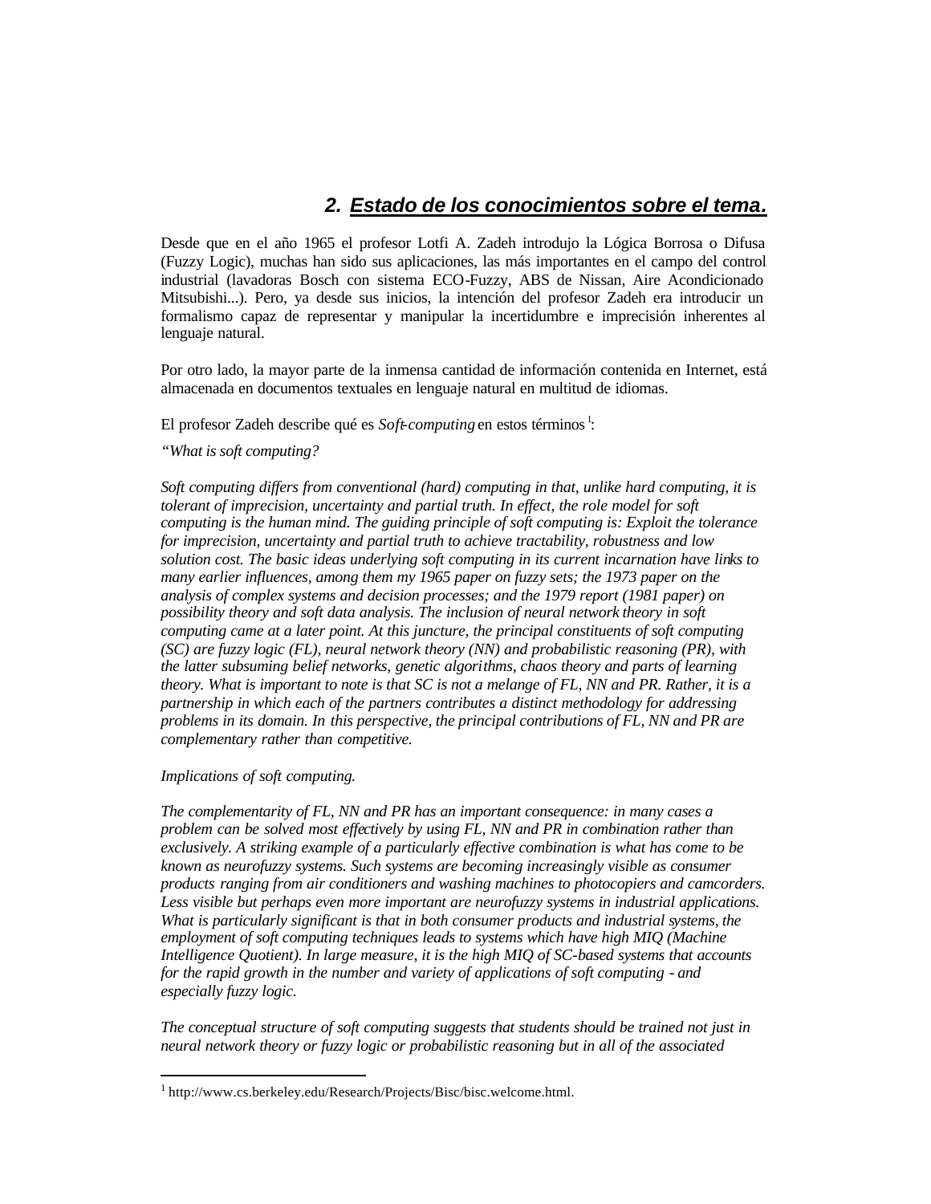## 2. Estado de los conocimientos sobre el tema.

Desde que en el año 1965 el profesor Lotfi A. Zadeh introdujo la Lógica Borrosa o Difusa (Fuzzy Logic), muchas han sido sus aplicaciones, las más importantes en el campo del control industrial (lavadoras Bosch con sistema ECO-Fuzzy, ABS de Nissan, Aire Acondicionado Mitsubishi...). Pero, ya desde sus inicios, la intención del profesor Zadeh era introducir un formalismo capaz de representar y manipular la incertidumbre e imprecisión inherentes al lenguaje natural.

Por otro lado, la mayor parte de la inmensa cantidad de información contenida en Internet, está almacenada en documentos textuales en lenguaje natural en multitud de idiomas.

El profesor Zadeh describe qué es *Soft-computing* en estos términos [1]:

*"What is soft computing?*

*Soft computing differs from conventional (hard) computing in that, unlike hard computing, it is tolerant of imprecision, uncertainty and partial truth. In effect, the role model for soft computing is the human mind. The guiding principle of soft computing is: Exploit the tolerance for imprecision, uncertainty and partial truth to achieve tractability, robustness and low solution cost. The basic ideas underlying soft computing in its current incarnation have links to many earlier influences, among them my 1965 paper on fuzzy sets; the 1973 paper on the analysis of complex systems and decision processes; and the 1979 report (1981 paper) on possibility theory and soft data analysis. The inclusion of neural network theory in soft computing came at a later point. At this juncture, the principal constituents of soft computing (SC) are fuzzy logic (FL), neural network theory (NN) and probabilistic reasoning (PR), with the latter subsuming belief networks, genetic algorithms, chaos theory and parts of learning theory. What is important to note is that SC is not a melange of FL, NN and PR. Rather, it is a partnership in which each of the partners contributes a distinct methodology for addressing problems in its domain. In this perspective, the principal contributions of FL, NN and PR are complementary rather than competitive.*

*Implications of soft computing.*

*The complementarity of FL, NN and PR has an important consequence: in many cases a problem can be solved most effectively by using FL, NN and PR in combination rather than exclusively. A striking example of a particularly effective combination is what has come to be known as neurofuzzy systems. Such systems are becoming increasingly visible as consumer products ranging from air conditioners and washing machines to photocopiers and camcorders. Less visible but perhaps even more important are neurofuzzy systems in industrial applications. What is particularly significant is that in both consumer products and industrial systems, the employment of soft computing techniques leads to systems which have high MIQ (Machine Intelligence Quotient). In large measure, it is the high MIQ of SC-based systems that accounts for the rapid growth in the number and variety of applications of soft computing - and especially fuzzy logic.*

*The conceptual structure of soft computing suggests that students should be trained not just in neural network theory or fuzzy logic or probabilistic reasoning but in all of the associated*

[1] http://www.cs.berkeley.edu/Research/Projects/Bisc/bisc.welcome.html.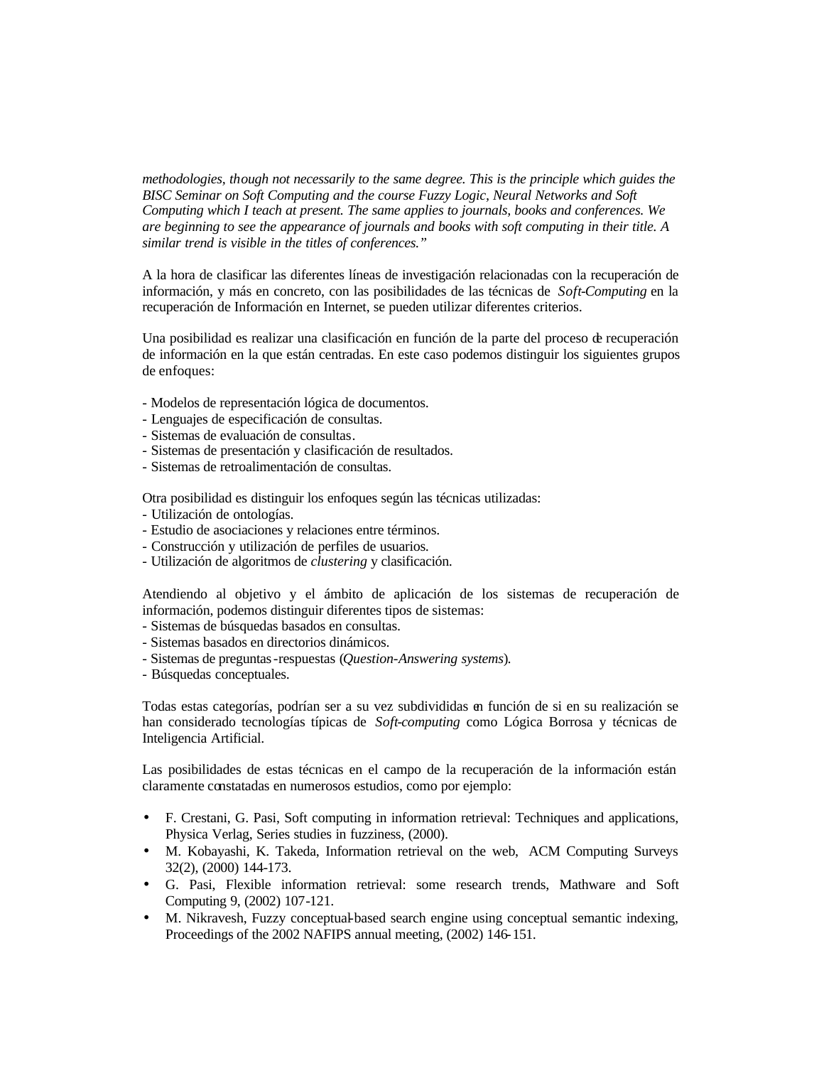*methodologies, though not necessarily to the same degree. This is the principle which guides the BISC Seminar on Soft Computing and the course Fuzzy Logic, Neural Networks and Soft Computing which I teach at present. The same applies to journals, books and conferences. We are beginning to see the appearance of journals and books with soft computing in their title. A similar trend is visible in the titles of conferences."*

A la hora de clasificar las diferentes líneas de investigación relacionadas con la recuperación de información, y más en concreto, con las posibilidades de las técnicas de *Soft-Computing* en la recuperación de Información en Internet, se pueden utilizar diferentes criterios.

Una posibilidad es realizar una clasificación en función de la parte del proceso de recuperación de información en la que están centradas. En este caso podemos distinguir los siguientes grupos de enfoques:

- Modelos de representación lógica de documentos.
- Lenguajes de especificación de consultas.
- Sistemas de evaluación de consultas.
- Sistemas de presentación y clasificación de resultados.
- Sistemas de retroalimentación de consultas.

Otra posibilidad es distinguir los enfoques según las técnicas utilizadas:
- Utilización de ontologías.
- Estudio de asociaciones y relaciones entre términos.
- Construcción y utilización de perfiles de usuarios.
- Utilización de algoritmos de *clustering* y clasificación.

Atendiendo al objetivo y el ámbito de aplicación de los sistemas de recuperación de información, podemos distinguir diferentes tipos de sistemas:
- Sistemas de búsquedas basados en consultas.
- Sistemas basados en directorios dinámicos.
- Sistemas de preguntas-respuestas (*Question-Answering systems*).
- Búsquedas conceptuales.

Todas estas categorías, podrían ser a su vez subdivididas en función de si en su realización se han considerado tecnologías típicas de *Soft-computing* como Lógica Borrosa y técnicas de Inteligencia Artificial.

Las posibilidades de estas técnicas en el campo de la recuperación de la información están claramente constatadas en numerosos estudios, como por ejemplo:

- F. Crestani, G. Pasi, Soft computing in information retrieval: Techniques and applications, Physica Verlag, Series studies in fuzziness, (2000).
- M. Kobayashi, K. Takeda, Information retrieval on the web, ACM Computing Surveys 32(2), (2000) 144-173.
- G. Pasi, Flexible information retrieval: some research trends, Mathware and Soft Computing 9, (2002) 107-121.
- M. Nikravesh, Fuzzy conceptual-based search engine using conceptual semantic indexing, Proceedings of the 2002 NAFIPS annual meeting, (2002) 146-151.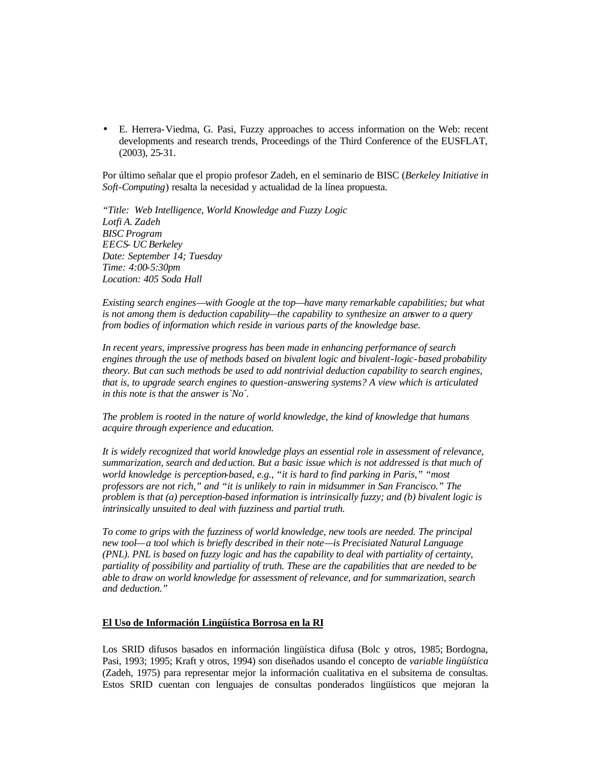- E. Herrera-Viedma, G. Pasi, Fuzzy approaches to access information on the Web: recent developments and research trends, Proceedings of the Third Conference of the EUSFLAT, (2003), 25-31.

Por último señalar que el propio profesor Zadeh, en el seminario de BISC (*Berkeley Initiative in Soft-Computing*) resalta la necesidad y actualidad de la línea propuesta.

*"Title: Web Intelligence, World Knowledge and Fuzzy Logic*
*Lotfi A. Zadeh*
*BISC Program*
*EECS- UC Berkeley*
*Date: September 14; Tuesday*
*Time: 4:00-5:30pm*
*Location: 405 Soda Hall*

*Existing search engines—with Google at the top—have many remarkable capabilities; but what is not among them is deduction capability—the capability to synthesize an answer to a query from bodies of information which reside in various parts of the knowledge base.*

*In recent years, impressive progress has been made in enhancing performance of search engines through the use of methods based on bivalent logic and bivalent-logic-based probability theory. But can such methods be used to add nontrivial deduction capability to search engines, that is, to upgrade search engines to question-answering systems? A view which is articulated in this note is that the answer is `No´.*

*The problem is rooted in the nature of world knowledge, the kind of knowledge that humans acquire through experience and education.*

*It is widely recognized that world knowledge plays an essential role in assessment of relevance, summarization, search and deduction. But a basic issue which is not addressed is that much of world knowledge is perception-based, e.g., "it is hard to find parking in Paris," "most professors are not rich," and "it is unlikely to rain in midsummer in San Francisco." The problem is that (a) perception-based information is intrinsically fuzzy; and (b) bivalent logic is intrinsically unsuited to deal with fuzziness and partial truth.*

*To come to grips with the fuzziness of world knowledge, new tools are needed. The principal new tool—a tool which is briefly described in their note—is Precisiated Natural Language (PNL). PNL is based on fuzzy logic and has the capability to deal with partiality of certainty, partiality of possibility and partiality of truth. These are the capabilities that are needed to be able to draw on world knowledge for assessment of relevance, and for summarization, search and deduction."*

## El Uso de Información Lingüística Borrosa en la RI

Los SRID difusos basados en información lingüística difusa (Bolc y otros, 1985; Bordogna, Pasi, 1993; 1995; Kraft y otros, 1994) son diseñados usando el concepto de *variable lingüística* (Zadeh, 1975) para representar mejor la información cualitativa en el subsitema de consultas. Estos SRID cuentan con lenguajes de consultas ponderados lingüísticos que mejoran la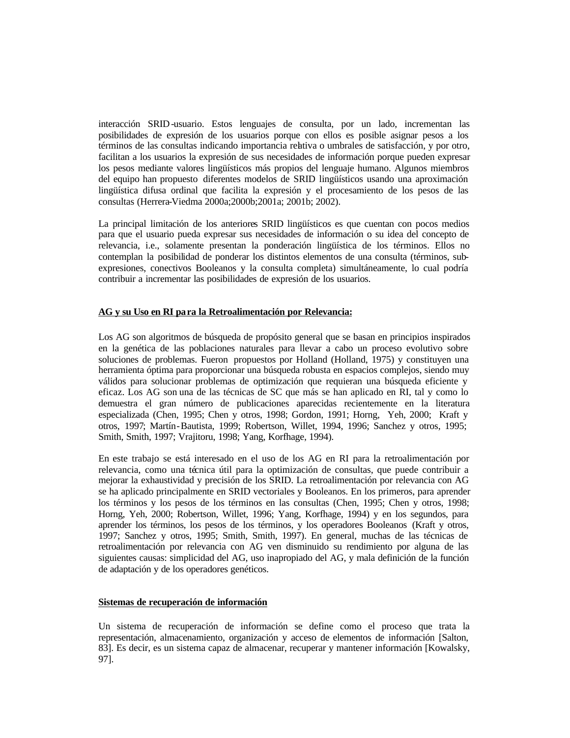interacción SRID-usuario. Estos lenguajes de consulta, por un lado, incrementan las posibilidades de expresión de los usuarios porque con ellos es posible asignar pesos a los términos de las consultas indicando importancia relativa o umbrales de satisfacción, y por otro, facilitan a los usuarios la expresión de sus necesidades de información porque pueden expresar los pesos mediante valores lingüísticos más propios del lenguaje humano. Algunos miembros del equipo han propuesto diferentes modelos de SRID lingüísticos usando una aproximación lingüística difusa ordinal que facilita la expresión y el procesamiento de los pesos de las consultas (Herrera-Viedma 2000a;2000b;2001a; 2001b; 2002).

La principal limitación de los anteriores SRID lingüísticos es que cuentan con pocos medios para que el usuario pueda expresar sus necesidades de información o su idea del concepto de relevancia, i.e., solamente presentan la ponderación lingüística de los términos. Ellos no contemplan la posibilidad de ponderar los distintos elementos de una consulta (términos, sub-expresiones, conectivos Booleanos y la consulta completa) simultáneamente, lo cual podría contribuir a incrementar las posibilidades de expresión de los usuarios.

**AG y su Uso en RI para la Retroalimentación por Relevancia:**

Los AG son algoritmos de búsqueda de propósito general que se basan en principios inspirados en la genética de las poblaciones naturales para llevar a cabo un proceso evolutivo sobre soluciones de problemas. Fueron propuestos por Holland (Holland, 1975) y constituyen una herramienta óptima para proporcionar una búsqueda robusta en espacios complejos, siendo muy válidos para solucionar problemas de optimización que requieran una búsqueda eficiente y eficaz. Los AG son una de las técnicas de SC que más se han aplicado en RI, tal y como lo demuestra el gran número de publicaciones aparecidas recientemente en la literatura especializada (Chen, 1995; Chen y otros, 1998; Gordon, 1991; Horng, Yeh, 2000; Kraft y otros, 1997; Martín-Bautista, 1999; Robertson, Willet, 1994, 1996; Sanchez y otros, 1995; Smith, Smith, 1997; Vrajitoru, 1998; Yang, Korfhage, 1994).

En este trabajo se está interesado en el uso de los AG en RI para la retroalimentación por relevancia, como una técnica útil para la optimización de consultas, que puede contribuir a mejorar la exhaustividad y precisión de los SRID. La retroalimentación por relevancia con AG se ha aplicado principalmente en SRID vectoriales y Booleanos. En los primeros, para aprender los términos y los pesos de los términos en las consultas (Chen, 1995; Chen y otros, 1998; Horng, Yeh, 2000; Robertson, Willet, 1996; Yang, Korfhage, 1994) y en los segundos, para aprender los términos, los pesos de los términos, y los operadores Booleanos (Kraft y otros, 1997; Sanchez y otros, 1995; Smith, Smith, 1997). En general, muchas de las técnicas de retroalimentación por relevancia con AG ven disminuido su rendimiento por alguna de las siguientes causas: simplicidad del AG, uso inapropiado del AG, y mala definición de la función de adaptación y de los operadores genéticos.

**Sistemas de recuperación de información**

Un sistema de recuperación de información se define como el proceso que trata la representación, almacenamiento, organización y acceso de elementos de información [Salton, 83]. Es decir, es un sistema capaz de almacenar, recuperar y mantener información [Kowalsky, 97].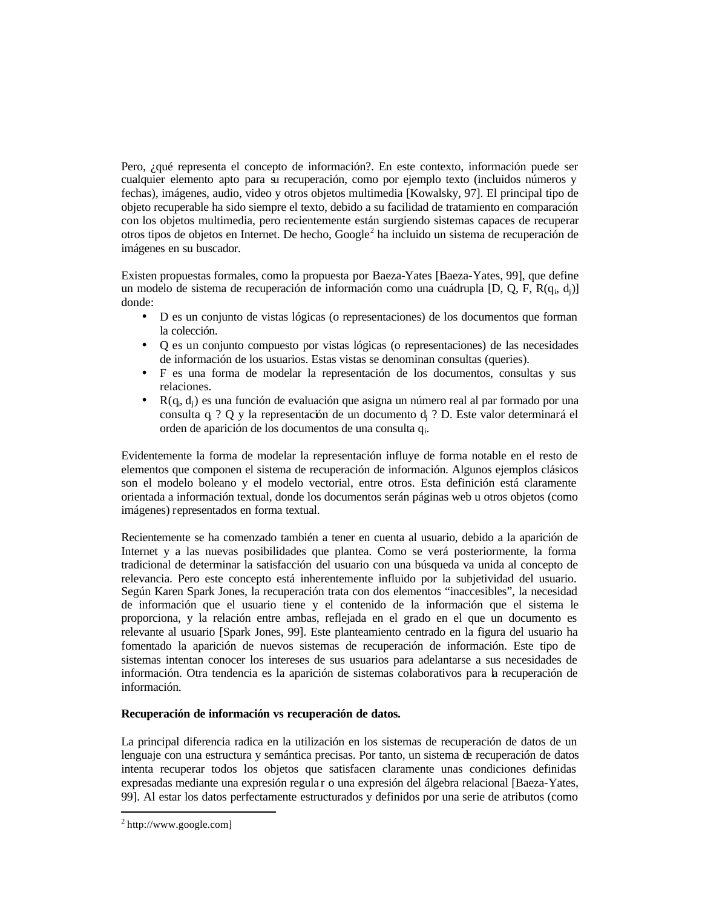Pero, ¿qué representa el concepto de información?. En este contexto, información puede ser cualquier elemento apto para su recuperación, como por ejemplo texto (incluidos números y fechas), imágenes, audio, video y otros objetos multimedia [Kowalsky, 97]. El principal tipo de objeto recuperable ha sido siempre el texto, debido a su facilidad de tratamiento en comparación con los objetos multimedia, pero recientemente están surgiendo sistemas capaces de recuperar otros tipos de objetos en Internet. De hecho, Google[2] ha incluido un sistema de recuperación de imágenes en su buscador.

Existen propuestas formales, como la propuesta por Baeza-Yates [Baeza-Yates, 99], que define un modelo de sistema de recuperación de información como una cuádrupla [D, Q, F, $R(q_i, d_j)$] donde:

- D es un conjunto de vistas lógicas (o representaciones) de los documentos que forman la colección.
- Q es un conjunto compuesto por vistas lógicas (o representaciones) de las necesidades de información de los usuarios. Estas vistas se denominan consultas (queries).
- F es una forma de modelar la representación de los documentos, consultas y sus relaciones.
- $R(q_i, d_j)$ es una función de evaluación que asigna un número real al par formado por una consulta $q_i$ ? Q y la representación de un documento $d_j$ ? D. Este valor determinará el orden de aparición de los documentos de una consulta $q_i$.

Evidentemente la forma de modelar la representación influye de forma notable en el resto de elementos que componen el sistema de recuperación de información. Algunos ejemplos clásicos son el modelo boleano y el modelo vectorial, entre otros. Esta definición está claramente orientada a información textual, donde los documentos serán páginas web u otros objetos (como imágenes) representados en forma textual.

Recientemente se ha comenzado también a tener en cuenta al usuario, debido a la aparición de Internet y a las nuevas posibilidades que plantea. Como se verá posteriormente, la forma tradicional de determinar la satisfacción del usuario con una búsqueda va unida al concepto de relevancia. Pero este concepto está inherentemente influido por la subjetividad del usuario. Según Karen Spark Jones, la recuperación trata con dos elementos "inaccesibles", la necesidad de información que el usuario tiene y el contenido de la información que el sistema le proporciona, y la relación entre ambas, reflejada en el grado en el que un documento es relevante al usuario [Spark Jones, 99]. Este planteamiento centrado en la figura del usuario ha fomentado la aparición de nuevos sistemas de recuperación de información. Este tipo de sistemas intentan conocer los intereses de sus usuarios para adelantarse a sus necesidades de información. Otra tendencia es la aparición de sistemas colaborativos para la recuperación de información.

**Recuperación de información vs recuperación de datos.**

La principal diferencia radica en la utilización en los sistemas de recuperación de datos de un lenguaje con una estructura y semántica precisas. Por tanto, un sistema de recuperación de datos intenta recuperar todos los objetos que satisfacen claramente unas condiciones definidas expresadas mediante una expresión regular o una expresión del álgebra relacional [Baeza-Yates, 99]. Al estar los datos perfectamente estructurados y definidos por una serie de atributos (como

---

[2] http://www.google.com]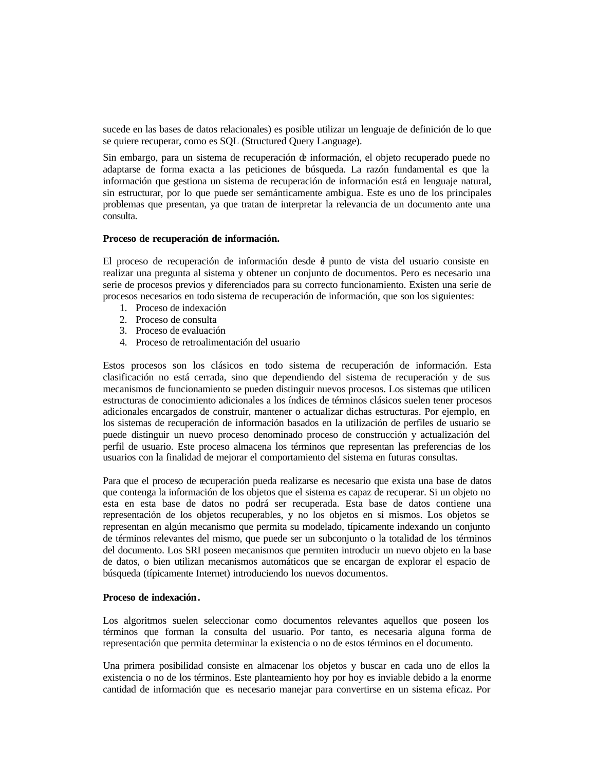sucede en las bases de datos relacionales) es posible utilizar un lenguaje de definición de lo que se quiere recuperar, como es SQL (Structured Query Language).

Sin embargo, para un sistema de recuperación de información, el objeto recuperado puede no adaptarse de forma exacta a las peticiones de búsqueda. La razón fundamental es que la información que gestiona un sistema de recuperación de información está en lenguaje natural, sin estructurar, por lo que puede ser semánticamente ambigua. Este es uno de los principales problemas que presentan, ya que tratan de interpretar la relevancia de un documento ante una consulta.

**Proceso de recuperación de información.**

El proceso de recuperación de información desde el punto de vista del usuario consiste en realizar una pregunta al sistema y obtener un conjunto de documentos. Pero es necesario una serie de procesos previos y diferenciados para su correcto funcionamiento. Existen una serie de procesos necesarios en todo sistema de recuperación de información, que son los siguientes:

1. Proceso de indexación
2. Proceso de consulta
3. Proceso de evaluación
4. Proceso de retroalimentación del usuario

Estos procesos son los clásicos en todo sistema de recuperación de información. Esta clasificación no está cerrada, sino que dependiendo del sistema de recuperación y de sus mecanismos de funcionamiento se pueden distinguir nuevos procesos. Los sistemas que utilicen estructuras de conocimiento adicionales a los índices de términos clásicos suelen tener procesos adicionales encargados de construir, mantener o actualizar dichas estructuras. Por ejemplo, en los sistemas de recuperación de información basados en la utilización de perfiles de usuario se puede distinguir un nuevo proceso denominado proceso de construcción y actualización del perfil de usuario. Este proceso almacena los términos que representan las preferencias de los usuarios con la finalidad de mejorar el comportamiento del sistema en futuras consultas.

Para que el proceso de recuperación pueda realizarse es necesario que exista una base de datos que contenga la información de los objetos que el sistema es capaz de recuperar. Si un objeto no esta en esta base de datos no podrá ser recuperada. Esta base de datos contiene una representación de los objetos recuperables, y no los objetos en sí mismos. Los objetos se representan en algún mecanismo que permita su modelado, típicamente indexando un conjunto de términos relevantes del mismo, que puede ser un subconjunto o la totalidad de los términos del documento. Los SRI poseen mecanismos que permiten introducir un nuevo objeto en la base de datos, o bien utilizan mecanismos automáticos que se encargan de explorar el espacio de búsqueda (típicamente Internet) introduciendo los nuevos documentos.

**Proceso de indexación.**

Los algoritmos suelen seleccionar como documentos relevantes aquellos que poseen los términos que forman la consulta del usuario. Por tanto, es necesaria alguna forma de representación que permita determinar la existencia o no de estos términos en el documento.

Una primera posibilidad consiste en almacenar los objetos y buscar en cada uno de ellos la existencia o no de los términos. Este planteamiento hoy por hoy es inviable debido a la enorme cantidad de información que es necesario manejar para convertirse en un sistema eficaz. Por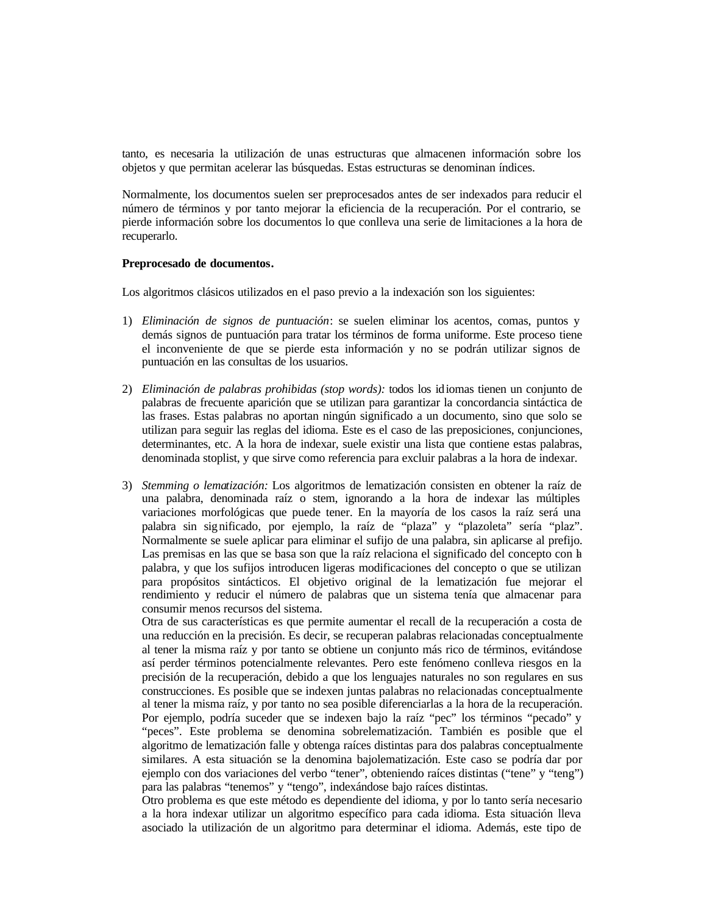tanto, es necesaria la utilización de unas estructuras que almacenen información sobre los objetos y que permitan acelerar las búsquedas. Estas estructuras se denominan índices.

Normalmente, los documentos suelen ser preprocesados antes de ser indexados para reducir el número de términos y por tanto mejorar la eficiencia de la recuperación. Por el contrario, se pierde información sobre los documentos lo que conlleva una serie de limitaciones a la hora de recuperarlo.

**Preprocesado de documentos.**

Los algoritmos clásicos utilizados en el paso previo a la indexación son los siguientes:

1) *Eliminación de signos de puntuación*: se suelen eliminar los acentos, comas, puntos y demás signos de puntuación para tratar los términos de forma uniforme. Este proceso tiene el inconveniente de que se pierde esta información y no se podrán utilizar signos de puntuación en las consultas de los usuarios.

2) *Eliminación de palabras prohibidas (stop words):* todos los idiomas tienen un conjunto de palabras de frecuente aparición que se utilizan para garantizar la concordancia sintáctica de las frases. Estas palabras no aportan ningún significado a un documento, sino que solo se utilizan para seguir las reglas del idioma. Este es el caso de las preposiciones, conjunciones, determinantes, etc. A la hora de indexar, suele existir una lista que contiene estas palabras, denominada stoplist, y que sirve como referencia para excluir palabras a la hora de indexar.

3) *Stemming o lematización:* Los algoritmos de lematización consisten en obtener la raíz de una palabra, denominada raíz o stem, ignorando a la hora de indexar las múltiples variaciones morfológicas que puede tener. En la mayoría de los casos la raíz será una palabra sin significado, por ejemplo, la raíz de "plaza" y "plazoleta" sería "plaz". Normalmente se suele aplicar para eliminar el sufijo de una palabra, sin aplicarse al prefijo. Las premisas en las que se basa son que la raíz relaciona el significado del concepto con la palabra, y que los sufijos introducen ligeras modificaciones del concepto o que se utilizan para propósitos sintácticos. El objetivo original de la lematización fue mejorar el rendimiento y reducir el número de palabras que un sistema tenía que almacenar para consumir menos recursos del sistema.
   Otra de sus características es que permite aumentar el recall de la recuperación a costa de una reducción en la precisión. Es decir, se recuperan palabras relacionadas conceptualmente al tener la misma raíz y por tanto se obtiene un conjunto más rico de términos, evitándose así perder términos potencialmente relevantes. Pero este fenómeno conlleva riesgos en la precisión de la recuperación, debido a que los lenguajes naturales no son regulares en sus construcciones. Es posible que se indexen juntas palabras no relacionadas conceptualmente al tener la misma raíz, y por tanto no sea posible diferenciarlas a la hora de la recuperación. Por ejemplo, podría suceder que se indexen bajo la raíz "pec" los términos "pecado" y "peces". Este problema se denomina sobrelematización. También es posible que el algoritmo de lematización falle y obtenga raíces distintas para dos palabras conceptualmente similares. A esta situación se la denomina bajolematización. Este caso se podría dar por ejemplo con dos variaciones del verbo "tener", obteniendo raíces distintas ("tene" y "teng") para las palabras "tenemos" y "tengo", indexándose bajo raíces distintas.
   Otro problema es que este método es dependiente del idioma, y por lo tanto sería necesario a la hora indexar utilizar un algoritmo específico para cada idioma. Esta situación lleva asociado la utilización de un algoritmo para determinar el idioma. Además, este tipo de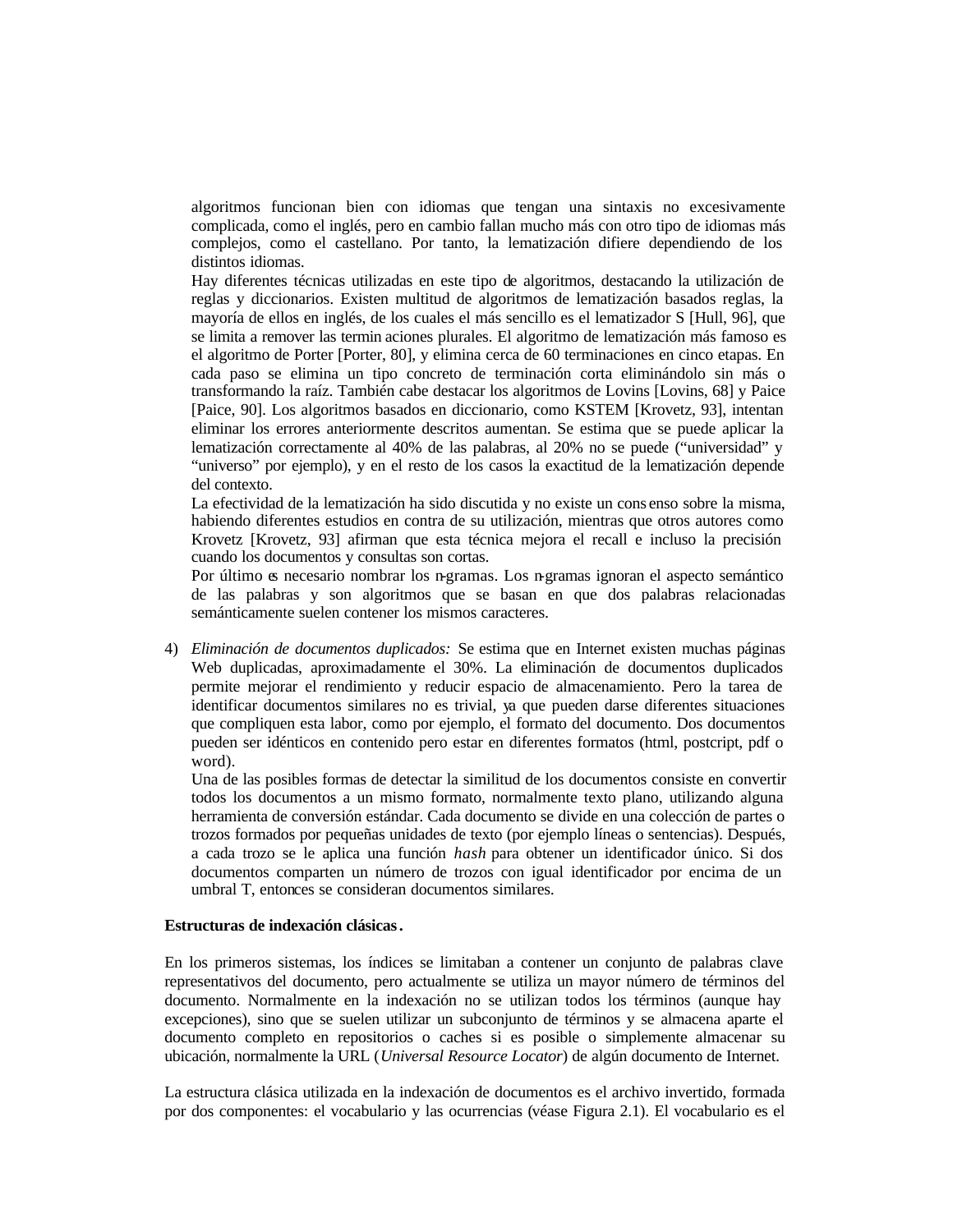algoritmos funcionan bien con idiomas que tengan una sintaxis no excesivamente complicada, como el inglés, pero en cambio fallan mucho más con otro tipo de idiomas más complejos, como el castellano. Por tanto, la lematización difiere dependiendo de los distintos idiomas.

Hay diferentes técnicas utilizadas en este tipo de algoritmos, destacando la utilización de reglas y diccionarios. Existen multitud de algoritmos de lematización basados reglas, la mayoría de ellos en inglés, de los cuales el más sencillo es el lematizador S [Hull, 96], que se limita a remover las termin aciones plurales. El algoritmo de lematización más famoso es el algoritmo de Porter [Porter, 80], y elimina cerca de 60 terminaciones en cinco etapas. En cada paso se elimina un tipo concreto de terminación corta eliminándolo sin más o transformando la raíz. También cabe destacar los algoritmos de Lovins [Lovins, 68] y Paice [Paice, 90]. Los algoritmos basados en diccionario, como KSTEM [Krovetz, 93], intentan eliminar los errores anteriormente descritos aumentan. Se estima que se puede aplicar la lematización correctamente al 40% de las palabras, al 20% no se puede ("universidad" y "universo" por ejemplo), y en el resto de los casos la exactitud de la lematización depende del contexto.

La efectividad de la lematización ha sido discutida y no existe un cons enso sobre la misma, habiendo diferentes estudios en contra de su utilización, mientras que otros autores como Krovetz [Krovetz, 93] afirman que esta técnica mejora el recall e incluso la precisión cuando los documentos y consultas son cortas.

Por último es necesario nombrar los n-gramas. Los n-gramas ignoran el aspecto semántico de las palabras y son algoritmos que se basan en que dos palabras relacionadas semánticamente suelen contener los mismos caracteres.

4) *Eliminación de documentos duplicados:* Se estima que en Internet existen muchas páginas Web duplicadas, aproximadamente el 30%. La eliminación de documentos duplicados permite mejorar el rendimiento y reducir espacio de almacenamiento. Pero la tarea de identificar documentos similares no es trivial, ya que pueden darse diferentes situaciones que compliquen esta labor, como por ejemplo, el formato del documento. Dos documentos pueden ser idénticos en contenido pero estar en diferentes formatos (html, postcript, pdf o word).

   Una de las posibles formas de detectar la similitud de los documentos consiste en convertir todos los documentos a un mismo formato, normalmente texto plano, utilizando alguna herramienta de conversión estándar. Cada documento se divide en una colección de partes o trozos formados por pequeñas unidades de texto (por ejemplo líneas o sentencias). Después, a cada trozo se le aplica una función *hash* para obtener un identificador único. Si dos documentos comparten un número de trozos con igual identificador por encima de un umbral T, entonces se consideran documentos similares.

**Estructuras de indexación clásicas.**

En los primeros sistemas, los índices se limitaban a contener un conjunto de palabras clave representativos del documento, pero actualmente se utiliza un mayor número de términos del documento. Normalmente en la indexación no se utilizan todos los términos (aunque hay excepciones), sino que se suelen utilizar un subconjunto de términos y se almacena aparte el documento completo en repositorios o caches si es posible o simplemente almacenar su ubicación, normalmente la URL (*Universal Resource Locator*) de algún documento de Internet.

La estructura clásica utilizada en la indexación de documentos es el archivo invertido, formada por dos componentes: el vocabulario y las ocurrencias (véase Figura 2.1). El vocabulario es el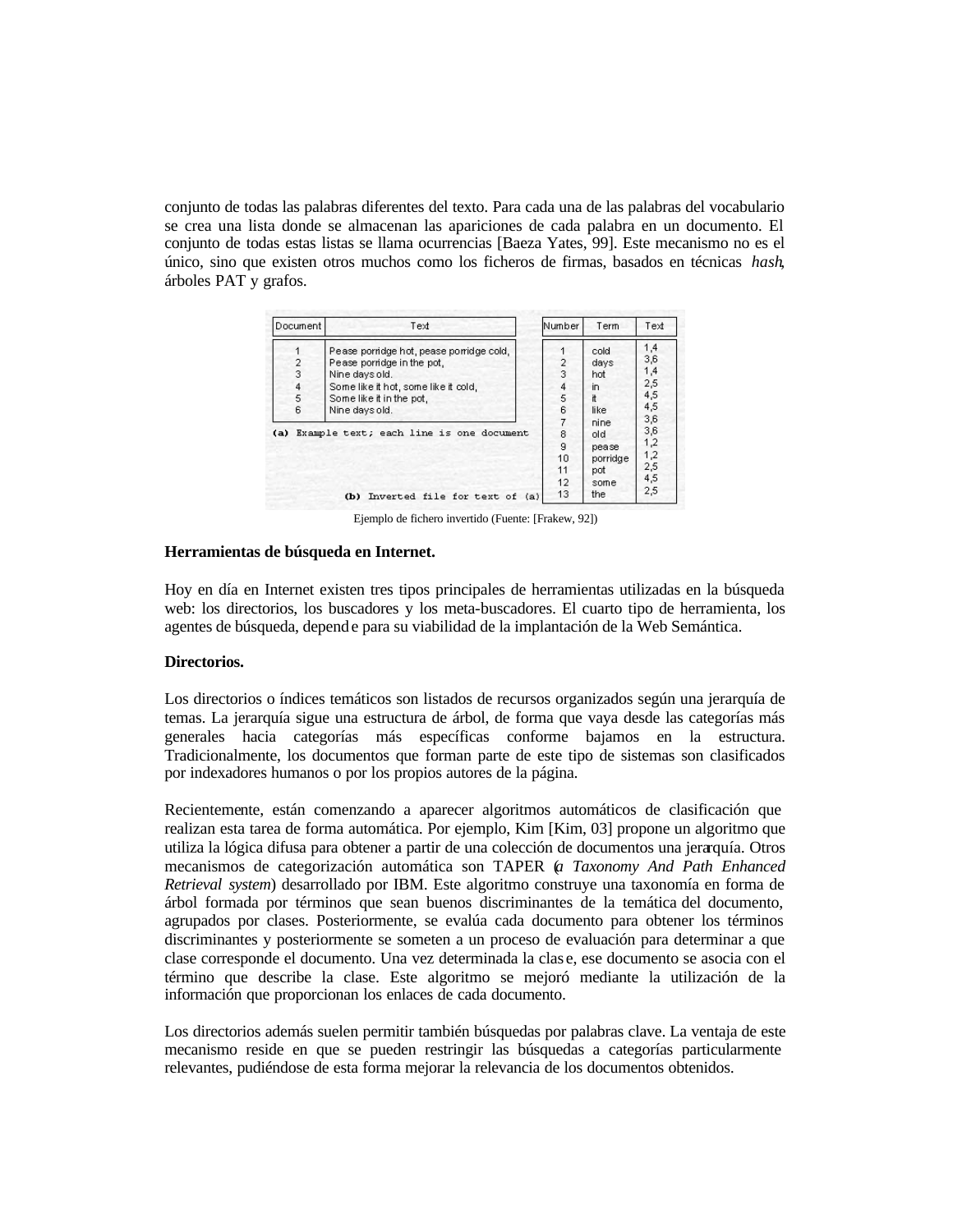conjunto de todas las palabras diferentes del texto. Para cada una de las palabras del vocabulario se crea una lista donde se almacenan las apariciones de cada palabra en un documento. El conjunto de todas estas listas se llama ocurrencias [Baeza Yates, 99]. Este mecanismo no es el único, sino que existen otros muchos como los ficheros de firmas, basados en técnicas *hash*, árboles PAT y grafos.

| Document | Text |
|---|---|
| 1 | Pease porridge hot, pease porridge cold, |
| 2 | Pease porridge in the pot, |
| 3 | Nine days old. |
| 4 | Some like it hot, some like it cold, |
| 5 | Some like it in the pot, |
| 6 | Nine days old. |

(a) Example text; each line is one document

| Number | Term | Text |
|---|---|---|
| 1 | cold | 1,4 |
| 2 | days | 3,6 |
| 3 | hot | 1,4 |
| 4 | in | 2,5 |
| 5 | it | 4,5 |
| 6 | like | 4,5 |
| 7 | nine | 3,6 |
| 8 | old | 3,6 |
| 9 | pease | 1,2 |
| 10 | porridge | 1,2 |
| 11 | pot | 2,5 |
| 12 | some | 4,5 |
| 13 | the | 2,5 |

(b) Inverted file for text of (a)

Ejemplo de fichero invertido (Fuente: [Frakew, 92])

**Herramientas de búsqueda en Internet.**

Hoy en día en Internet existen tres tipos principales de herramientas utilizadas en la búsqueda web: los directorios, los buscadores y los meta-buscadores. El cuarto tipo de herramienta, los agentes de búsqueda, depende para su viabilidad de la implantación de la Web Semántica.

**Directorios.**

Los directorios o índices temáticos son listados de recursos organizados según una jerarquía de temas. La jerarquía sigue una estructura de árbol, de forma que vaya desde las categorías más generales hacia categorías más específicas conforme bajamos en la estructura. Tradicionalmente, los documentos que forman parte de este tipo de sistemas son clasificados por indexadores humanos o por los propios autores de la página.

Recientemente, están comenzando a aparecer algoritmos automáticos de clasificación que realizan esta tarea de forma automática. Por ejemplo, Kim [Kim, 03] propone un algoritmo que utiliza la lógica difusa para obtener a partir de una colección de documentos una jerarquía. Otros mecanismos de categorización automática son TAPER (*a Taxonomy And Path Enhanced Retrieval system*) desarrollado por IBM. Este algoritmo construye una taxonomía en forma de árbol formada por términos que sean buenos discriminantes de la temática del documento, agrupados por clases. Posteriormente, se evalúa cada documento para obtener los términos discriminantes y posteriormente se someten a un proceso de evaluación para determinar a que clase corresponde el documento. Una vez determinada la clase, ese documento se asocia con el término que describe la clase. Este algoritmo se mejoró mediante la utilización de la información que proporcionan los enlaces de cada documento.

Los directorios además suelen permitir también búsquedas por palabras clave. La ventaja de este mecanismo reside en que se pueden restringir las búsquedas a categorías particularmente relevantes, pudiéndose de esta forma mejorar la relevancia de los documentos obtenidos.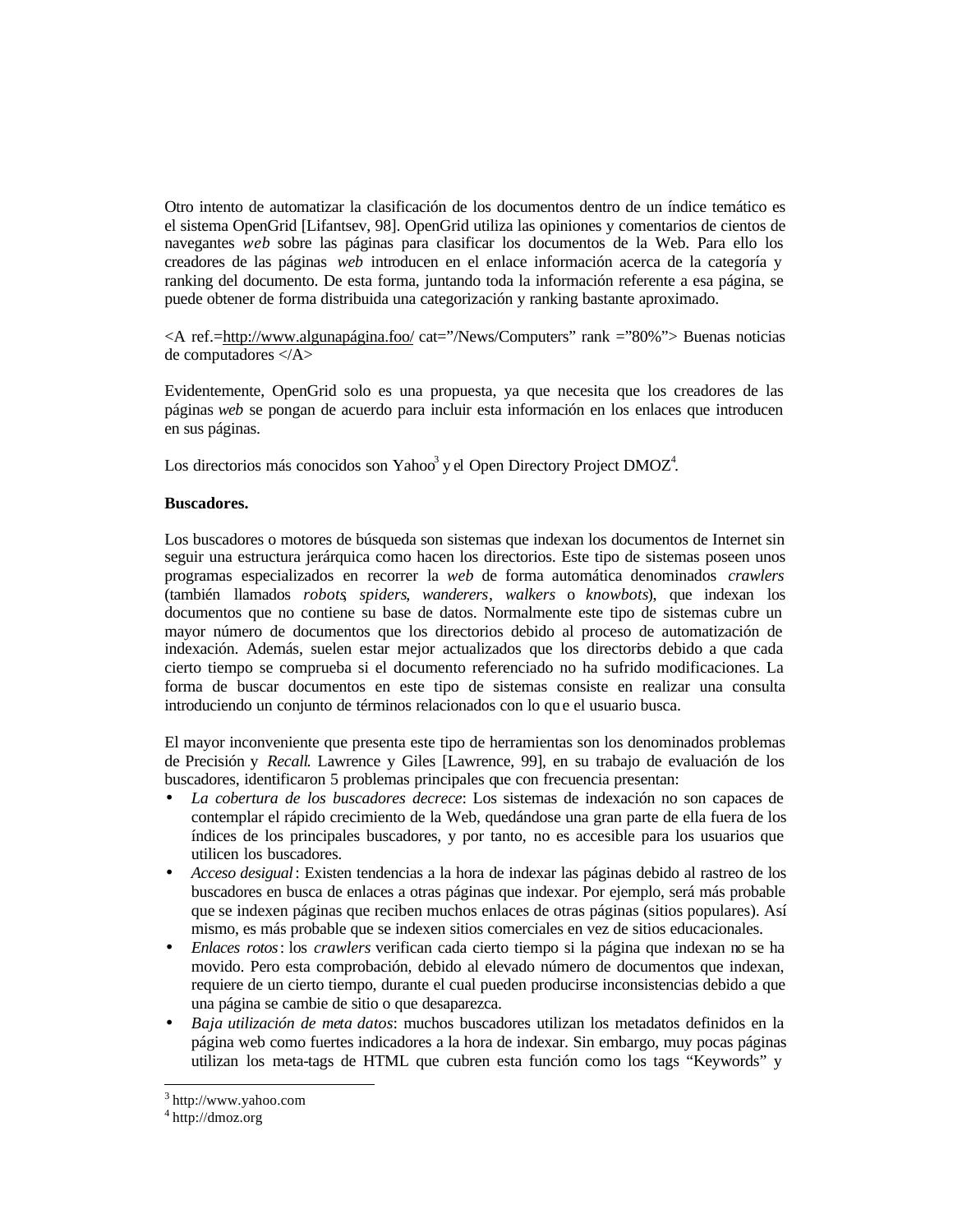Otro intento de automatizar la clasificación de los documentos dentro de un índice temático es el sistema OpenGrid [Lifantsev, 98]. OpenGrid utiliza las opiniones y comentarios de cientos de navegantes *web* sobre las páginas para clasificar los documentos de la Web. Para ello los creadores de las páginas *web* introducen en el enlace información acerca de la categoría y ranking del documento. De esta forma, juntando toda la información referente a esa página, se puede obtener de forma distribuida una categorización y ranking bastante aproximado.

<A ref.=http://www.algunapágina.foo/ cat="/News/Computers" rank ="80%"> Buenas noticias de computadores </A>

Evidentemente, OpenGrid solo es una propuesta, ya que necesita que los creadores de las páginas *web* se pongan de acuerdo para incluir esta información en los enlaces que introducen en sus páginas.

Los directorios más conocidos son Yahoo[3] y el Open Directory Project DMOZ[4].

**Buscadores.**

Los buscadores o motores de búsqueda son sistemas que indexan los documentos de Internet sin seguir una estructura jerárquica como hacen los directorios. Este tipo de sistemas poseen unos programas especializados en recorrer la *web* de forma automática denominados *crawlers* (también llamados *robots*, *spiders*, *wanderers*, *walkers* o *knowbots*), que indexan los documentos que no contiene su base de datos. Normalmente este tipo de sistemas cubre un mayor número de documentos que los directorios debido al proceso de automatización de indexación. Además, suelen estar mejor actualizados que los directorios debido a que cada cierto tiempo se comprueba si el documento referenciado no ha sufrido modificaciones. La forma de buscar documentos en este tipo de sistemas consiste en realizar una consulta introduciendo un conjunto de términos relacionados con lo que el usuario busca.

El mayor inconveniente que presenta este tipo de herramientas son los denominados problemas de Precisión y *Recall*. Lawrence y Giles [Lawrence, 99], en su trabajo de evaluación de los buscadores, identificaron 5 problemas principales que con frecuencia presentan:

- *La cobertura de los buscadores decrece*: Los sistemas de indexación no son capaces de contemplar el rápido crecimiento de la Web, quedándose una gran parte de ella fuera de los índices de los principales buscadores, y por tanto, no es accesible para los usuarios que utilicen los buscadores.
- *Acceso desigual*: Existen tendencias a la hora de indexar las páginas debido al rastreo de los buscadores en busca de enlaces a otras páginas que indexar. Por ejemplo, será más probable que se indexen páginas que reciben muchos enlaces de otras páginas (sitios populares). Así mismo, es más probable que se indexen sitios comerciales en vez de sitios educacionales.
- *Enlaces rotos*: los *crawlers* verifican cada cierto tiempo si la página que indexan no se ha movido. Pero esta comprobación, debido al elevado número de documentos que indexan, requiere de un cierto tiempo, durante el cual pueden producirse inconsistencias debido a que una página se cambie de sitio o que desaparezca.
- *Baja utilización de meta datos*: muchos buscadores utilizan los metadatos definidos en la página web como fuertes indicadores a la hora de indexar. Sin embargo, muy pocas páginas utilizan los meta-tags de HTML que cubren esta función como los tags "Keywords" y

[3] http://www.yahoo.com
[4] http://dmoz.org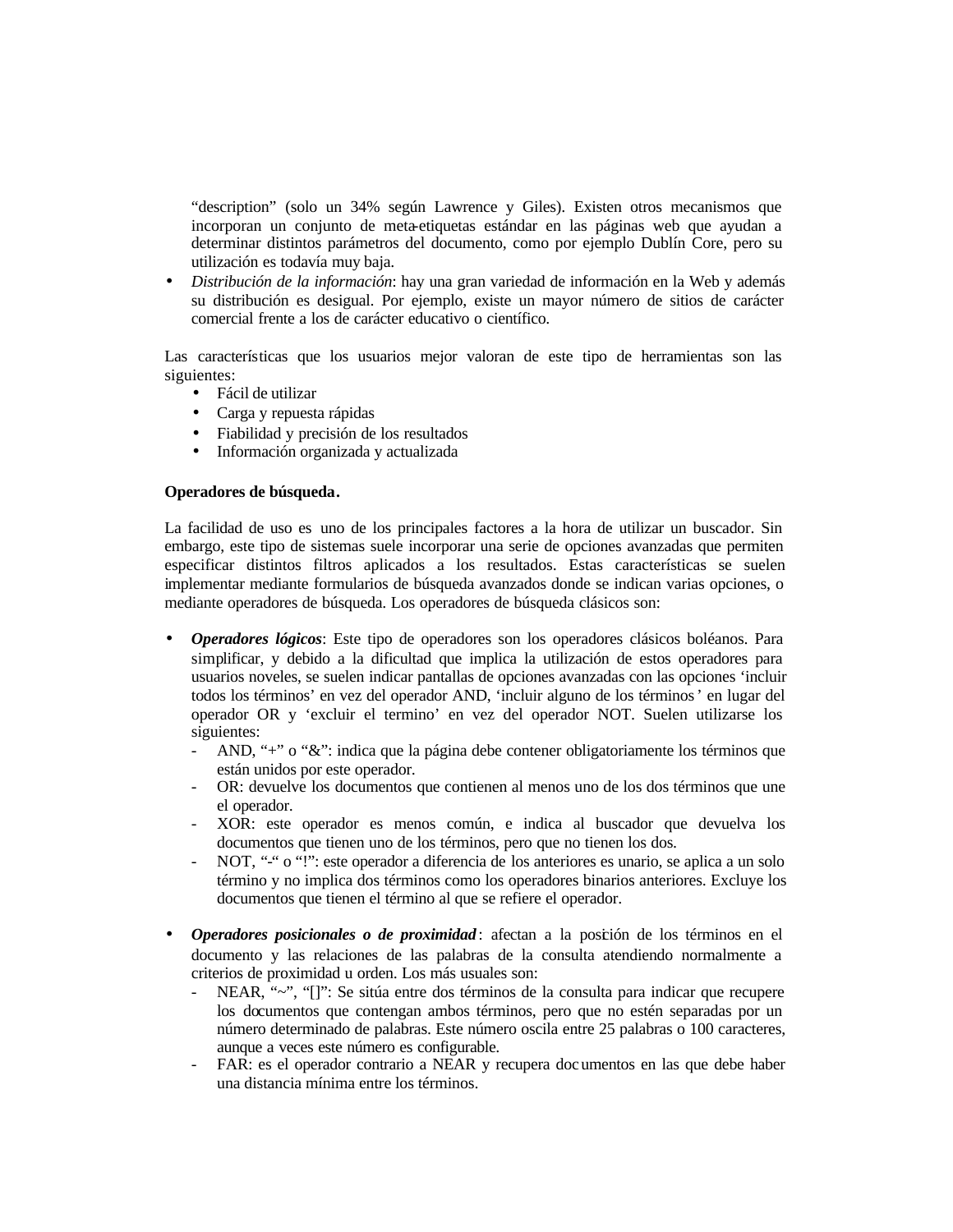"description" (solo un 34% según Lawrence y Giles). Existen otros mecanismos que incorporan un conjunto de meta-etiquetas estándar en las páginas web que ayudan a determinar distintos parámetros del documento, como por ejemplo Dublín Core, pero su utilización es todavía muy baja.

- *Distribución de la información*: hay una gran variedad de información en la Web y además su distribución es desigual. Por ejemplo, existe un mayor número de sitios de carácter comercial frente a los de carácter educativo o científico.

Las características que los usuarios mejor valoran de este tipo de herramientas son las siguientes:

- Fácil de utilizar
- Carga y repuesta rápidas
- Fiabilidad y precisión de los resultados
- Información organizada y actualizada

**Operadores de búsqueda.**

La facilidad de uso es uno de los principales factores a la hora de utilizar un buscador. Sin embargo, este tipo de sistemas suele incorporar una serie de opciones avanzadas que permiten especificar distintos filtros aplicados a los resultados. Estas características se suelen implementar mediante formularios de búsqueda avanzados donde se indican varias opciones, o mediante operadores de búsqueda. Los operadores de búsqueda clásicos son:

- ***Operadores lógicos***: Este tipo de operadores son los operadores clásicos boléanos. Para simplificar, y debido a la dificultad que implica la utilización de estos operadores para usuarios noveles, se suelen indicar pantallas de opciones avanzadas con las opciones 'incluir todos los términos' en vez del operador AND, 'incluir alguno de los términos' en lugar del operador OR y 'excluir el termino' en vez del operador NOT. Suelen utilizarse los siguientes:
  - AND, "+" o "&": indica que la página debe contener obligatoriamente los términos que están unidos por este operador.
  - OR: devuelve los documentos que contienen al menos uno de los dos términos que une el operador.
  - XOR: este operador es menos común, e indica al buscador que devuelva los documentos que tienen uno de los términos, pero que no tienen los dos.
  - NOT, "-" o "!": este operador a diferencia de los anteriores es unario, se aplica a un solo término y no implica dos términos como los operadores binarios anteriores. Excluye los documentos que tienen el término al que se refiere el operador.

- ***Operadores posicionales o de proximidad***: afectan a la posición de los términos en el documento y las relaciones de las palabras de la consulta atendiendo normalmente a criterios de proximidad u orden. Los más usuales son:
  - NEAR, "~", "[]": Se sitúa entre dos términos de la consulta para indicar que recupere los documentos que contengan ambos términos, pero que no estén separadas por un número determinado de palabras. Este número oscila entre 25 palabras o 100 caracteres, aunque a veces este número es configurable.
  - FAR: es el operador contrario a NEAR y recupera documentos en las que debe haber una distancia mínima entre los términos.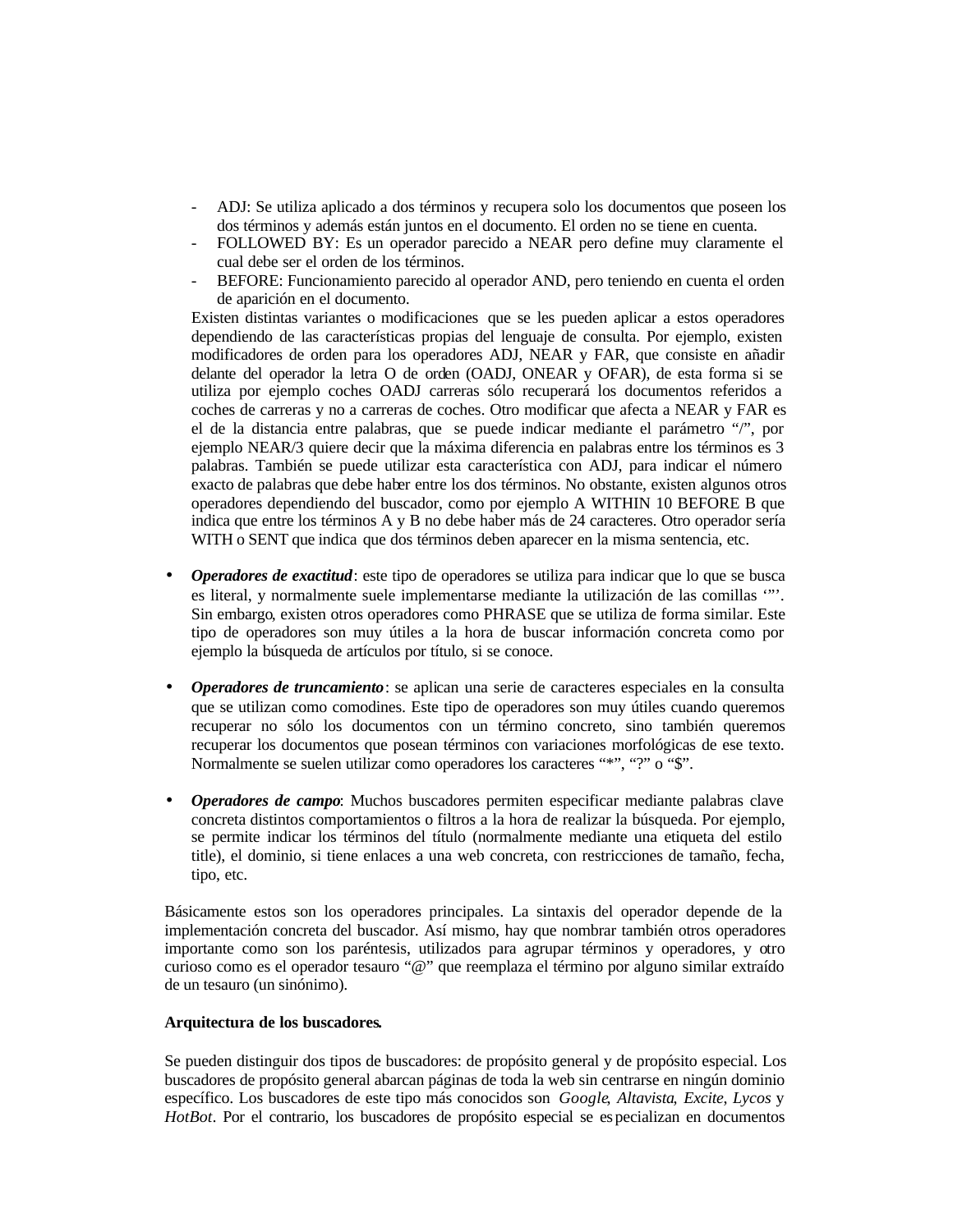- ADJ: Se utiliza aplicado a dos términos y recupera solo los documentos que poseen los dos términos y además están juntos en el documento. El orden no se tiene en cuenta.
- FOLLOWED BY: Es un operador parecido a NEAR pero define muy claramente el cual debe ser el orden de los términos.
- BEFORE: Funcionamiento parecido al operador AND, pero teniendo en cuenta el orden de aparición en el documento.

Existen distintas variantes o modificaciones que se les pueden aplicar a estos operadores dependiendo de las características propias del lenguaje de consulta. Por ejemplo, existen modificadores de orden para los operadores ADJ, NEAR y FAR, que consiste en añadir delante del operador la letra O de orden (OADJ, ONEAR y OFAR), de esta forma si se utiliza por ejemplo coches OADJ carreras sólo recuperará los documentos referidos a coches de carreras y no a carreras de coches. Otro modificar que afecta a NEAR y FAR es el de la distancia entre palabras, que se puede indicar mediante el parámetro "/", por ejemplo NEAR/3 quiere decir que la máxima diferencia en palabras entre los términos es 3 palabras. También se puede utilizar esta característica con ADJ, para indicar el número exacto de palabras que debe haber entre los dos términos. No obstante, existen algunos otros operadores dependiendo del buscador, como por ejemplo A WITHIN 10 BEFORE B que indica que entre los términos A y B no debe haber más de 24 caracteres. Otro operador sería WITH o SENT que indica que dos términos deben aparecer en la misma sentencia, etc.

- ***Operadores de exactitud***: este tipo de operadores se utiliza para indicar que lo que se busca es literal, y normalmente suele implementarse mediante la utilización de las comillas '"'. Sin embargo, existen otros operadores como PHRASE que se utiliza de forma similar. Este tipo de operadores son muy útiles a la hora de buscar información concreta como por ejemplo la búsqueda de artículos por título, si se conoce.

- ***Operadores de truncamiento***: se aplican una serie de caracteres especiales en la consulta que se utilizan como comodines. Este tipo de operadores son muy útiles cuando queremos recuperar no sólo los documentos con un término concreto, sino también queremos recuperar los documentos que posean términos con variaciones morfológicas de ese texto. Normalmente se suelen utilizar como operadores los caracteres "*", "?" o "$".

- ***Operadores de campo***: Muchos buscadores permiten especificar mediante palabras clave concreta distintos comportamientos o filtros a la hora de realizar la búsqueda. Por ejemplo, se permite indicar los términos del título (normalmente mediante una etiqueta del estilo title), el dominio, si tiene enlaces a una web concreta, con restricciones de tamaño, fecha, tipo, etc.

Básicamente estos son los operadores principales. La sintaxis del operador depende de la implementación concreta del buscador. Así mismo, hay que nombrar también otros operadores importante como son los paréntesis, utilizados para agrupar términos y operadores, y otro curioso como es el operador tesauro "@" que reemplaza el término por alguno similar extraído de un tesauro (un sinónimo).

**Arquitectura de los buscadores.**

Se pueden distinguir dos tipos de buscadores: de propósito general y de propósito especial. Los buscadores de propósito general abarcan páginas de toda la web sin centrarse en ningún dominio específico. Los buscadores de este tipo más conocidos son *Google*, *Altavista*, *Excite*, *Lycos* y *HotBot*. Por el contrario, los buscadores de propósito especial se especializan en documentos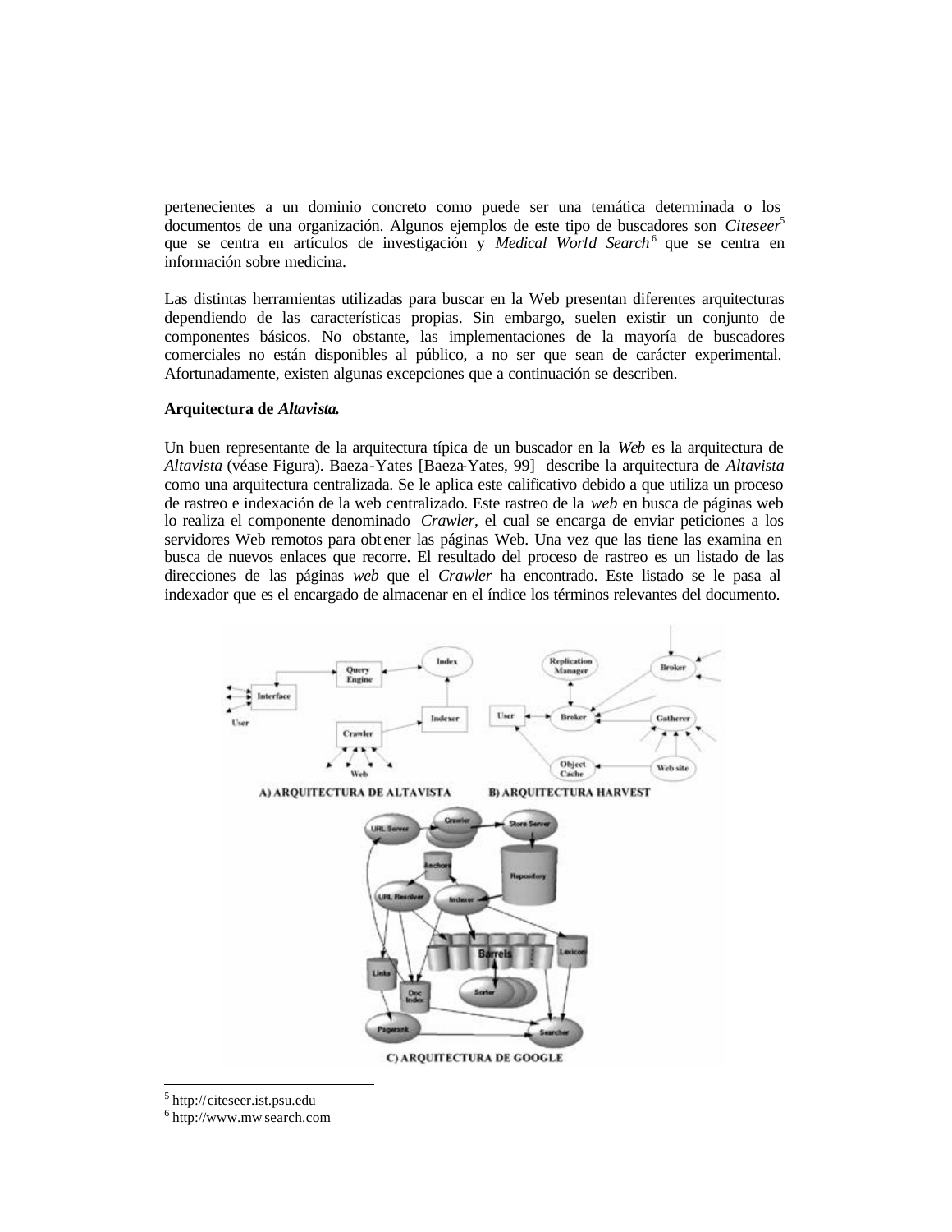pertenecientes a un dominio concreto como puede ser una temática determinada o los documentos de una organización. Algunos ejemplos de este tipo de buscadores son *Citeseer*[5] que se centra en artículos de investigación y *Medical World Search*[6] que se centra en información sobre medicina.

Las distintas herramientas utilizadas para buscar en la Web presentan diferentes arquitecturas dependiendo de las características propias. Sin embargo, suelen existir un conjunto de componentes básicos. No obstante, las implementaciones de la mayoría de buscadores comerciales no están disponibles al público, a no ser que sean de carácter experimental. Afortunadamente, existen algunas excepciones que a continuación se describen.

**Arquitectura de *Altavista*.**

Un buen representante de la arquitectura típica de un buscador en la *Web* es la arquitectura de *Altavista* (véase Figura). Baeza-Yates [Baeza-Yates, 99] describe la arquitectura de *Altavista* como una arquitectura centralizada. Se le aplica este calificativo debido a que utiliza un proceso de rastreo e indexación de la web centralizado. Este rastreo de la *web* en busca de páginas web lo realiza el componente denominado *Crawler*, el cual se encarga de enviar peticiones a los servidores Web remotos para obtener las páginas Web. Una vez que las tiene las examina en busca de nuevos enlaces que recorre. El resultado del proceso de rastreo es un listado de las direcciones de las páginas *web* que el *Crawler* ha encontrado. Este listado se le pasa al indexador que es el encargado de almacenar en el índice los términos relevantes del documento.

A) ARQUITECTURA DE ALTAVISTA B) ARQUITECTURA HARVEST

C) ARQUITECTURA DE GOOGLE

[5] http://citeseer.ist.psu.edu

[6] http://www.mwsearch.com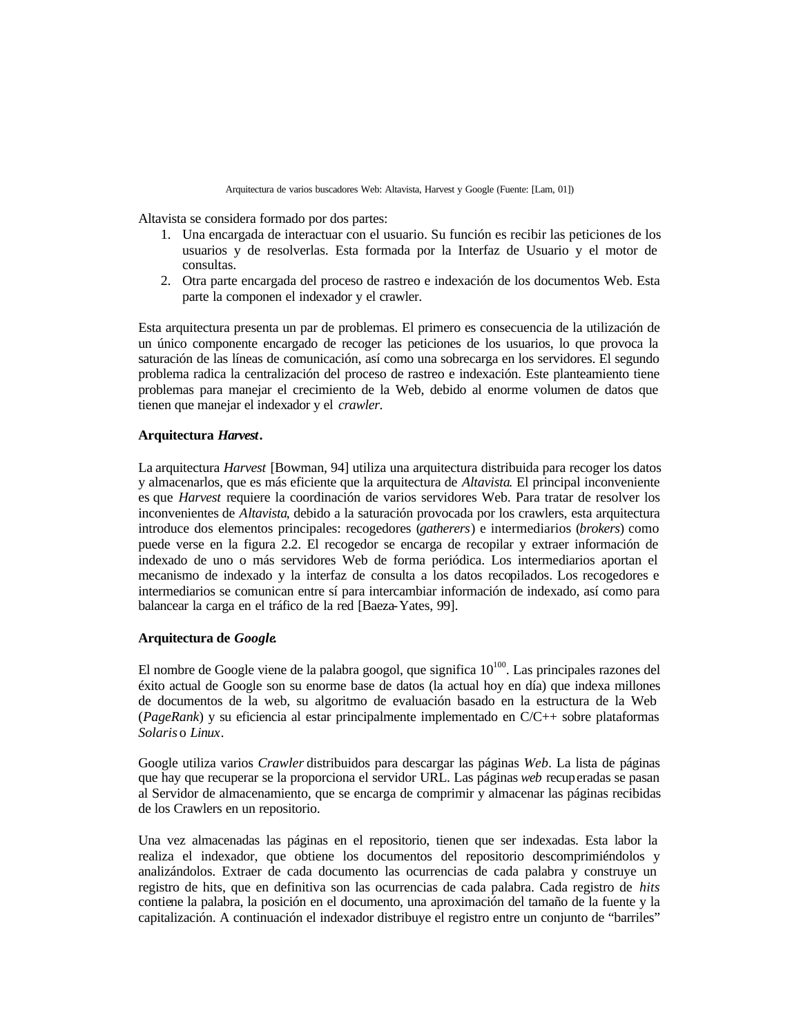Arquitectura de varios buscadores Web: Altavista, Harvest y Google (Fuente: [Lam, 01])

Altavista se considera formado por dos partes:

1. Una encargada de interactuar con el usuario. Su función es recibir las peticiones de los usuarios y de resolverlas. Esta formada por la Interfaz de Usuario y el motor de consultas.
2. Otra parte encargada del proceso de rastreo e indexación de los documentos Web. Esta parte la componen el indexador y el crawler.

Esta arquitectura presenta un par de problemas. El primero es consecuencia de la utilización de un único componente encargado de recoger las peticiones de los usuarios, lo que provoca la saturación de las líneas de comunicación, así como una sobrecarga en los servidores. El segundo problema radica la centralización del proceso de rastreo e indexación. Este planteamiento tiene problemas para manejar el crecimiento de la Web, debido al enorme volumen de datos que tienen que manejar el indexador y el *crawler*.

**Arquitectura *Harvest*.**

La arquitectura *Harvest* [Bowman, 94] utiliza una arquitectura distribuida para recoger los datos y almacenarlos, que es más eficiente que la arquitectura de *Altavista*. El principal inconveniente es que *Harvest* requiere la coordinación de varios servidores Web. Para tratar de resolver los inconvenientes de *Altavista*, debido a la saturación provocada por los crawlers, esta arquitectura introduce dos elementos principales: recogedores (*gatherers*) e intermediarios (*brokers*) como puede verse en la figura 2.2. El recogedor se encarga de recopilar y extraer información de indexado de uno o más servidores Web de forma periódica. Los intermediarios aportan el mecanismo de indexado y la interfaz de consulta a los datos recopilados. Los recogedores e intermediarios se comunican entre sí para intercambiar información de indexado, así como para balancear la carga en el tráfico de la red [Baeza-Yates, 99].

**Arquitectura de *Google*.**

El nombre de Google viene de la palabra googol, que significa $10^{100}$. Las principales razones del éxito actual de Google son su enorme base de datos (la actual hoy en día) que indexa millones de documentos de la web, su algoritmo de evaluación basado en la estructura de la Web (*PageRank*) y su eficiencia al estar principalmente implementado en C/C++ sobre plataformas *Solaris* o *Linux*.

Google utiliza varios *Crawler* distribuidos para descargar las páginas *Web*. La lista de páginas que hay que recuperar se la proporciona el servidor URL. Las páginas *web* recuperadas se pasan al Servidor de almacenamiento, que se encarga de comprimir y almacenar las páginas recibidas de los Crawlers en un repositorio.

Una vez almacenadas las páginas en el repositorio, tienen que ser indexadas. Esta labor la realiza el indexador, que obtiene los documentos del repositorio descomprimiéndolos y analizándolos. Extraer de cada documento las ocurrencias de cada palabra y construye un registro de hits, que en definitiva son las ocurrencias de cada palabra. Cada registro de *hits* contiene la palabra, la posición en el documento, una aproximación del tamaño de la fuente y la capitalización. A continuación el indexador distribuye el registro entre un conjunto de "barriles"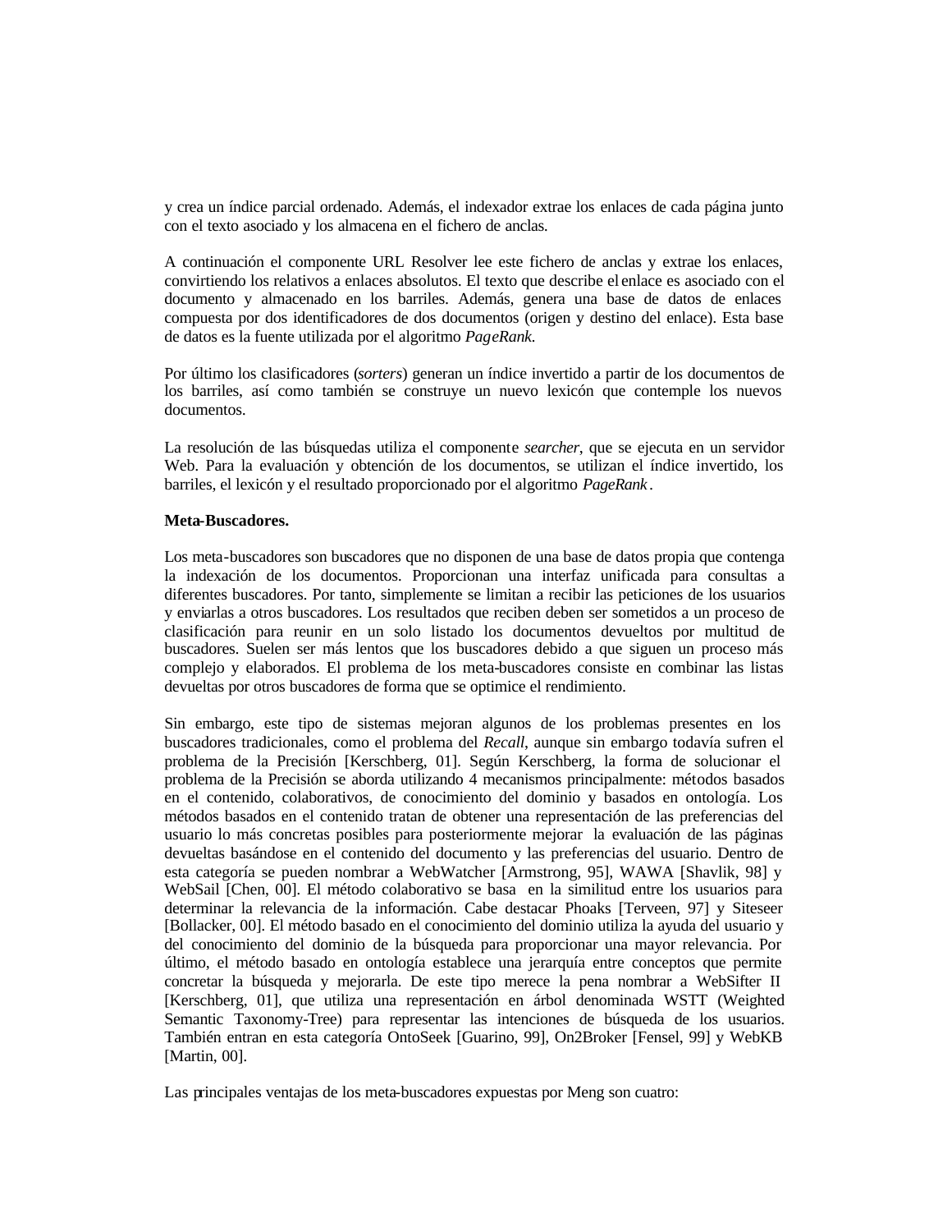y crea un índice parcial ordenado. Además, el indexador extrae los enlaces de cada página junto con el texto asociado y los almacena en el fichero de anclas.

A continuación el componente URL Resolver lee este fichero de anclas y extrae los enlaces, convirtiendo los relativos a enlaces absolutos. El texto que describe el enlace es asociado con el documento y almacenado en los barriles. Además, genera una base de datos de enlaces compuesta por dos identificadores de dos documentos (origen y destino del enlace). Esta base de datos es la fuente utilizada por el algoritmo *PageRank*.

Por último los clasificadores (*sorters*) generan un índice invertido a partir de los documentos de los barriles, así como también se construye un nuevo lexicón que contemple los nuevos documentos.

La resolución de las búsquedas utiliza el componente *searcher*, que se ejecuta en un servidor Web. Para la evaluación y obtención de los documentos, se utilizan el índice invertido, los barriles, el lexicón y el resultado proporcionado por el algoritmo *PageRank*.

**Meta-Buscadores.**

Los meta-buscadores son buscadores que no disponen de una base de datos propia que contenga la indexación de los documentos. Proporcionan una interfaz unificada para consultas a diferentes buscadores. Por tanto, simplemente se limitan a recibir las peticiones de los usuarios y enviarlas a otros buscadores. Los resultados que reciben deben ser sometidos a un proceso de clasificación para reunir en un solo listado los documentos devueltos por multitud de buscadores. Suelen ser más lentos que los buscadores debido a que siguen un proceso más complejo y elaborados. El problema de los meta-buscadores consiste en combinar las listas devueltas por otros buscadores de forma que se optimice el rendimiento.

Sin embargo, este tipo de sistemas mejoran algunos de los problemas presentes en los buscadores tradicionales, como el problema del *Recall*, aunque sin embargo todavía sufren el problema de la Precisión [Kerschberg, 01]. Según Kerschberg, la forma de solucionar el problema de la Precisión se aborda utilizando 4 mecanismos principalmente: métodos basados en el contenido, colaborativos, de conocimiento del dominio y basados en ontología. Los métodos basados en el contenido tratan de obtener una representación de las preferencias del usuario lo más concretas posibles para posteriormente mejorar la evaluación de las páginas devueltas basándose en el contenido del documento y las preferencias del usuario. Dentro de esta categoría se pueden nombrar a WebWatcher [Armstrong, 95], WAWA [Shavlik, 98] y WebSail [Chen, 00]. El método colaborativo se basa en la similitud entre los usuarios para determinar la relevancia de la información. Cabe destacar Phoaks [Terveen, 97] y Siteseer [Bollacker, 00]. El método basado en el conocimiento del dominio utiliza la ayuda del usuario y del conocimiento del dominio de la búsqueda para proporcionar una mayor relevancia. Por último, el método basado en ontología establece una jerarquía entre conceptos que permite concretar la búsqueda y mejorarla. De este tipo merece la pena nombrar a WebSifter II [Kerschberg, 01], que utiliza una representación en árbol denominada WSTT (Weighted Semantic Taxonomy-Tree) para representar las intenciones de búsqueda de los usuarios. También entran en esta categoría OntoSeek [Guarino, 99], On2Broker [Fensel, 99] y WebKB [Martin, 00].

Las principales ventajas de los meta-buscadores expuestas por Meng son cuatro: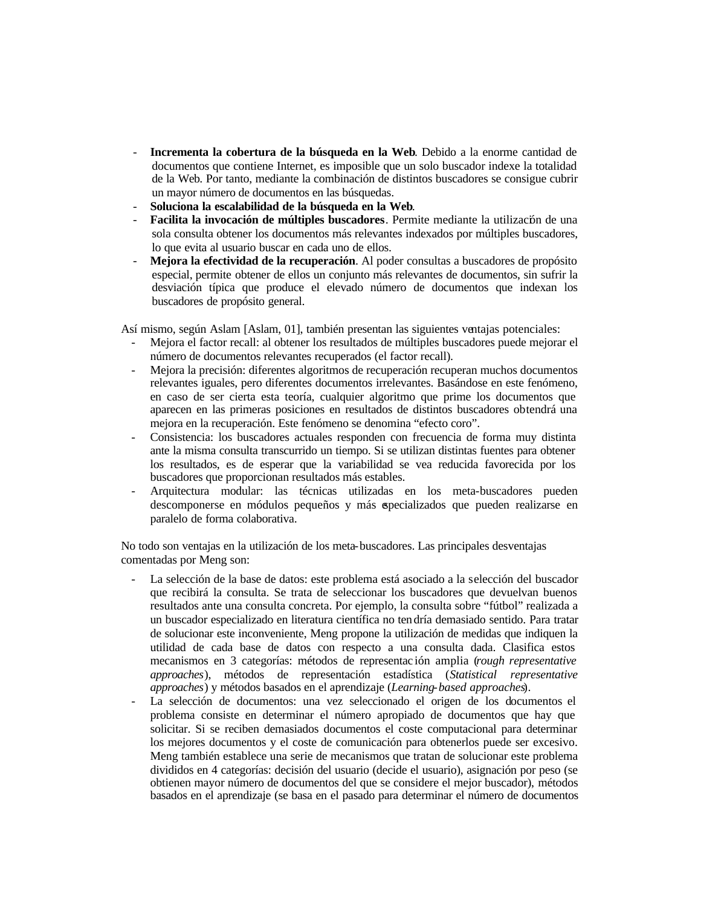- **Incrementa la cobertura de la búsqueda en la Web**. Debido a la enorme cantidad de documentos que contiene Internet, es imposible que un solo buscador indexe la totalidad de la Web. Por tanto, mediante la combinación de distintos buscadores se consigue cubrir un mayor número de documentos en las búsquedas.
- **Soluciona la escalabilidad de la búsqueda en la Web**.
- **Facilita la invocación de múltiples buscadores**. Permite mediante la utilización de una sola consulta obtener los documentos más relevantes indexados por múltiples buscadores, lo que evita al usuario buscar en cada uno de ellos.
- **Mejora la efectividad de la recuperación**. Al poder consultas a buscadores de propósito especial, permite obtener de ellos un conjunto más relevantes de documentos, sin sufrir la desviación típica que produce el elevado número de documentos que indexan los buscadores de propósito general.

Así mismo, según Aslam [Aslam, 01], también presentan las siguientes ventajas potenciales:

- Mejora el factor recall: al obtener los resultados de múltiples buscadores puede mejorar el número de documentos relevantes recuperados (el factor recall).
- Mejora la precisión: diferentes algoritmos de recuperación recuperan muchos documentos relevantes iguales, pero diferentes documentos irrelevantes. Basándose en este fenómeno, en caso de ser cierta esta teoría, cualquier algoritmo que prime los documentos que aparecen en las primeras posiciones en resultados de distintos buscadores obtendrá una mejora en la recuperación. Este fenómeno se denomina "efecto coro".
- Consistencia: los buscadores actuales responden con frecuencia de forma muy distinta ante la misma consulta transcurrido un tiempo. Si se utilizan distintas fuentes para obtener los resultados, es de esperar que la variabilidad se vea reducida favorecida por los buscadores que proporcionan resultados más estables.
- Arquitectura modular: las técnicas utilizadas en los meta-buscadores pueden descomponerse en módulos pequeños y más especializados que pueden realizarse en paralelo de forma colaborativa.

No todo son ventajas en la utilización de los meta-buscadores. Las principales desventajas comentadas por Meng son:

- La selección de la base de datos: este problema está asociado a la selección del buscador que recibirá la consulta. Se trata de seleccionar los buscadores que devuelvan buenos resultados ante una consulta concreta. Por ejemplo, la consulta sobre "fútbol" realizada a un buscador especializado en literatura científica no tendría demasiado sentido. Para tratar de solucionar este inconveniente, Meng propone la utilización de medidas que indiquen la utilidad de cada base de datos con respecto a una consulta dada. Clasifica estos mecanismos en 3 categorías: métodos de representación amplia (*rough representative approaches*), métodos de representación estadística (*Statistical representative approaches*) y métodos basados en el aprendizaje (*Learning-based approaches*).
- La selección de documentos: una vez seleccionado el origen de los documentos el problema consiste en determinar el número apropiado de documentos que hay que solicitar. Si se reciben demasiados documentos el coste computacional para determinar los mejores documentos y el coste de comunicación para obtenerlos puede ser excesivo. Meng también establece una serie de mecanismos que tratan de solucionar este problema divididos en 4 categorías: decisión del usuario (decide el usuario), asignación por peso (se obtienen mayor número de documentos del que se considere el mejor buscador), métodos basados en el aprendizaje (se basa en el pasado para determinar el número de documentos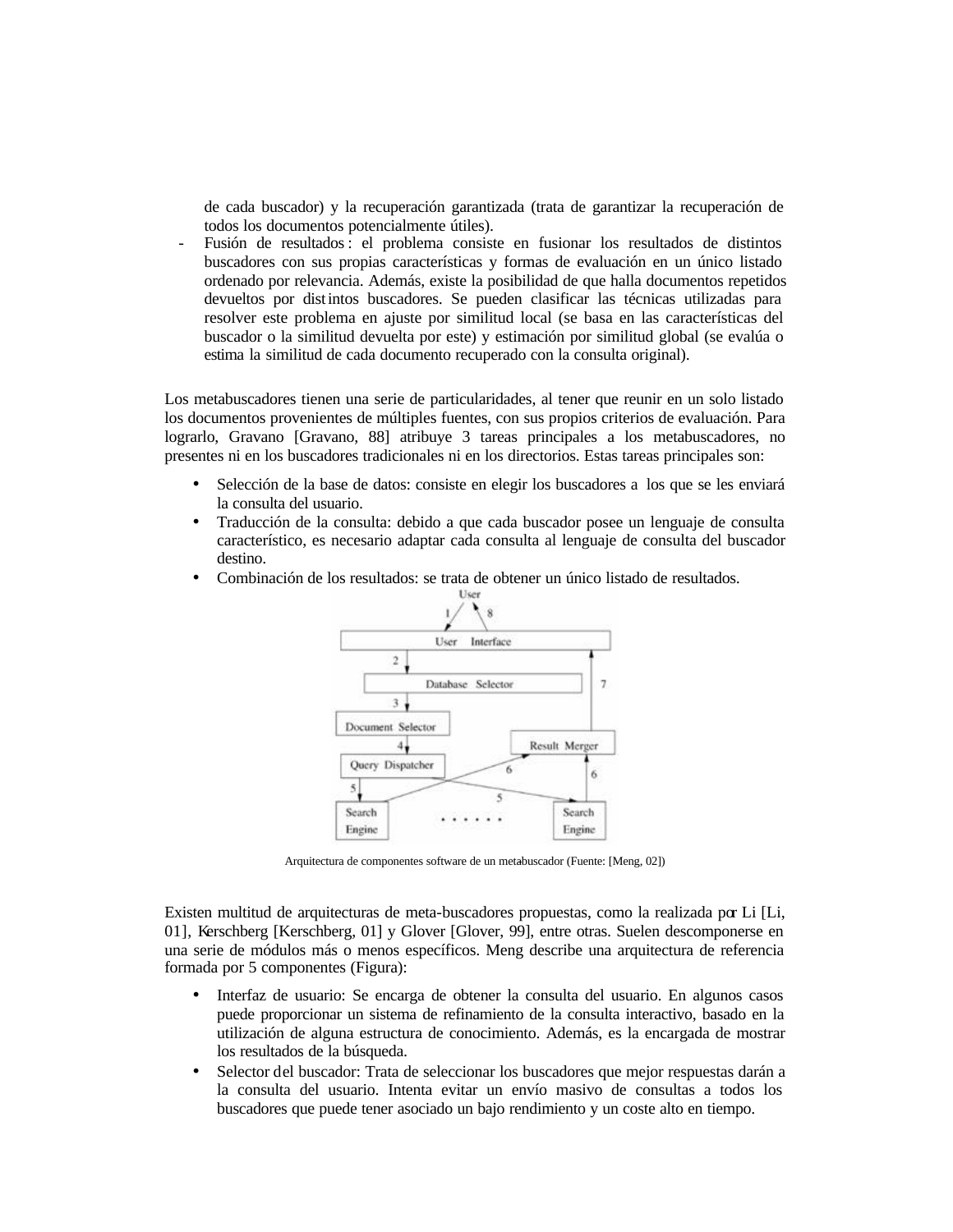de cada buscador) y la recuperación garantizada (trata de garantizar la recuperación de todos los documentos potencialmente útiles).

- Fusión de resultados: el problema consiste en fusionar los resultados de distintos buscadores con sus propias características y formas de evaluación en un único listado ordenado por relevancia. Además, existe la posibilidad de que halla documentos repetidos devueltos por distintos buscadores. Se pueden clasificar las técnicas utilizadas para resolver este problema en ajuste por similitud local (se basa en las características del buscador o la similitud devuelta por este) y estimación por similitud global (se evalúa o estima la similitud de cada documento recuperado con la consulta original).

Los metabuscadores tienen una serie de particularidades, al tener que reunir en un solo listado los documentos provenientes de múltiples fuentes, con sus propios criterios de evaluación. Para lograrlo, Gravano [Gravano, 88] atribuye 3 tareas principales a los metabuscadores, no presentes ni en los buscadores tradicionales ni en los directorios. Estas tareas principales son:

- Selección de la base de datos: consiste en elegir los buscadores a los que se les enviará la consulta del usuario.
- Traducción de la consulta: debido a que cada buscador posee un lenguaje de consulta característico, es necesario adaptar cada consulta al lenguaje de consulta del buscador destino.
- Combinación de los resultados: se trata de obtener un único listado de resultados.

Arquitectura de componentes software de un metabuscador (Fuente: [Meng, 02])

Existen multitud de arquitecturas de meta-buscadores propuestas, como la realizada por Li [Li, 01], Kerschberg [Kerschberg, 01] y Glover [Glover, 99], entre otras. Suelen descomponerse en una serie de módulos más o menos específicos. Meng describe una arquitectura de referencia formada por 5 componentes (Figura):

- Interfaz de usuario: Se encarga de obtener la consulta del usuario. En algunos casos puede proporcionar un sistema de refinamiento de la consulta interactivo, basado en la utilización de alguna estructura de conocimiento. Además, es la encargada de mostrar los resultados de la búsqueda.
- Selector del buscador: Trata de seleccionar los buscadores que mejor respuestas darán a la consulta del usuario. Intenta evitar un envío masivo de consultas a todos los buscadores que puede tener asociado un bajo rendimiento y un coste alto en tiempo.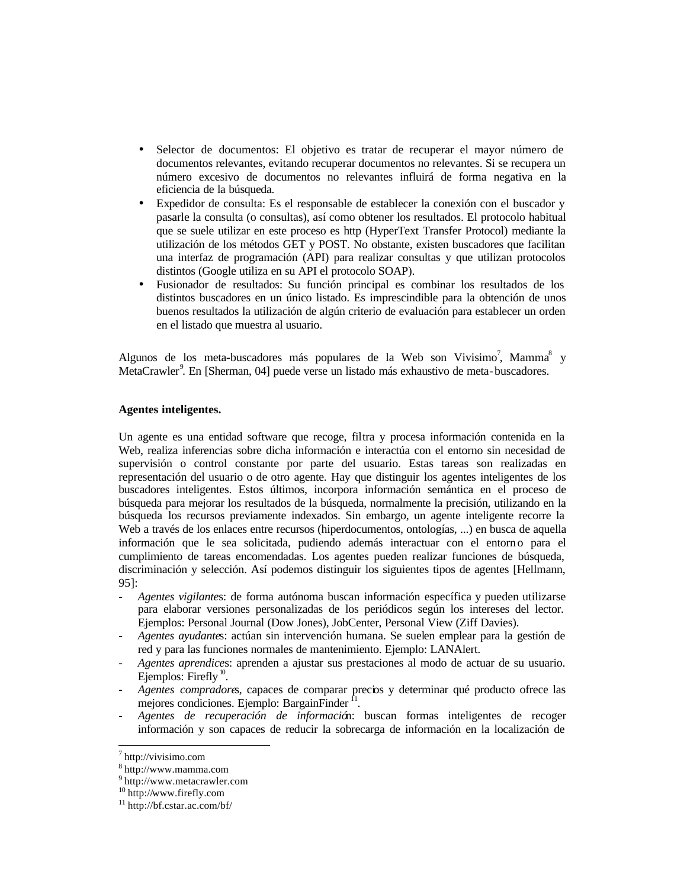- Selector de documentos: El objetivo es tratar de recuperar el mayor número de documentos relevantes, evitando recuperar documentos no relevantes. Si se recupera un número excesivo de documentos no relevantes influirá de forma negativa en la eficiencia de la búsqueda.
- Expedidor de consulta: Es el responsable de establecer la conexión con el buscador y pasarle la consulta (o consultas), así como obtener los resultados. El protocolo habitual que se suele utilizar en este proceso es http (HyperText Transfer Protocol) mediante la utilización de los métodos GET y POST. No obstante, existen buscadores que facilitan una interfaz de programación (API) para realizar consultas y que utilizan protocolos distintos (Google utiliza en su API el protocolo SOAP).
- Fusionador de resultados: Su función principal es combinar los resultados de los distintos buscadores en un único listado. Es imprescindible para la obtención de unos buenos resultados la utilización de algún criterio de evaluación para establecer un orden en el listado que muestra al usuario.

Algunos de los meta-buscadores más populares de la Web son Vivisimo[7], Mamma[8] y MetaCrawler[9]. En [Sherman, 04] puede verse un listado más exhaustivo de meta-buscadores.

**Agentes inteligentes.**

Un agente es una entidad software que recoge, filtra y procesa información contenida en la Web, realiza inferencias sobre dicha información e interactúa con el entorno sin necesidad de supervisión o control constante por parte del usuario. Estas tareas son realizadas en representación del usuario o de otro agente. Hay que distinguir los agentes inteligentes de los buscadores inteligentes. Estos últimos, incorpora información semántica en el proceso de búsqueda para mejorar los resultados de la búsqueda, normalmente la precisión, utilizando en la búsqueda los recursos previamente indexados. Sin embargo, un agente inteligente recorre la Web a través de los enlaces entre recursos (hiperdocumentos, ontologías, ...) en busca de aquella información que le sea solicitada, pudiendo además interactuar con el entorno para el cumplimiento de tareas encomendadas. Los agentes pueden realizar funciones de búsqueda, discriminación y selección. Así podemos distinguir los siguientes tipos de agentes [Hellmann, 95]:

- *Agentes vigilantes*: de forma autónoma buscan información específica y pueden utilizarse para elaborar versiones personalizadas de los periódicos según los intereses del lector. Ejemplos: Personal Journal (Dow Jones), JobCenter, Personal View (Ziff Davies).
- *Agentes ayudantes*: actúan sin intervención humana. Se suelen emplear para la gestión de red y para las funciones normales de mantenimiento. Ejemplo: LANAlert.
- *Agentes aprendices*: aprenden a ajustar sus prestaciones al modo de actuar de su usuario. Ejemplos: Firefly[10].
- *Agentes compradores*, capaces de comparar precios y determinar qué producto ofrece las mejores condiciones. Ejemplo: BargainFinder[11].
- *Agentes de recuperación de información*: buscan formas inteligentes de recoger información y son capaces de reducir la sobrecarga de información en la localización de

---

[7] http://vivisimo.com
[8] http://www.mamma.com
[9] http://www.metacrawler.com
[10] http://www.firefly.com
[11] http://bf.cstar.ac.com/bf/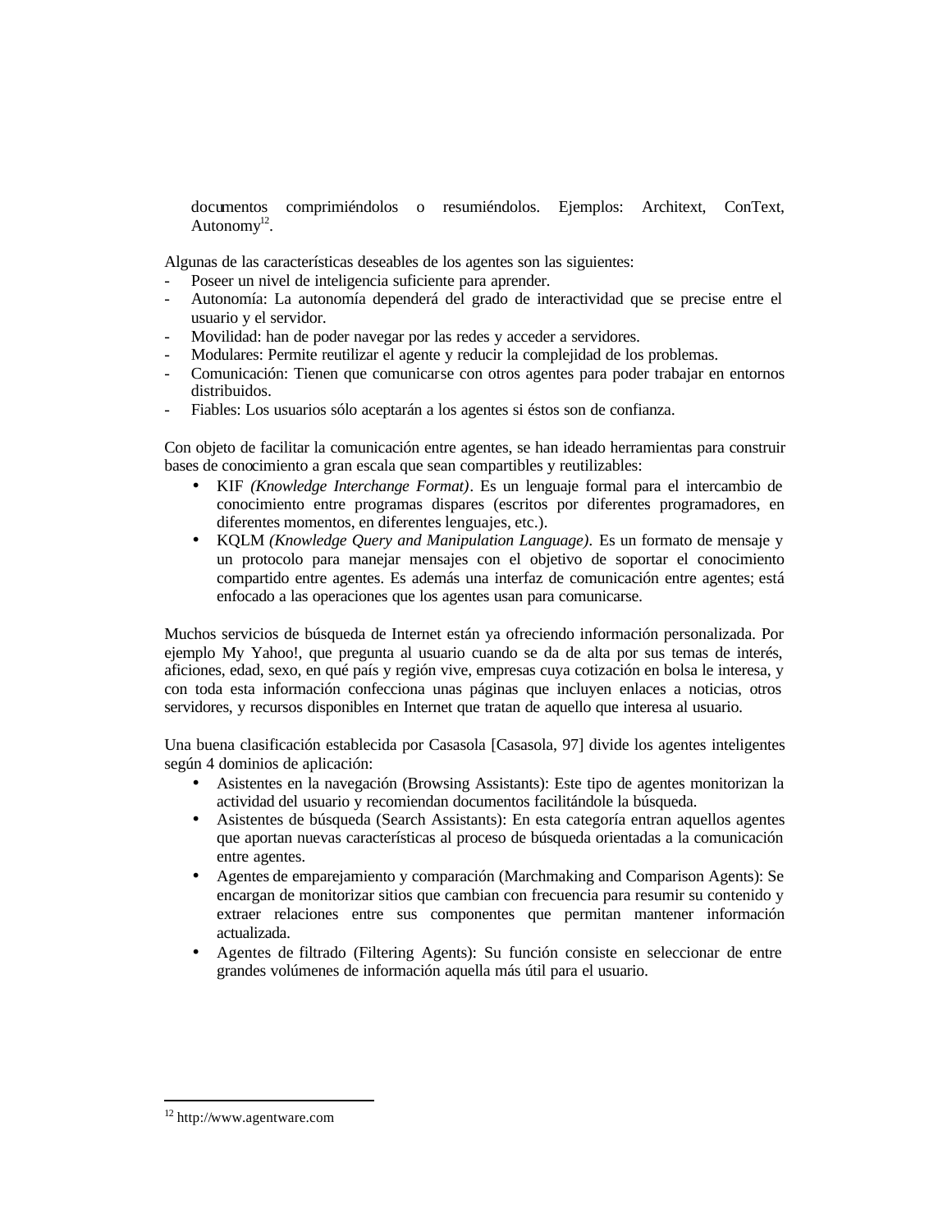documentos comprimiéndolos o resumiéndolos. Ejemplos: Architext, ConText, Autonomy[12].

Algunas de las características deseables de los agentes son las siguientes:

- Poseer un nivel de inteligencia suficiente para aprender.
- Autonomía: La autonomía dependerá del grado de interactividad que se precise entre el usuario y el servidor.
- Movilidad: han de poder navegar por las redes y acceder a servidores.
- Modulares: Permite reutilizar el agente y reducir la complejidad de los problemas.
- Comunicación: Tienen que comunicarse con otros agentes para poder trabajar en entornos distribuidos.
- Fiables: Los usuarios sólo aceptarán a los agentes si éstos son de confianza.

Con objeto de facilitar la comunicación entre agentes, se han ideado herramientas para construir bases de conocimiento a gran escala que sean compartibles y reutilizables:

- KIF *(Knowledge Interchange Format)*. Es un lenguaje formal para el intercambio de conocimiento entre programas dispares (escritos por diferentes programadores, en diferentes momentos, en diferentes lenguajes, etc.).
- KQLM *(Knowledge Query and Manipulation Language)*. Es un formato de mensaje y un protocolo para manejar mensajes con el objetivo de soportar el conocimiento compartido entre agentes. Es además una interfaz de comunicación entre agentes; está enfocado a las operaciones que los agentes usan para comunicarse.

Muchos servicios de búsqueda de Internet están ya ofreciendo información personalizada. Por ejemplo My Yahoo!, que pregunta al usuario cuando se da de alta por sus temas de interés, aficiones, edad, sexo, en qué país y región vive, empresas cuya cotización en bolsa le interesa, y con toda esta información confecciona unas páginas que incluyen enlaces a noticias, otros servidores, y recursos disponibles en Internet que tratan de aquello que interesa al usuario.

Una buena clasificación establecida por Casasola [Casasola, 97] divide los agentes inteligentes según 4 dominios de aplicación:

- Asistentes en la navegación (Browsing Assistants): Este tipo de agentes monitorizan la actividad del usuario y recomiendan documentos facilitándole la búsqueda.
- Asistentes de búsqueda (Search Assistants): En esta categoría entran aquellos agentes que aportan nuevas características al proceso de búsqueda orientadas a la comunicación entre agentes.
- Agentes de emparejamiento y comparación (Marchmaking and Comparison Agents): Se encargan de monitorizar sitios que cambian con frecuencia para resumir su contenido y extraer relaciones entre sus componentes que permitan mantener información actualizada.
- Agentes de filtrado (Filtering Agents): Su función consiste en seleccionar de entre grandes volúmenes de información aquella más útil para el usuario.

[12] http://www.agentware.com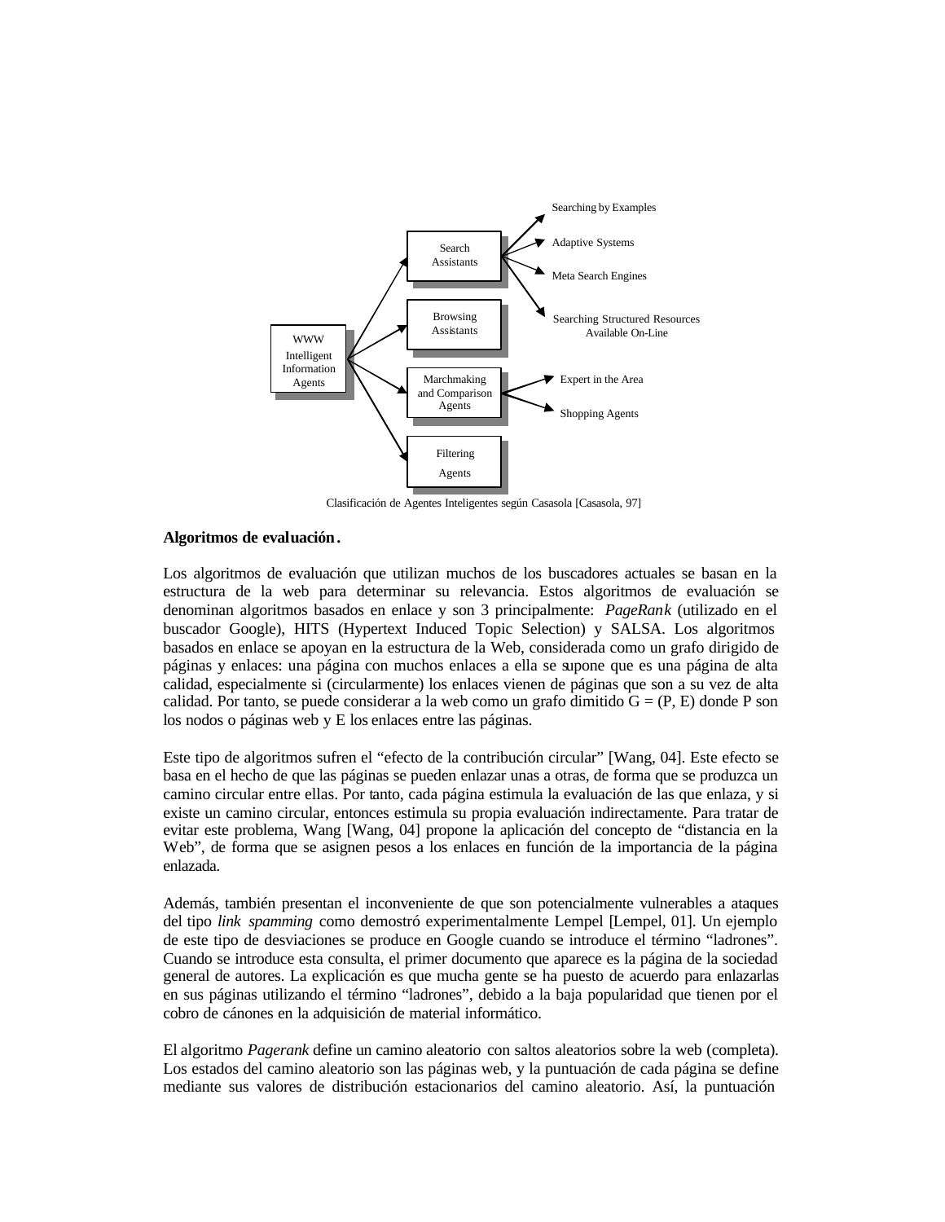- WWW Intelligent Information Agents
  - Search Assistants
    - Searching by Examples
    - Adaptive Systems
    - Meta Search Engines
    - Searching Structured Resources Available On-Line
  - Browsing Assistants
  - Marchmaking and Comparison Agents
    - Expert in the Area
    - Shopping Agents
  - Filtering Agents

Clasificación de Agentes Inteligentes según Casasola [Casasola, 97]

**Algoritmos de evaluación.**

Los algoritmos de evaluación que utilizan muchos de los buscadores actuales se basan en la estructura de la web para determinar su relevancia. Estos algoritmos de evaluación se denominan algoritmos basados en enlace y son 3 principalmente: *PageRank* (utilizado en el buscador Google), HITS (Hypertext Induced Topic Selection) y SALSA. Los algoritmos basados en enlace se apoyan en la estructura de la Web, considerada como un grafo dirigido de páginas y enlaces: una página con muchos enlaces a ella se supone que es una página de alta calidad, especialmente si (circularmente) los enlaces vienen de páginas que son a su vez de alta calidad. Por tanto, se puede considerar a la web como un grafo dimitido $G = (P, E)$ donde P son los nodos o páginas web y E los enlaces entre las páginas.

Este tipo de algoritmos sufren el "efecto de la contribución circular" [Wang, 04]. Este efecto se basa en el hecho de que las páginas se pueden enlazar unas a otras, de forma que se produzca un camino circular entre ellas. Por tanto, cada página estimula la evaluación de las que enlaza, y si existe un camino circular, entonces estimula su propia evaluación indirectamente. Para tratar de evitar este problema, Wang [Wang, 04] propone la aplicación del concepto de "distancia en la Web", de forma que se asignen pesos a los enlaces en función de la importancia de la página enlazada.

Además, también presentan el inconveniente de que son potencialmente vulnerables a ataques del tipo *link spamming* como demostró experimentalmente Lempel [Lempel, 01]. Un ejemplo de este tipo de desviaciones se produce en Google cuando se introduce el término "ladrones". Cuando se introduce esta consulta, el primer documento que aparece es la página de la sociedad general de autores. La explicación es que mucha gente se ha puesto de acuerdo para enlazarlas en sus páginas utilizando el término "ladrones", debido a la baja popularidad que tienen por el cobro de cánones en la adquisición de material informático.

El algoritmo *Pagerank* define un camino aleatorio con saltos aleatorios sobre la web (completa). Los estados del camino aleatorio son las páginas web, y la puntuación de cada página se define mediante sus valores de distribución estacionarios del camino aleatorio. Así, la puntuación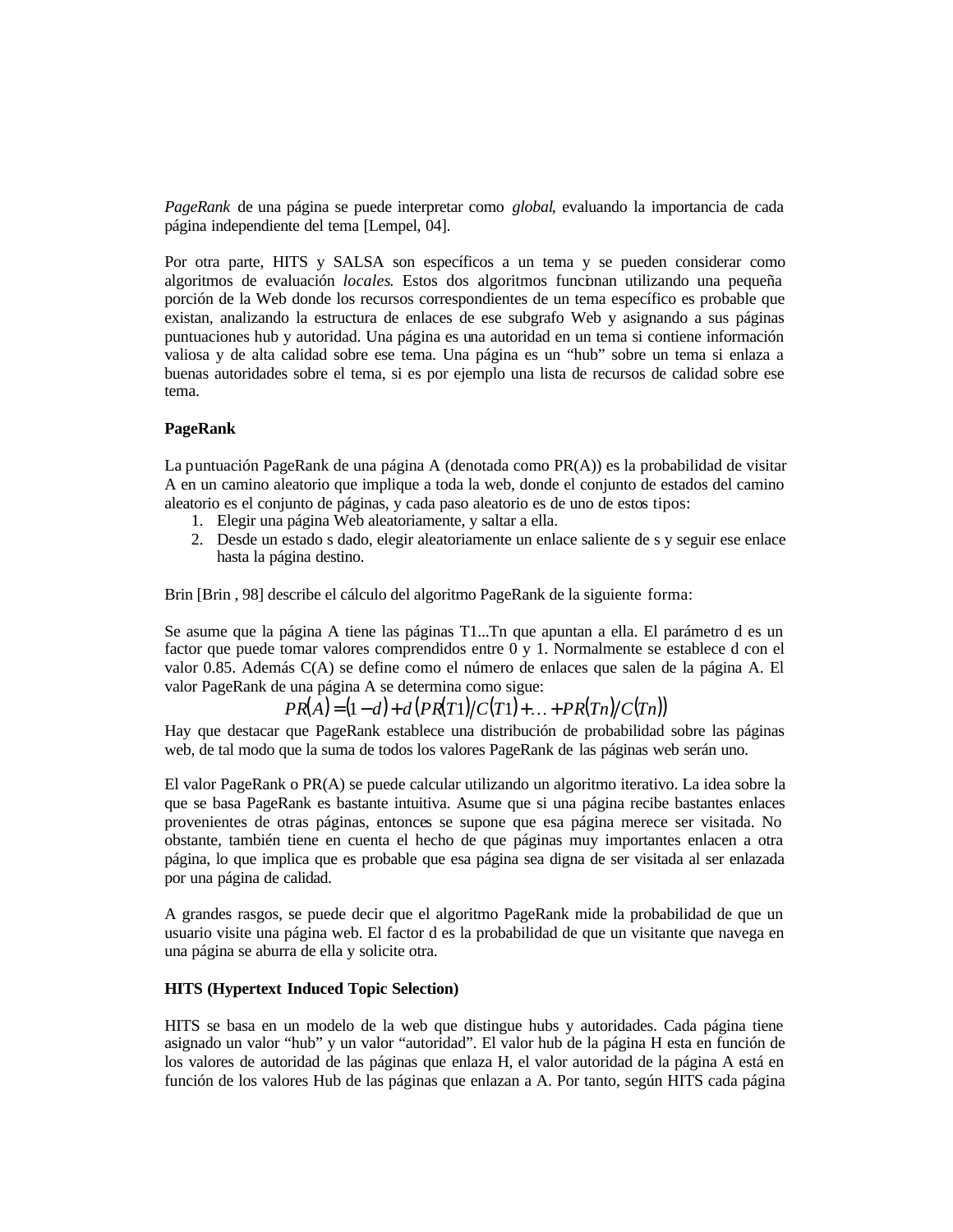*PageRank* de una página se puede interpretar como *global*, evaluando la importancia de cada página independiente del tema [Lempel, 04].

Por otra parte, HITS y SALSA son específicos a un tema y se pueden considerar como algoritmos de evaluación *locales*. Estos dos algoritmos funcionan utilizando una pequeña porción de la Web donde los recursos correspondientes de un tema específico es probable que existan, analizando la estructura de enlaces de ese subgrafo Web y asignando a sus páginas puntuaciones hub y autoridad. Una página es una autoridad en un tema si contiene información valiosa y de alta calidad sobre ese tema. Una página es un "hub" sobre un tema si enlaza a buenas autoridades sobre el tema, si es por ejemplo una lista de recursos de calidad sobre ese tema.

**PageRank**

La puntuación PageRank de una página A (denotada como PR(A)) es la probabilidad de visitar A en un camino aleatorio que implique a toda la web, donde el conjunto de estados del camino aleatorio es el conjunto de páginas, y cada paso aleatorio es de uno de estos tipos:

1. Elegir una página Web aleatoriamente, y saltar a ella.
2. Desde un estado s dado, elegir aleatoriamente un enlace saliente de s y seguir ese enlace hasta la página destino.

Brin [Brin , 98] describe el cálculo del algoritmo PageRank de la siguiente forma:

Se asume que la página A tiene las páginas T1...Tn que apuntan a ella. El parámetro d es un factor que puede tomar valores comprendidos entre 0 y 1. Normalmente se establece d con el valor 0.85. Además C(A) se define como el número de enlaces que salen de la página A. El valor PageRank de una página A se determina como sigue:

$$PR(A) = (1-d) + d\,(PR(T1)/C(T1) + \ldots + PR(Tn)/C(Tn))$$

Hay que destacar que PageRank establece una distribución de probabilidad sobre las páginas web, de tal modo que la suma de todos los valores PageRank de las páginas web serán uno.

El valor PageRank o PR(A) se puede calcular utilizando un algoritmo iterativo. La idea sobre la que se basa PageRank es bastante intuitiva. Asume que si una página recibe bastantes enlaces provenientes de otras páginas, entonces se supone que esa página merece ser visitada. No obstante, también tiene en cuenta el hecho de que páginas muy importantes enlacen a otra página, lo que implica que es probable que esa página sea digna de ser visitada al ser enlazada por una página de calidad.

A grandes rasgos, se puede decir que el algoritmo PageRank mide la probabilidad de que un usuario visite una página web. El factor d es la probabilidad de que un visitante que navega en una página se aburra de ella y solicite otra.

**HITS (Hypertext Induced Topic Selection)**

HITS se basa en un modelo de la web que distingue hubs y autoridades. Cada página tiene asignado un valor "hub" y un valor "autoridad". El valor hub de la página H esta en función de los valores de autoridad de las páginas que enlaza H, el valor autoridad de la página A está en función de los valores Hub de las páginas que enlazan a A. Por tanto, según HITS cada página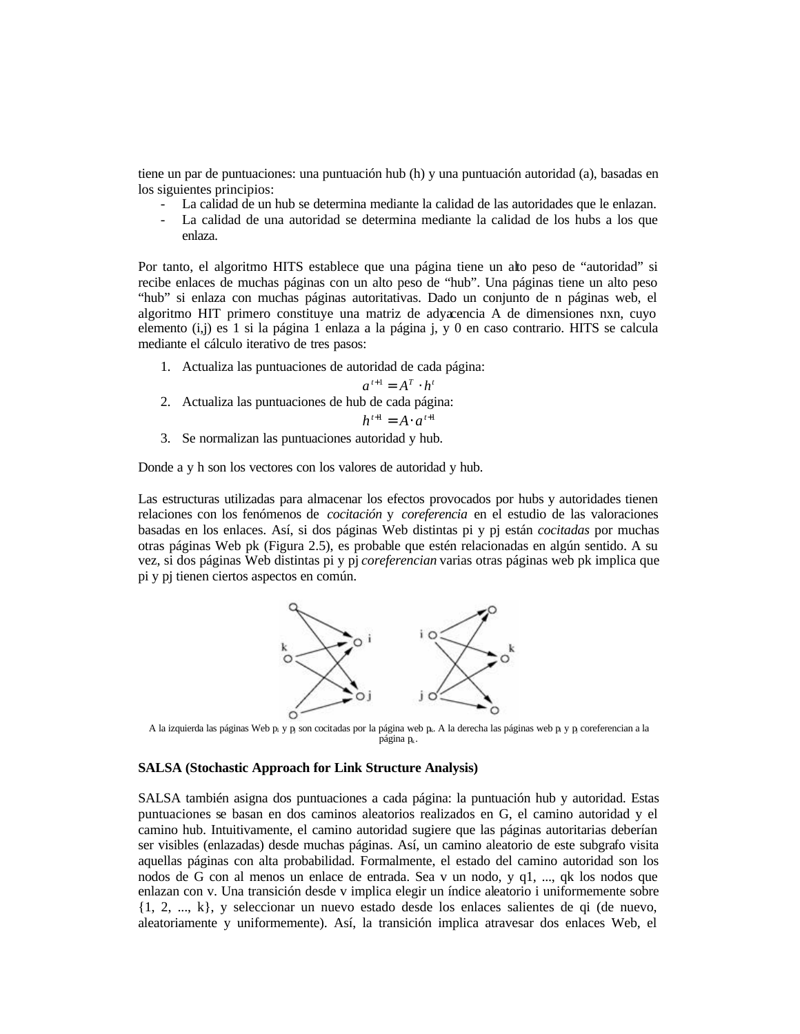tiene un par de puntuaciones: una puntuación hub (h) y una puntuación autoridad (a), basadas en los siguientes principios:

- La calidad de un hub se determina mediante la calidad de las autoridades que le enlazan.
- La calidad de una autoridad se determina mediante la calidad de los hubs a los que enlaza.

Por tanto, el algoritmo HITS establece que una página tiene un alto peso de "autoridad" si recibe enlaces de muchas páginas con un alto peso de "hub". Una páginas tiene un alto peso "hub" si enlaza con muchas páginas autoritativas. Dado un conjunto de n páginas web, el algoritmo HIT primero constituye una matriz de adyacencia A de dimensiones nxn, cuyo elemento (i,j) es 1 si la página 1 enlaza a la página j, y 0 en caso contrario. HITS se calcula mediante el cálculo iterativo de tres pasos:

1. Actualiza las puntuaciones de autoridad de cada página:
$$a^{t+1} = A^T \cdot h^t$$
2. Actualiza las puntuaciones de hub de cada página:
$$h^{t+1} = A \cdot a^{t+1}$$
3. Se normalizan las puntuaciones autoridad y hub.

Donde a y h son los vectores con los valores de autoridad y hub.

Las estructuras utilizadas para almacenar los efectos provocados por hubs y autoridades tienen relaciones con los fenómenos de *cocitación* y *coreferencia* en el estudio de las valoraciones basadas en los enlaces. Así, si dos páginas Web distintas pi y pj están *cocitadas* por muchas otras páginas Web pk (Figura 2.5), es probable que estén relacionadas en algún sentido. A su vez, si dos páginas Web distintas pi y pj *coreferencian* varias otras páginas web pk implica que pi y pj tienen ciertos aspectos en común.

A la izquierda las páginas Web $p_i$ y $p_j$ son cocitadas por la página web $p_k$. A la derecha las páginas web $p_i$ y $p_j$ coreferencian a la página $p_k$.

**SALSA (Stochastic Approach for Link Structure Analysis)**

SALSA también asigna dos puntuaciones a cada página: la puntuación hub y autoridad. Estas puntuaciones se basan en dos caminos aleatorios realizados en G, el camino autoridad y el camino hub. Intuitivamente, el camino autoridad sugiere que las páginas autoritarias deberían ser visibles (enlazadas) desde muchas páginas. Así, un camino aleatorio de este subgrafo visita aquellas páginas con alta probabilidad. Formalmente, el estado del camino autoridad son los nodos de G con al menos un enlace de entrada. Sea v un nodo, y q1, ..., qk los nodos que enlazan con v. Una transición desde v implica elegir un índice aleatorio i uniformemente sobre {1, 2, ..., k}, y seleccionar un nuevo estado desde los enlaces salientes de qi (de nuevo, aleatoriamente y uniformemente). Así, la transición implica atravesar dos enlaces Web, el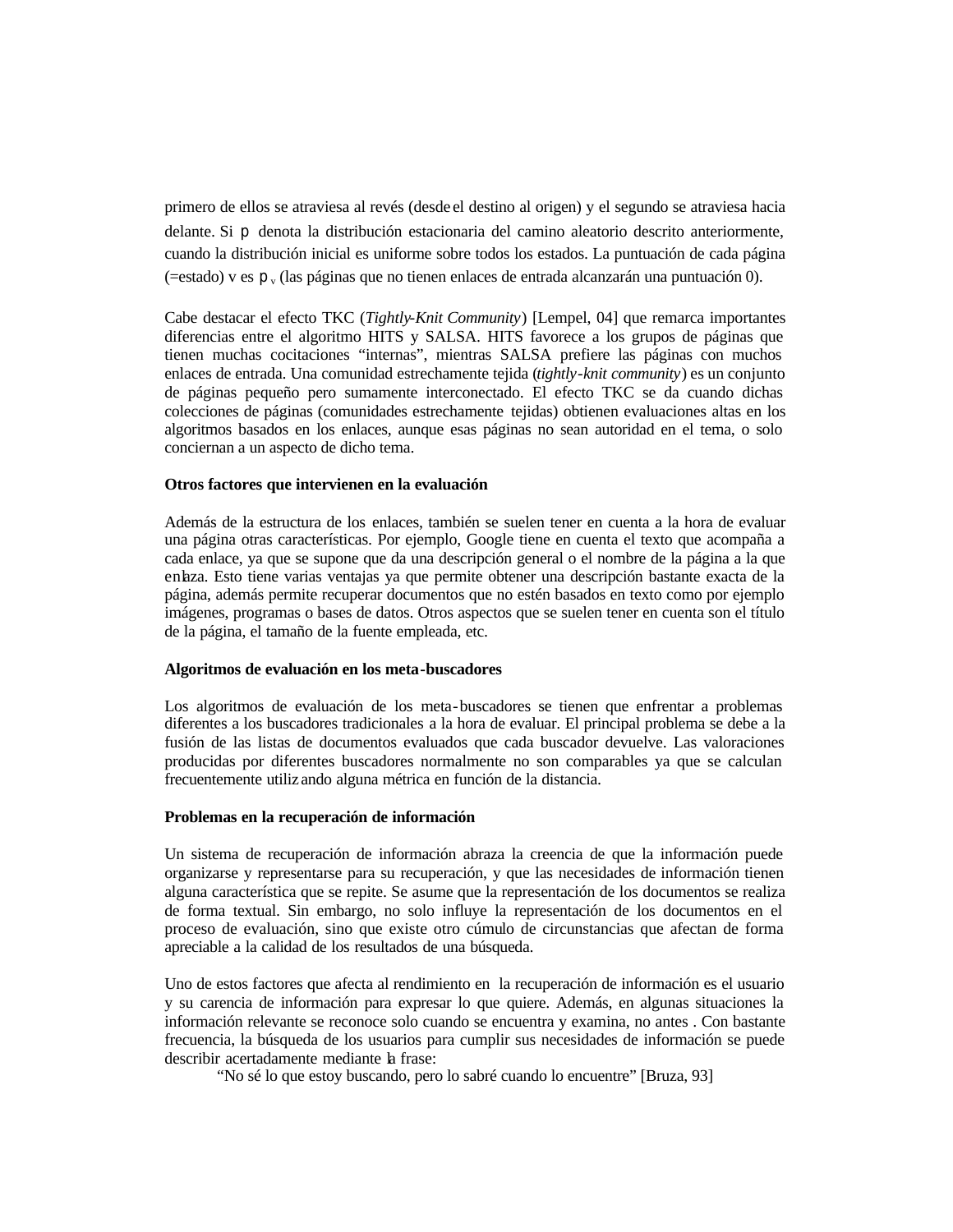primero de ellos se atraviesa al revés (desde el destino al origen) y el segundo se atraviesa hacia delante. Si $p$ denota la distribución estacionaria del camino aleatorio descrito anteriormente, cuando la distribución inicial es uniforme sobre todos los estados. La puntuación de cada página (=estado) v es $p_v$ (las páginas que no tienen enlaces de entrada alcanzarán una puntuación 0).

Cabe destacar el efecto TKC (*Tightly-Knit Community*) [Lempel, 04] que remarca importantes diferencias entre el algoritmo HITS y SALSA. HITS favorece a los grupos de páginas que tienen muchas cocitaciones "internas", mientras SALSA prefiere las páginas con muchos enlaces de entrada. Una comunidad estrechamente tejida (*tightly-knit community*) es un conjunto de páginas pequeño pero sumamente interconectado. El efecto TKC se da cuando dichas colecciones de páginas (comunidades estrechamente tejidas) obtienen evaluaciones altas en los algoritmos basados en los enlaces, aunque esas páginas no sean autoridad en el tema, o solo conciernan a un aspecto de dicho tema.

**Otros factores que intervienen en la evaluación**

Además de la estructura de los enlaces, también se suelen tener en cuenta a la hora de evaluar una página otras características. Por ejemplo, Google tiene en cuenta el texto que acompaña a cada enlace, ya que se supone que da una descripción general o el nombre de la página a la que enlaza. Esto tiene varias ventajas ya que permite obtener una descripción bastante exacta de la página, además permite recuperar documentos que no estén basados en texto como por ejemplo imágenes, programas o bases de datos. Otros aspectos que se suelen tener en cuenta son el título de la página, el tamaño de la fuente empleada, etc.

**Algoritmos de evaluación en los meta-buscadores**

Los algoritmos de evaluación de los meta-buscadores se tienen que enfrentar a problemas diferentes a los buscadores tradicionales a la hora de evaluar. El principal problema se debe a la fusión de las listas de documentos evaluados que cada buscador devuelve. Las valoraciones producidas por diferentes buscadores normalmente no son comparables ya que se calculan frecuentemente utilizando alguna métrica en función de la distancia.

**Problemas en la recuperación de información**

Un sistema de recuperación de información abraza la creencia de que la información puede organizarse y representarse para su recuperación, y que las necesidades de información tienen alguna característica que se repite. Se asume que la representación de los documentos se realiza de forma textual. Sin embargo, no solo influye la representación de los documentos en el proceso de evaluación, sino que existe otro cúmulo de circunstancias que afectan de forma apreciable a la calidad de los resultados de una búsqueda.

Uno de estos factores que afecta al rendimiento en la recuperación de información es el usuario y su carencia de información para expresar lo que quiere. Además, en algunas situaciones la información relevante se reconoce solo cuando se encuentra y examina, no antes . Con bastante frecuencia, la búsqueda de los usuarios para cumplir sus necesidades de información se puede describir acertadamente mediante la frase:

"No sé lo que estoy buscando, pero lo sabré cuando lo encuentre" [Bruza, 93]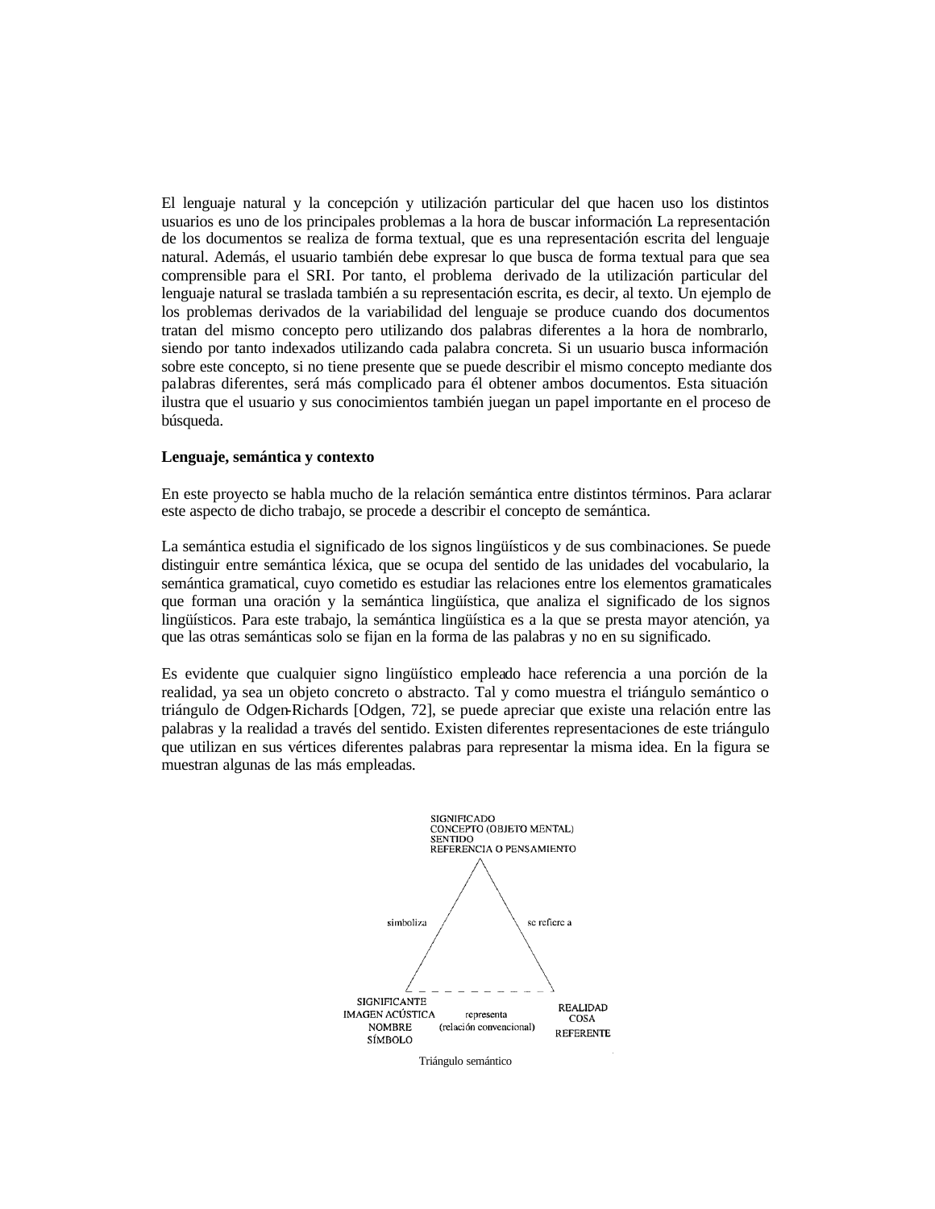El lenguaje natural y la concepción y utilización particular del que hacen uso los distintos usuarios es uno de los principales problemas a la hora de buscar información. La representación de los documentos se realiza de forma textual, que es una representación escrita del lenguaje natural. Además, el usuario también debe expresar lo que busca de forma textual para que sea comprensible para el SRI. Por tanto, el problema derivado de la utilización particular del lenguaje natural se traslada también a su representación escrita, es decir, al texto. Un ejemplo de los problemas derivados de la variabilidad del lenguaje se produce cuando dos documentos tratan del mismo concepto pero utilizando dos palabras diferentes a la hora de nombrarlo, siendo por tanto indexados utilizando cada palabra concreta. Si un usuario busca información sobre este concepto, si no tiene presente que se puede describir el mismo concepto mediante dos palabras diferentes, será más complicado para él obtener ambos documentos. Esta situación ilustra que el usuario y sus conocimientos también juegan un papel importante en el proceso de búsqueda.

**Lenguaje, semántica y contexto**

En este proyecto se habla mucho de la relación semántica entre distintos términos. Para aclarar este aspecto de dicho trabajo, se procede a describir el concepto de semántica.

La semántica estudia el significado de los signos lingüísticos y de sus combinaciones. Se puede distinguir entre semántica léxica, que se ocupa del sentido de las unidades del vocabulario, la semántica gramatical, cuyo cometido es estudiar las relaciones entre los elementos gramaticales que forman una oración y la semántica lingüística, que analiza el significado de los signos lingüísticos. Para este trabajo, la semántica lingüística es a la que se presta mayor atención, ya que las otras semánticas solo se fijan en la forma de las palabras y no en su significado.

Es evidente que cualquier signo lingüístico empleado hace referencia a una porción de la realidad, ya sea un objeto concreto o abstracto. Tal y como muestra el triángulo semántico o triángulo de Odgen-Richards [Odgen, 72], se puede apreciar que existe una relación entre las palabras y la realidad a través del sentido. Existen diferentes representaciones de este triángulo que utilizan en sus vértices diferentes palabras para representar la misma idea. En la figura se muestran algunas de las más empleadas.

SIGNIFICADO
CONCEPTO (OBJETO MENTAL)
SENTIDO
REFERENCIA O PENSAMIENTO

simboliza — se refiere a

SIGNIFICANTE
IMAGEN ACÚSTICA
NOMBRE
SÍMBOLO

representa
(relación convencional)

REALIDAD
COSA
REFERENTE

Triángulo semántico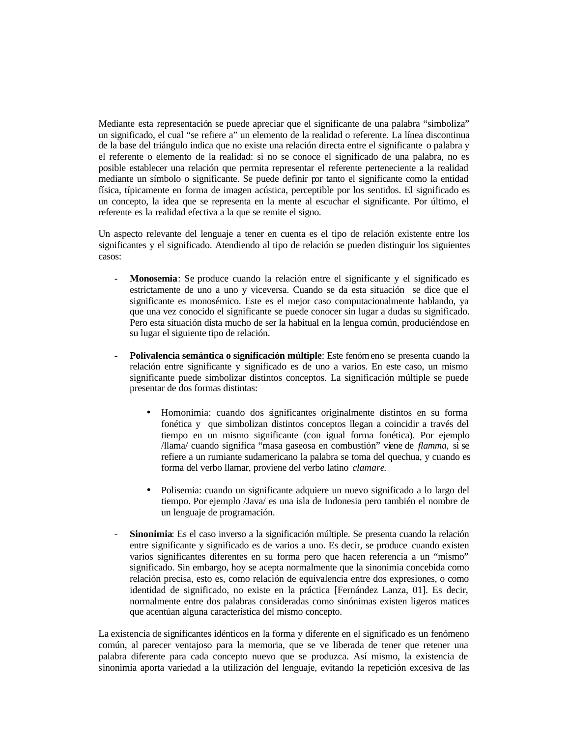Mediante esta representación se puede apreciar que el significante de una palabra "simboliza" un significado, el cual "se refiere a" un elemento de la realidad o referente. La línea discontinua de la base del triángulo indica que no existe una relación directa entre el significante o palabra y el referente o elemento de la realidad: si no se conoce el significado de una palabra, no es posible establecer una relación que permita representar el referente perteneciente a la realidad mediante un símbolo o significante. Se puede definir por tanto el significante como la entidad física, típicamente en forma de imagen acústica, perceptible por los sentidos. El significado es un concepto, la idea que se representa en la mente al escuchar el significante. Por último, el referente es la realidad efectiva a la que se remite el signo.

Un aspecto relevante del lenguaje a tener en cuenta es el tipo de relación existente entre los significantes y el significado. Atendiendo al tipo de relación se pueden distinguir los siguientes casos:

- **Monosemia**: Se produce cuando la relación entre el significante y el significado es estrictamente de uno a uno y viceversa. Cuando se da esta situación se dice que el significante es monosémico. Este es el mejor caso computacionalmente hablando, ya que una vez conocido el significante se puede conocer sin lugar a dudas su significado. Pero esta situación dista mucho de ser la habitual en la lengua común, produciéndose en su lugar el siguiente tipo de relación.

- **Polivalencia semántica o significación múltiple**: Este fenómeno se presenta cuando la relación entre significante y significado es de uno a varios. En este caso, un mismo significante puede simbolizar distintos conceptos. La significación múltiple se puede presentar de dos formas distintas:

    - Homonimia: cuando dos significantes originalmente distintos en su forma fonética y que simbolizan distintos conceptos llegan a coincidir a través del tiempo en un mismo significante (con igual forma fonética). Por ejemplo /llama/ cuando significa "masa gaseosa en combustión" viene de *flamma*, si se refiere a un rumiante sudamericano la palabra se toma del quechua, y cuando es forma del verbo llamar, proviene del verbo latino *clamare*.

    - Polisemia: cuando un significante adquiere un nuevo significado a lo largo del tiempo. Por ejemplo /Java/ es una isla de Indonesia pero también el nombre de un lenguaje de programación.

- **Sinonimia**: Es el caso inverso a la significación múltiple. Se presenta cuando la relación entre significante y significado es de varios a uno. Es decir, se produce cuando existen varios significantes diferentes en su forma pero que hacen referencia a un "mismo" significado. Sin embargo, hoy se acepta normalmente que la sinonimia concebida como relación precisa, esto es, como relación de equivalencia entre dos expresiones, o como identidad de significado, no existe en la práctica [Fernández Lanza, 01]. Es decir, normalmente entre dos palabras consideradas como sinónimas existen ligeros matices que acentúan alguna característica del mismo concepto.

La existencia de significantes idénticos en la forma y diferente en el significado es un fenómeno común, al parecer ventajoso para la memoria, que se ve liberada de tener que retener una palabra diferente para cada concepto nuevo que se produzca. Así mismo, la existencia de sinonimia aporta variedad a la utilización del lenguaje, evitando la repetición excesiva de las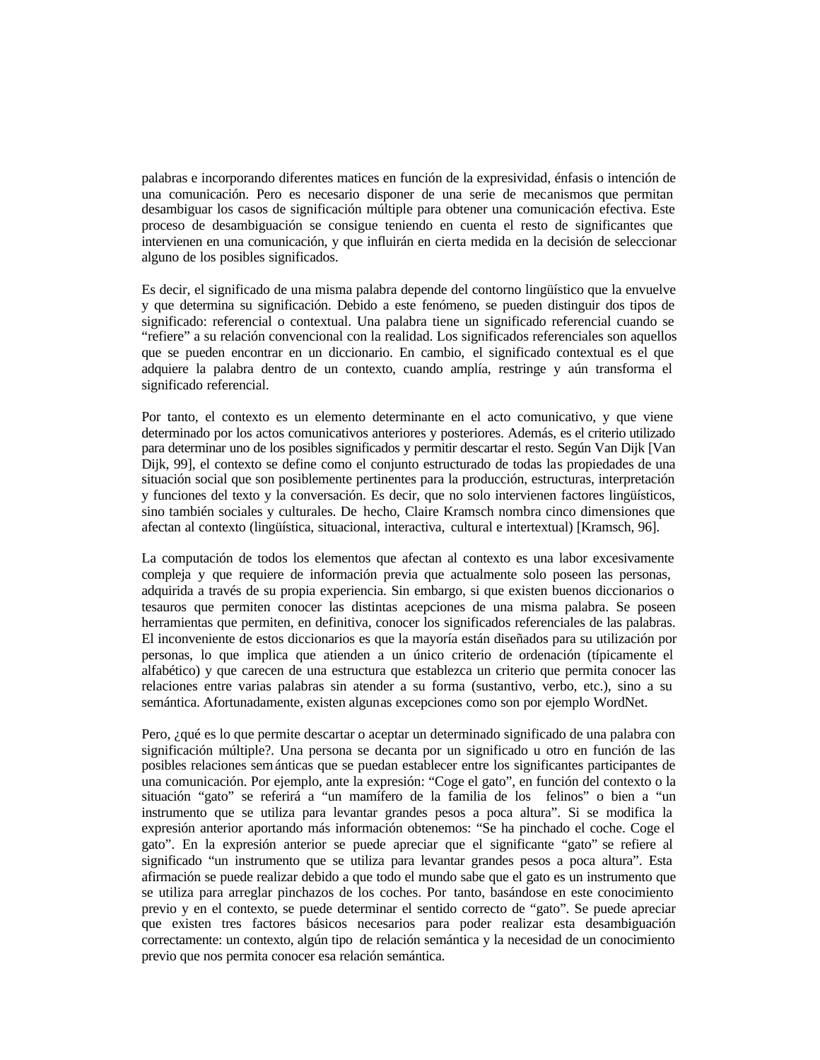palabras e incorporando diferentes matices en función de la expresividad, énfasis o intención de una comunicación. Pero es necesario disponer de una serie de mecanismos que permitan desambiguar los casos de significación múltiple para obtener una comunicación efectiva. Este proceso de desambiguación se consigue teniendo en cuenta el resto de significantes que intervienen en una comunicación, y que influirán en cierta medida en la decisión de seleccionar alguno de los posibles significados.

Es decir, el significado de una misma palabra depende del contorno lingüístico que la envuelve y que determina su significación. Debido a este fenómeno, se pueden distinguir dos tipos de significado: referencial o contextual. Una palabra tiene un significado referencial cuando se "refiere" a su relación convencional con la realidad. Los significados referenciales son aquellos que se pueden encontrar en un diccionario. En cambio, el significado contextual es el que adquiere la palabra dentro de un contexto, cuando amplía, restringe y aún transforma el significado referencial.

Por tanto, el contexto es un elemento determinante en el acto comunicativo, y que viene determinado por los actos comunicativos anteriores y posteriores. Además, es el criterio utilizado para determinar uno de los posibles significados y permitir descartar el resto. Según Van Dijk [Van Dijk, 99], el contexto se define como el conjunto estructurado de todas las propiedades de una situación social que son posiblemente pertinentes para la producción, estructuras, interpretación y funciones del texto y la conversación. Es decir, que no solo intervienen factores lingüísticos, sino también sociales y culturales. De hecho, Claire Kramsch nombra cinco dimensiones que afectan al contexto (lingüística, situacional, interactiva, cultural e intertextual) [Kramsch, 96].

La computación de todos los elementos que afectan al contexto es una labor excesivamente compleja y que requiere de información previa que actualmente solo poseen las personas, adquirida a través de su propia experiencia. Sin embargo, si que existen buenos diccionarios o tesauros que permiten conocer las distintas acepciones de una misma palabra. Se poseen herramientas que permiten, en definitiva, conocer los significados referenciales de las palabras. El inconveniente de estos diccionarios es que la mayoría están diseñados para su utilización por personas, lo que implica que atienden a un único criterio de ordenación (típicamente el alfabético) y que carecen de una estructura que establezca un criterio que permita conocer las relaciones entre varias palabras sin atender a su forma (sustantivo, verbo, etc.), sino a su semántica. Afortunadamente, existen algunas excepciones como son por ejemplo WordNet.

Pero, ¿qué es lo que permite descartar o aceptar un determinado significado de una palabra con significación múltiple?. Una persona se decanta por un significado u otro en función de las posibles relaciones semánticas que se puedan establecer entre los significantes participantes de una comunicación. Por ejemplo, ante la expresión: "Coge el gato", en función del contexto o la situación "gato" se referirá a "un mamífero de la familia de los felinos" o bien a "un instrumento que se utiliza para levantar grandes pesos a poca altura". Si se modifica la expresión anterior aportando más información obtenemos: "Se ha pinchado el coche. Coge el gato". En la expresión anterior se puede apreciar que el significante "gato" se refiere al significado "un instrumento que se utiliza para levantar grandes pesos a poca altura". Esta afirmación se puede realizar debido a que todo el mundo sabe que el gato es un instrumento que se utiliza para arreglar pinchazos de los coches. Por tanto, basándose en este conocimiento previo y en el contexto, se puede determinar el sentido correcto de "gato". Se puede apreciar que existen tres factores básicos necesarios para poder realizar esta desambiguación correctamente: un contexto, algún tipo de relación semántica y la necesidad de un conocimiento previo que nos permita conocer esa relación semántica.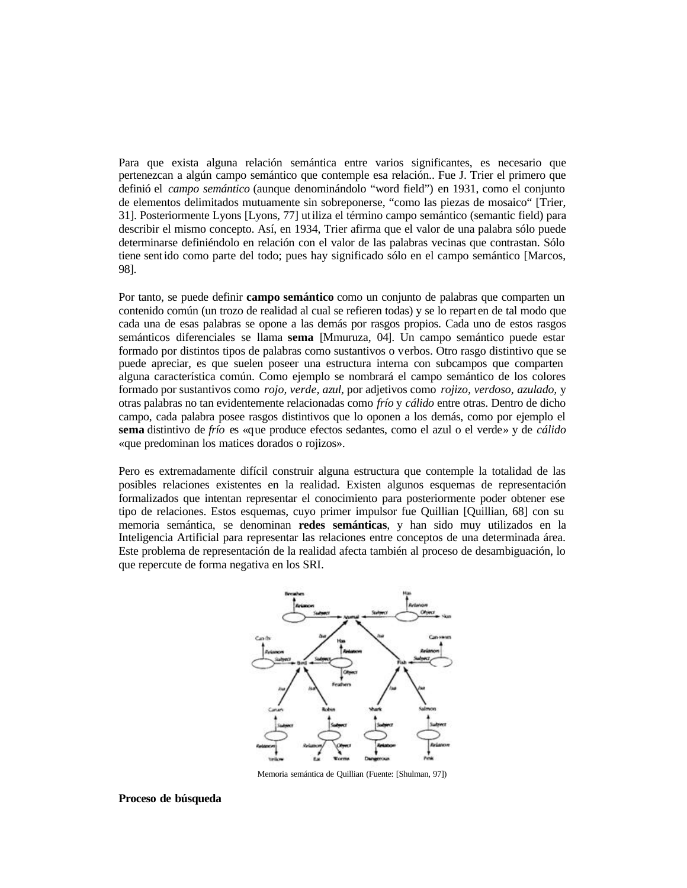Para que exista alguna relación semántica entre varios significantes, es necesario que pertenezcan a algún campo semántico que contemple esa relación.. Fue J. Trier el primero que definió el *campo semántico* (aunque denominándolo "word field") en 1931, como el conjunto de elementos delimitados mutuamente sin sobreponerse, "como las piezas de mosaico" [Trier, 31]. Posteriormente Lyons [Lyons, 77] utiliza el término campo semántico (semantic field) para describir el mismo concepto. Así, en 1934, Trier afirma que el valor de una palabra sólo puede determinarse definiéndolo en relación con el valor de las palabras vecinas que contrastan. Sólo tiene sentido como parte del todo; pues hay significado sólo en el campo semántico [Marcos, 98].

Por tanto, se puede definir **campo semántico** como un conjunto de palabras que comparten un contenido común (un trozo de realidad al cual se refieren todas) y se lo reparten de tal modo que cada una de esas palabras se opone a las demás por rasgos propios. Cada uno de estos rasgos semánticos diferenciales se llama **sema** [Mmuruza, 04]. Un campo semántico puede estar formado por distintos tipos de palabras como sustantivos o verbos. Otro rasgo distintivo que se puede apreciar, es que suelen poseer una estructura interna con subcampos que comparten alguna característica común. Como ejemplo se nombrará el campo semántico de los colores formado por sustantivos como *rojo, verde, azul,* por adjetivos como *rojizo, verdoso, azulado,* y otras palabras no tan evidentemente relacionadas como *frío* y *cálido* entre otras. Dentro de dicho campo, cada palabra posee rasgos distintivos que lo oponen a los demás, como por ejemplo el **sema** distintivo de *frío* es «que produce efectos sedantes, como el azul o el verde» y de *cálido* «que predominan los matices dorados o rojizos».

Pero es extremadamente difícil construir alguna estructura que contemple la totalidad de las posibles relaciones existentes en la realidad. Existen algunos esquemas de representación formalizados que intentan representar el conocimiento para posteriormente poder obtener ese tipo de relaciones. Estos esquemas, cuyo primer impulsor fue Quillian [Quillian, 68] con su memoria semántica, se denominan **redes semánticas**, y han sido muy utilizados en la Inteligencia Artificial para representar las relaciones entre conceptos de una determinada área. Este problema de representación de la realidad afecta también al proceso de desambiguación, lo que repercute de forma negativa en los SRI.

Memoria semántica de Quillian (Fuente: [Shulman, 97])

**Proceso de búsqueda**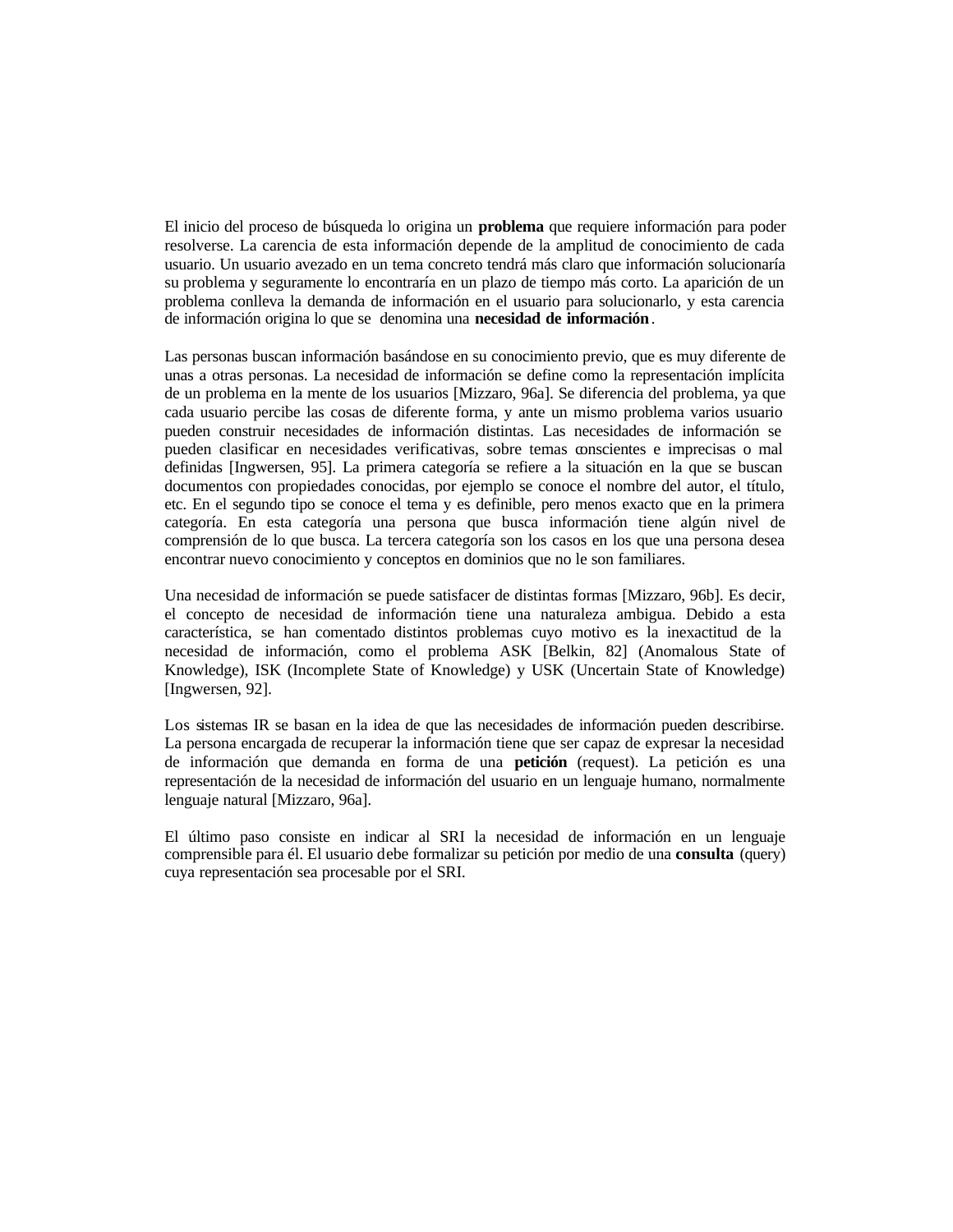El inicio del proceso de búsqueda lo origina un **problema** que requiere información para poder resolverse. La carencia de esta información depende de la amplitud de conocimiento de cada usuario. Un usuario avezado en un tema concreto tendrá más claro que información solucionaría su problema y seguramente lo encontraría en un plazo de tiempo más corto. La aparición de un problema conlleva la demanda de información en el usuario para solucionarlo, y esta carencia de información origina lo que se denomina una **necesidad de información**.

Las personas buscan información basándose en su conocimiento previo, que es muy diferente de unas a otras personas. La necesidad de información se define como la representación implícita de un problema en la mente de los usuarios [Mizzaro, 96a]. Se diferencia del problema, ya que cada usuario percibe las cosas de diferente forma, y ante un mismo problema varios usuario pueden construir necesidades de información distintas. Las necesidades de información se pueden clasificar en necesidades verificativas, sobre temas conscientes e imprecisas o mal definidas [Ingwersen, 95]. La primera categoría se refiere a la situación en la que se buscan documentos con propiedades conocidas, por ejemplo se conoce el nombre del autor, el título, etc. En el segundo tipo se conoce el tema y es definible, pero menos exacto que en la primera categoría. En esta categoría una persona que busca información tiene algún nivel de comprensión de lo que busca. La tercera categoría son los casos en los que una persona desea encontrar nuevo conocimiento y conceptos en dominios que no le son familiares.

Una necesidad de información se puede satisfacer de distintas formas [Mizzaro, 96b]. Es decir, el concepto de necesidad de información tiene una naturaleza ambigua. Debido a esta característica, se han comentado distintos problemas cuyo motivo es la inexactitud de la necesidad de información, como el problema ASK [Belkin, 82] (Anomalous State of Knowledge), ISK (Incomplete State of Knowledge) y USK (Uncertain State of Knowledge) [Ingwersen, 92].

Los sistemas IR se basan en la idea de que las necesidades de información pueden describirse. La persona encargada de recuperar la información tiene que ser capaz de expresar la necesidad de información que demanda en forma de una **petición** (request). La petición es una representación de la necesidad de información del usuario en un lenguaje humano, normalmente lenguaje natural [Mizzaro, 96a].

El último paso consiste en indicar al SRI la necesidad de información en un lenguaje comprensible para él. El usuario debe formalizar su petición por medio de una **consulta** (query) cuya representación sea procesable por el SRI.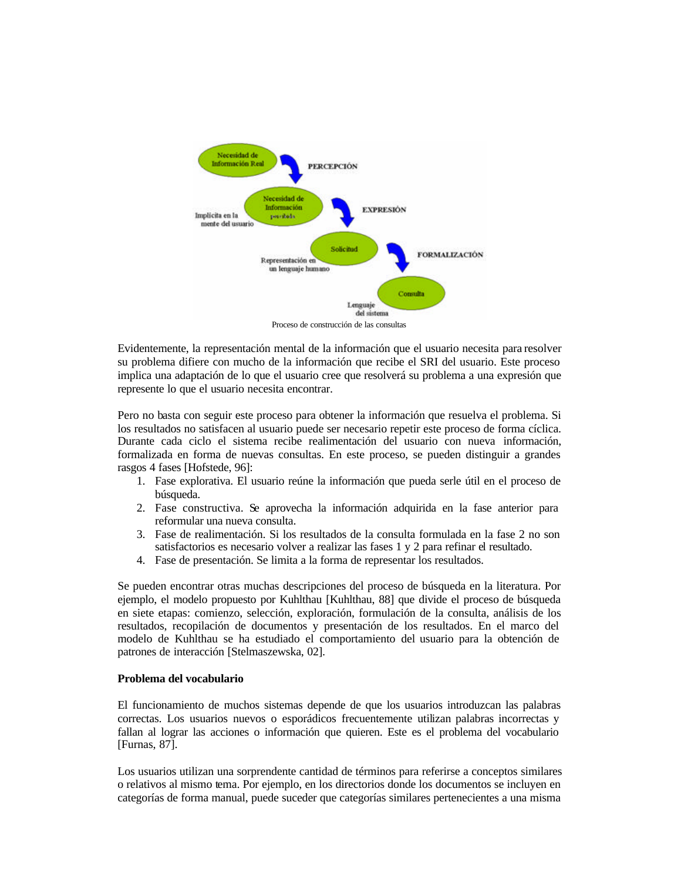Proceso de construcción de las consultas

Evidentemente, la representación mental de la información que el usuario necesita para resolver su problema difiere con mucho de la información que recibe el SRI del usuario. Este proceso implica una adaptación de lo que el usuario cree que resolverá su problema a una expresión que represente lo que el usuario necesita encontrar.

Pero no basta con seguir este proceso para obtener la información que resuelva el problema. Si los resultados no satisfacen al usuario puede ser necesario repetir este proceso de forma cíclica. Durante cada ciclo el sistema recibe realimentación del usuario con nueva información, formalizada en forma de nuevas consultas. En este proceso, se pueden distinguir a grandes rasgos 4 fases [Hofstede, 96]:

1. Fase explorativa. El usuario reúne la información que pueda serle útil en el proceso de búsqueda.
2. Fase constructiva. Se aprovecha la información adquirida en la fase anterior para reformular una nueva consulta.
3. Fase de realimentación. Si los resultados de la consulta formulada en la fase 2 no son satisfactorios es necesario volver a realizar las fases 1 y 2 para refinar el resultado.
4. Fase de presentación. Se limita a la forma de representar los resultados.

Se pueden encontrar otras muchas descripciones del proceso de búsqueda en la literatura. Por ejemplo, el modelo propuesto por Kuhlthau [Kuhlthau, 88] que divide el proceso de búsqueda en siete etapas: comienzo, selección, exploración, formulación de la consulta, análisis de los resultados, recopilación de documentos y presentación de los resultados. En el marco del modelo de Kuhlthau se ha estudiado el comportamiento del usuario para la obtención de patrones de interacción [Stelmaszewska, 02].

**Problema del vocabulario**

El funcionamiento de muchos sistemas depende de que los usuarios introduzcan las palabras correctas. Los usuarios nuevos o esporádicos frecuentemente utilizan palabras incorrectas y fallan al lograr las acciones o información que quieren. Este es el problema del vocabulario [Furnas, 87].

Los usuarios utilizan una sorprendente cantidad de términos para referirse a conceptos similares o relativos al mismo tema. Por ejemplo, en los directorios donde los documentos se incluyen en categorías de forma manual, puede suceder que categorías similares pertenecientes a una misma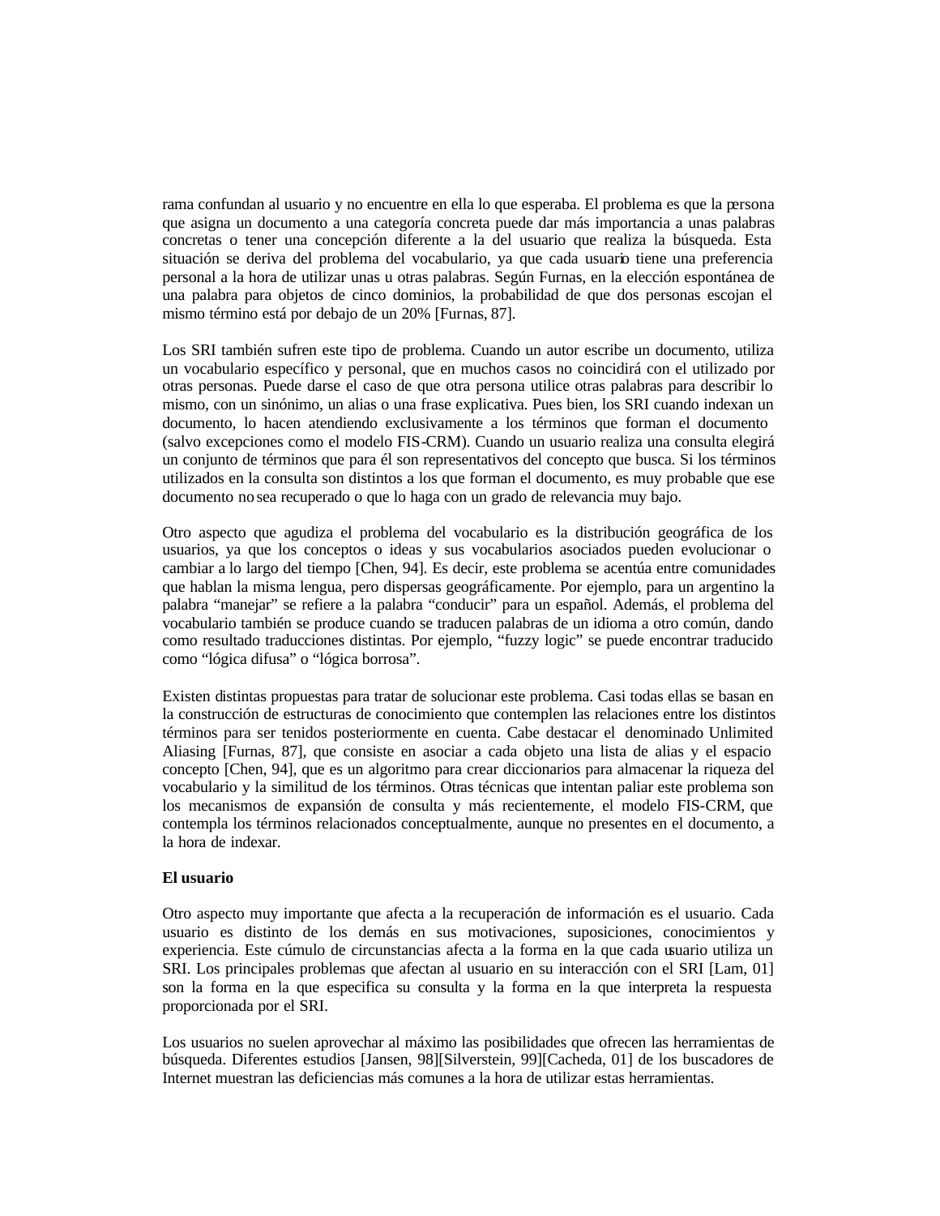rama confundan al usuario y no encuentre en ella lo que esperaba. El problema es que la persona que asigna un documento a una categoría concreta puede dar más importancia a unas palabras concretas o tener una concepción diferente a la del usuario que realiza la búsqueda. Esta situación se deriva del problema del vocabulario, ya que cada usuario tiene una preferencia personal a la hora de utilizar unas u otras palabras. Según Furnas, en la elección espontánea de una palabra para objetos de cinco dominios, la probabilidad de que dos personas escojan el mismo término está por debajo de un 20% [Furnas, 87].

Los SRI también sufren este tipo de problema. Cuando un autor escribe un documento, utiliza un vocabulario específico y personal, que en muchos casos no coincidirá con el utilizado por otras personas. Puede darse el caso de que otra persona utilice otras palabras para describir lo mismo, con un sinónimo, un alias o una frase explicativa. Pues bien, los SRI cuando indexan un documento, lo hacen atendiendo exclusivamente a los términos que forman el documento (salvo excepciones como el modelo FIS-CRM). Cuando un usuario realiza una consulta elegirá un conjunto de términos que para él son representativos del concepto que busca. Si los términos utilizados en la consulta son distintos a los que forman el documento, es muy probable que ese documento no sea recuperado o que lo haga con un grado de relevancia muy bajo.

Otro aspecto que agudiza el problema del vocabulario es la distribución geográfica de los usuarios, ya que los conceptos o ideas y sus vocabularios asociados pueden evolucionar o cambiar a lo largo del tiempo [Chen, 94]. Es decir, este problema se acentúa entre comunidades que hablan la misma lengua, pero dispersas geográficamente. Por ejemplo, para un argentino la palabra "manejar" se refiere a la palabra "conducir" para un español. Además, el problema del vocabulario también se produce cuando se traducen palabras de un idioma a otro común, dando como resultado traducciones distintas. Por ejemplo, "fuzzy logic" se puede encontrar traducido como "lógica difusa" o "lógica borrosa".

Existen distintas propuestas para tratar de solucionar este problema. Casi todas ellas se basan en la construcción de estructuras de conocimiento que contemplen las relaciones entre los distintos términos para ser tenidos posteriormente en cuenta. Cabe destacar el denominado Unlimited Aliasing [Furnas, 87], que consiste en asociar a cada objeto una lista de alias y el espacio concepto [Chen, 94], que es un algoritmo para crear diccionarios para almacenar la riqueza del vocabulario y la similitud de los términos. Otras técnicas que intentan paliar este problema son los mecanismos de expansión de consulta y más recientemente, el modelo FIS-CRM, que contempla los términos relacionados conceptualmente, aunque no presentes en el documento, a la hora de indexar.

**El usuario**

Otro aspecto muy importante que afecta a la recuperación de información es el usuario. Cada usuario es distinto de los demás en sus motivaciones, suposiciones, conocimientos y experiencia. Este cúmulo de circunstancias afecta a la forma en la que cada usuario utiliza un SRI. Los principales problemas que afectan al usuario en su interacción con el SRI [Lam, 01] son la forma en la que especifica su consulta y la forma en la que interpreta la respuesta proporcionada por el SRI.

Los usuarios no suelen aprovechar al máximo las posibilidades que ofrecen las herramientas de búsqueda. Diferentes estudios [Jansen, 98][Silverstein, 99][Cacheda, 01] de los buscadores de Internet muestran las deficiencias más comunes a la hora de utilizar estas herramientas.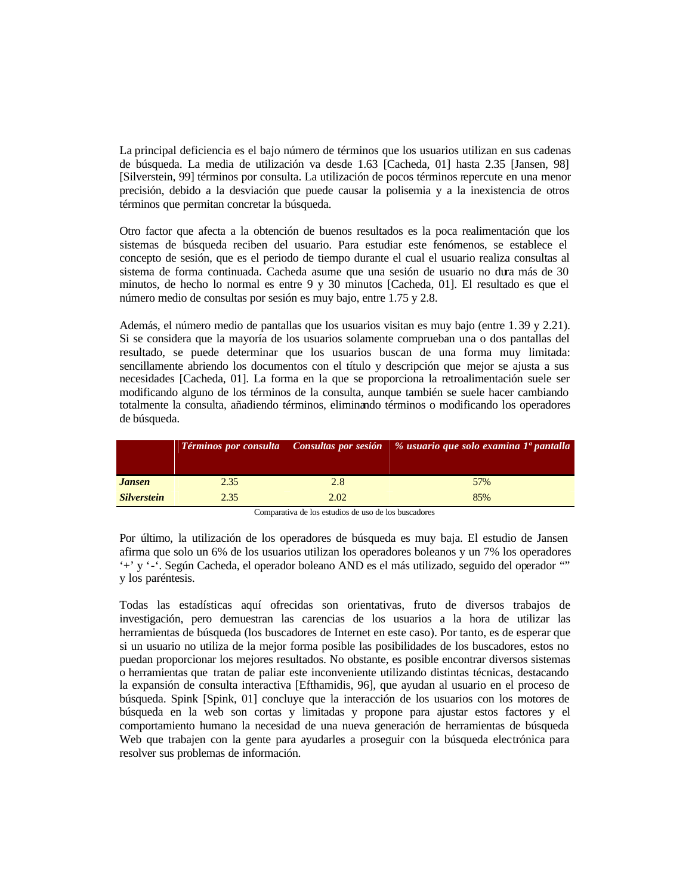La principal deficiencia es el bajo número de términos que los usuarios utilizan en sus cadenas de búsqueda. La media de utilización va desde 1.63 [Cacheda, 01] hasta 2.35 [Jansen, 98] [Silverstein, 99] términos por consulta. La utilización de pocos términos repercute en una menor precisión, debido a la desviación que puede causar la polisemia y a la inexistencia de otros términos que permitan concretar la búsqueda.

Otro factor que afecta a la obtención de buenos resultados es la poca realimentación que los sistemas de búsqueda reciben del usuario. Para estudiar este fenómenos, se establece el concepto de sesión, que es el periodo de tiempo durante el cual el usuario realiza consultas al sistema de forma continuada. Cacheda asume que una sesión de usuario no dura más de 30 minutos, de hecho lo normal es entre 9 y 30 minutos [Cacheda, 01]. El resultado es que el número medio de consultas por sesión es muy bajo, entre 1.75 y 2.8.

Además, el número medio de pantallas que los usuarios visitan es muy bajo (entre 1.39 y 2.21). Si se considera que la mayoría de los usuarios solamente comprueban una o dos pantallas del resultado, se puede determinar que los usuarios buscan de una forma muy limitada: sencillamente abriendo los documentos con el título y descripción que mejor se ajusta a sus necesidades [Cacheda, 01]. La forma en la que se proporciona la retroalimentación suele ser modificando alguno de los términos de la consulta, aunque también se suele hacer cambiando totalmente la consulta, añadiendo términos, eliminando términos o modificando los operadores de búsqueda.

| | *Términos por consulta* | *Consultas por sesión* | *% usuario que solo examina 1ª pantalla* |
|---|---|---|---|
| ***Jansen*** | 2.35 | 2.8 | 57% |
| ***Silverstein*** | 2.35 | 2.02 | 85% |

Comparativa de los estudios de uso de los buscadores

Por último, la utilización de los operadores de búsqueda es muy baja. El estudio de Jansen afirma que solo un 6% de los usuarios utilizan los operadores boleanos y un 7% los operadores '+' y '-'. Según Cacheda, el operador boleano AND es el más utilizado, seguido del operador "" y los paréntesis.

Todas las estadísticas aquí ofrecidas son orientativas, fruto de diversos trabajos de investigación, pero demuestran las carencias de los usuarios a la hora de utilizar las herramientas de búsqueda (los buscadores de Internet en este caso). Por tanto, es de esperar que si un usuario no utiliza de la mejor forma posible las posibilidades de los buscadores, estos no puedan proporcionar los mejores resultados. No obstante, es posible encontrar diversos sistemas o herramientas que tratan de paliar este inconveniente utilizando distintas técnicas, destacando la expansión de consulta interactiva [Efthamidis, 96], que ayudan al usuario en el proceso de búsqueda. Spink [Spink, 01] concluye que la interacción de los usuarios con los motores de búsqueda en la web son cortas y limitadas y propone para ajustar estos factores y el comportamiento humano la necesidad de una nueva generación de herramientas de búsqueda Web que trabajen con la gente para ayudarles a proseguir con la búsqueda electrónica para resolver sus problemas de información.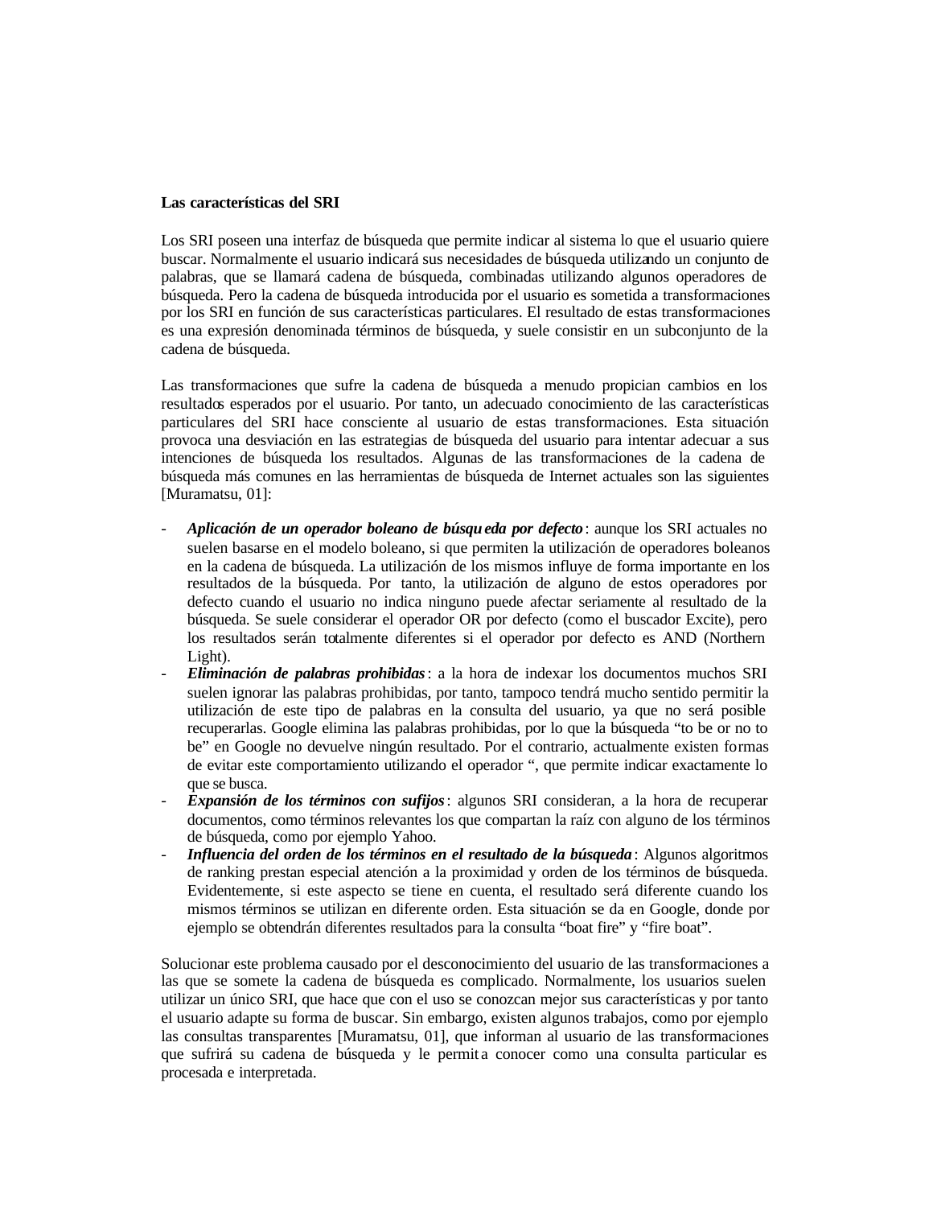**Las características del SRI**

Los SRI poseen una interfaz de búsqueda que permite indicar al sistema lo que el usuario quiere buscar. Normalmente el usuario indicará sus necesidades de búsqueda utilizando un conjunto de palabras, que se llamará cadena de búsqueda, combinadas utilizando algunos operadores de búsqueda. Pero la cadena de búsqueda introducida por el usuario es sometida a transformaciones por los SRI en función de sus características particulares. El resultado de estas transformaciones es una expresión denominada términos de búsqueda, y suele consistir en un subconjunto de la cadena de búsqueda.

Las transformaciones que sufre la cadena de búsqueda a menudo propician cambios en los resultados esperados por el usuario. Por tanto, un adecuado conocimiento de las características particulares del SRI hace consciente al usuario de estas transformaciones. Esta situación provoca una desviación en las estrategias de búsqueda del usuario para intentar adecuar a sus intenciones de búsqueda los resultados. Algunas de las transformaciones de la cadena de búsqueda más comunes en las herramientas de búsqueda de Internet actuales son las siguientes [Muramatsu, 01]:

- ***Aplicación de un operador boleano de búsqueda por defecto***: aunque los SRI actuales no suelen basarse en el modelo boleano, si que permiten la utilización de operadores boleanos en la cadena de búsqueda. La utilización de los mismos influye de forma importante en los resultados de la búsqueda. Por tanto, la utilización de alguno de estos operadores por defecto cuando el usuario no indica ninguno puede afectar seriamente al resultado de la búsqueda. Se suele considerar el operador OR por defecto (como el buscador Excite), pero los resultados serán totalmente diferentes si el operador por defecto es AND (Northern Light).
- ***Eliminación de palabras prohibidas***: a la hora de indexar los documentos muchos SRI suelen ignorar las palabras prohibidas, por tanto, tampoco tendrá mucho sentido permitir la utilización de este tipo de palabras en la consulta del usuario, ya que no será posible recuperarlas. Google elimina las palabras prohibidas, por lo que la búsqueda "to be or no to be" en Google no devuelve ningún resultado. Por el contrario, actualmente existen formas de evitar este comportamiento utilizando el operador ", que permite indicar exactamente lo que se busca.
- ***Expansión de los términos con sufijos***: algunos SRI consideran, a la hora de recuperar documentos, como términos relevantes los que compartan la raíz con alguno de los términos de búsqueda, como por ejemplo Yahoo.
- ***Influencia del orden de los términos en el resultado de la búsqueda***: Algunos algoritmos de ranking prestan especial atención a la proximidad y orden de los términos de búsqueda. Evidentemente, si este aspecto se tiene en cuenta, el resultado será diferente cuando los mismos términos se utilizan en diferente orden. Esta situación se da en Google, donde por ejemplo se obtendrán diferentes resultados para la consulta "boat fire" y "fire boat".

Solucionar este problema causado por el desconocimiento del usuario de las transformaciones a las que se somete la cadena de búsqueda es complicado. Normalmente, los usuarios suelen utilizar un único SRI, que hace que con el uso se conozcan mejor sus características y por tanto el usuario adapte su forma de buscar. Sin embargo, existen algunos trabajos, como por ejemplo las consultas transparentes [Muramatsu, 01], que informan al usuario de las transformaciones que sufrirá su cadena de búsqueda y le permita conocer como una consulta particular es procesada e interpretada.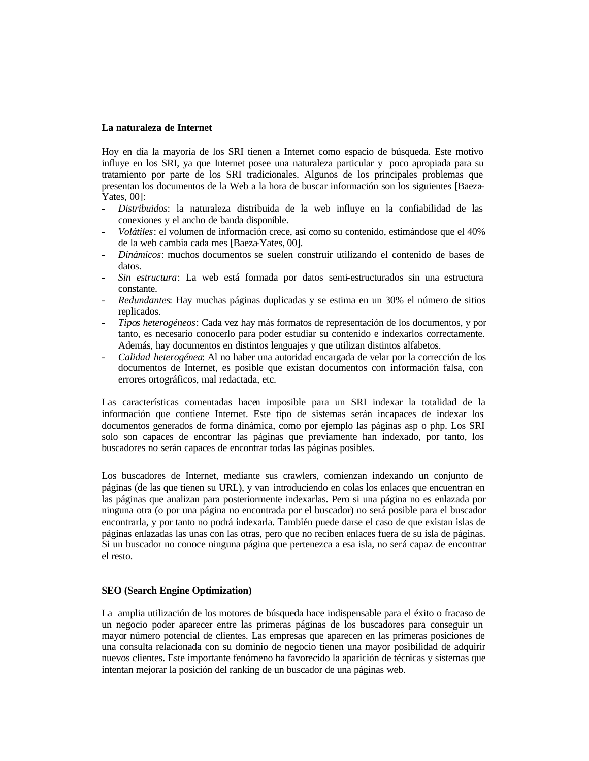**La naturaleza de Internet**

Hoy en día la mayoría de los SRI tienen a Internet como espacio de búsqueda. Este motivo influye en los SRI, ya que Internet posee una naturaleza particular y poco apropiada para su tratamiento por parte de los SRI tradicionales. Algunos de los principales problemas que presentan los documentos de la Web a la hora de buscar información son los siguientes [Baeza-Yates, 00]:

- *Distribuidos*: la naturaleza distribuida de la web influye en la confiabilidad de las conexiones y el ancho de banda disponible.
- *Volátiles*: el volumen de información crece, así como su contenido, estimándose que el 40% de la web cambia cada mes [Baeza-Yates, 00].
- *Dinámicos*: muchos documentos se suelen construir utilizando el contenido de bases de datos.
- *Sin estructura*: La web está formada por datos semi-estructurados sin una estructura constante.
- *Redundantes*: Hay muchas páginas duplicadas y se estima en un 30% el número de sitios replicados.
- *Tipos heterogéneos*: Cada vez hay más formatos de representación de los documentos, y por tanto, es necesario conocerlo para poder estudiar su contenido e indexarlos correctamente. Además, hay documentos en distintos lenguajes y que utilizan distintos alfabetos.
- *Calidad heterogénea*: Al no haber una autoridad encargada de velar por la corrección de los documentos de Internet, es posible que existan documentos con información falsa, con errores ortográficos, mal redactada, etc.

Las características comentadas hacen imposible para un SRI indexar la totalidad de la información que contiene Internet. Este tipo de sistemas serán incapaces de indexar los documentos generados de forma dinámica, como por ejemplo las páginas asp o php. Los SRI solo son capaces de encontrar las páginas que previamente han indexado, por tanto, los buscadores no serán capaces de encontrar todas las páginas posibles.

Los buscadores de Internet, mediante sus crawlers, comienzan indexando un conjunto de páginas (de las que tienen su URL), y van introduciendo en colas los enlaces que encuentran en las páginas que analizan para posteriormente indexarlas. Pero si una página no es enlazada por ninguna otra (o por una página no encontrada por el buscador) no será posible para el buscador encontrarla, y por tanto no podrá indexarla. También puede darse el caso de que existan islas de páginas enlazadas las unas con las otras, pero que no reciben enlaces fuera de su isla de páginas. Si un buscador no conoce ninguna página que pertenezca a esa isla, no será capaz de encontrar el resto.

**SEO (Search Engine Optimization)**

La amplia utilización de los motores de búsqueda hace indispensable para el éxito o fracaso de un negocio poder aparecer entre las primeras páginas de los buscadores para conseguir un mayor número potencial de clientes. Las empresas que aparecen en las primeras posiciones de una consulta relacionada con su dominio de negocio tienen una mayor posibilidad de adquirir nuevos clientes. Este importante fenómeno ha favorecido la aparición de técnicas y sistemas que intentan mejorar la posición del ranking de un buscador de una páginas web.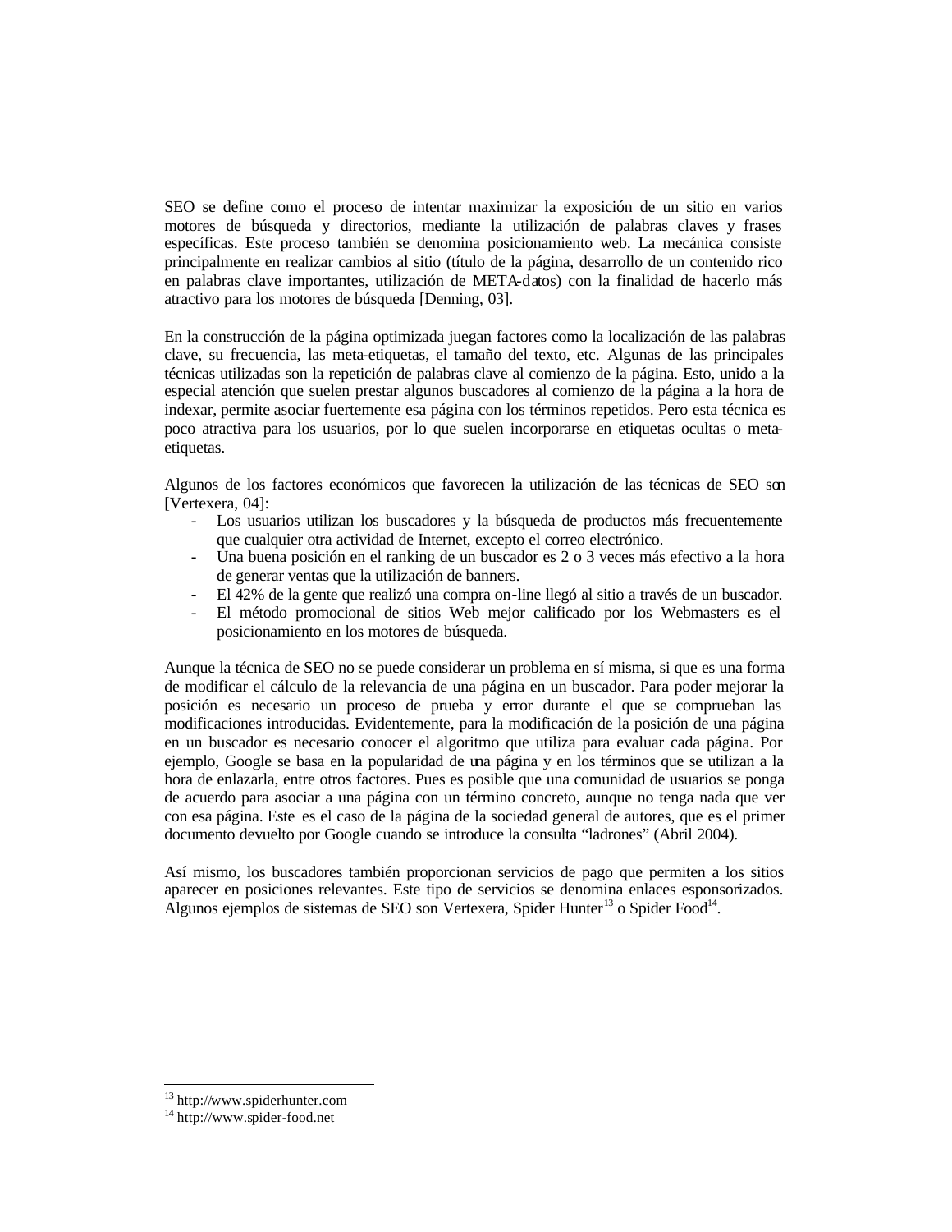SEO se define como el proceso de intentar maximizar la exposición de un sitio en varios motores de búsqueda y directorios, mediante la utilización de palabras claves y frases específicas. Este proceso también se denomina posicionamiento web. La mecánica consiste principalmente en realizar cambios al sitio (título de la página, desarrollo de un contenido rico en palabras clave importantes, utilización de META-datos) con la finalidad de hacerlo más atractivo para los motores de búsqueda [Denning, 03].

En la construcción de la página optimizada juegan factores como la localización de las palabras clave, su frecuencia, las meta-etiquetas, el tamaño del texto, etc. Algunas de las principales técnicas utilizadas son la repetición de palabras clave al comienzo de la página. Esto, unido a la especial atención que suelen prestar algunos buscadores al comienzo de la página a la hora de indexar, permite asociar fuertemente esa página con los términos repetidos. Pero esta técnica es poco atractiva para los usuarios, por lo que suelen incorporarse en etiquetas ocultas o meta-etiquetas.

Algunos de los factores económicos que favorecen la utilización de las técnicas de SEO son [Vertexera, 04]:

- Los usuarios utilizan los buscadores y la búsqueda de productos más frecuentemente que cualquier otra actividad de Internet, excepto el correo electrónico.
- Una buena posición en el ranking de un buscador es 2 o 3 veces más efectivo a la hora de generar ventas que la utilización de banners.
- El 42% de la gente que realizó una compra on-line llegó al sitio a través de un buscador.
- El método promocional de sitios Web mejor calificado por los Webmasters es el posicionamiento en los motores de búsqueda.

Aunque la técnica de SEO no se puede considerar un problema en sí misma, si que es una forma de modificar el cálculo de la relevancia de una página en un buscador. Para poder mejorar la posición es necesario un proceso de prueba y error durante el que se comprueban las modificaciones introducidas. Evidentemente, para la modificación de la posición de una página en un buscador es necesario conocer el algoritmo que utiliza para evaluar cada página. Por ejemplo, Google se basa en la popularidad de una página y en los términos que se utilizan a la hora de enlazarla, entre otros factores. Pues es posible que una comunidad de usuarios se ponga de acuerdo para asociar a una página con un término concreto, aunque no tenga nada que ver con esa página. Este es el caso de la página de la sociedad general de autores, que es el primer documento devuelto por Google cuando se introduce la consulta "ladrones" (Abril 2004).

Así mismo, los buscadores también proporcionan servicios de pago que permiten a los sitios aparecer en posiciones relevantes. Este tipo de servicios se denomina enlaces esponsorizados. Algunos ejemplos de sistemas de SEO son Vertexera, Spider Hunter[13] o Spider Food[14].

---

[13] http://www.spiderhunter.com

[14] http://www.spider-food.net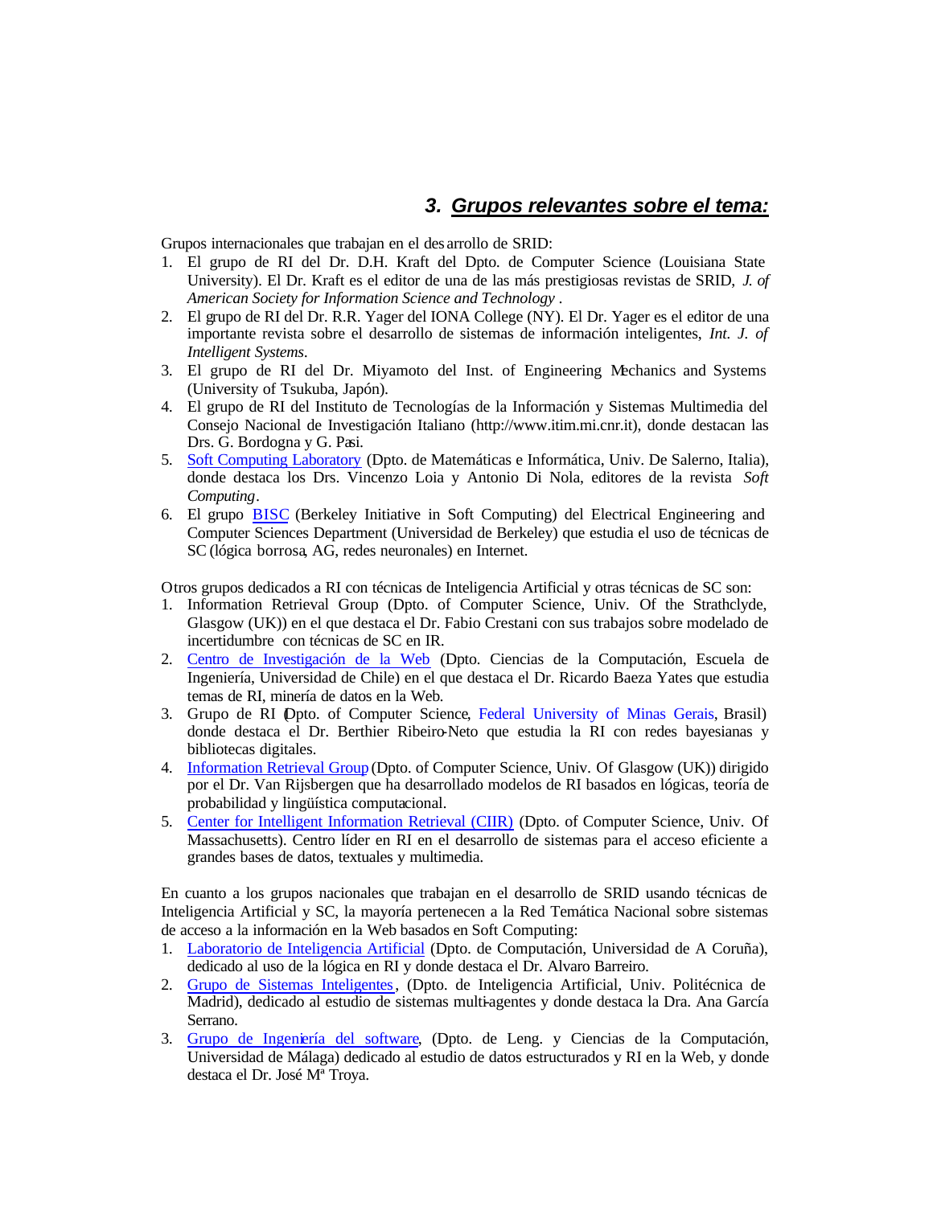### *3. Grupos relevantes sobre el tema:*

Grupos internacionales que trabajan en el desarrollo de SRID:

1. El grupo de RI del Dr. D.H. Kraft del Dpto. de Computer Science (Louisiana State University). El Dr. Kraft es el editor de una de las más prestigiosas revistas de SRID, *J. of American Society for Information Science and Technology* .
2. El grupo de RI del Dr. R.R. Yager del IONA College (NY). El Dr. Yager es el editor de una importante revista sobre el desarrollo de sistemas de información inteligentes, *Int. J. of Intelligent Systems*.
3. El grupo de RI del Dr. Miyamoto del Inst. of Engineering Mechanics and Systems (University of Tsukuba, Japón).
4. El grupo de RI del Instituto de Tecnologías de la Información y Sistemas Multimedia del Consejo Nacional de Investigación Italiano (http://www.itim.mi.cnr.it), donde destacan las Drs. G. Bordogna y G. Pasi.
5. Soft Computing Laboratory (Dpto. de Matemáticas e Informática, Univ. De Salerno, Italia), donde destaca los Drs. Vincenzo Loia y Antonio Di Nola, editores de la revista *Soft Computing*.
6. El grupo BISC (Berkeley Initiative in Soft Computing) del Electrical Engineering and Computer Sciences Department (Universidad de Berkeley) que estudia el uso de técnicas de SC (lógica borrosa, AG, redes neuronales) en Internet.

Otros grupos dedicados a RI con técnicas de Inteligencia Artificial y otras técnicas de SC son:

1. Information Retrieval Group (Dpto. of Computer Science, Univ. Of the Strathclyde, Glasgow (UK)) en el que destaca el Dr. Fabio Crestani con sus trabajos sobre modelado de incertidumbre con técnicas de SC en IR.
2. Centro de Investigación de la Web (Dpto. Ciencias de la Computación, Escuela de Ingeniería, Universidad de Chile) en el que destaca el Dr. Ricardo Baeza Yates que estudia temas de RI, minería de datos en la Web.
3. Grupo de RI (Dpto. of Computer Science, Federal University of Minas Gerais, Brasil) donde destaca el Dr. Berthier Ribeiro-Neto que estudia la RI con redes bayesianas y bibliotecas digitales.
4. Information Retrieval Group (Dpto. of Computer Science, Univ. Of Glasgow (UK)) dirigido por el Dr. Van Rijsbergen que ha desarrollado modelos de RI basados en lógicas, teoría de probabilidad y lingüística computacional.
5. Center for Intelligent Information Retrieval (CIIR) (Dpto. of Computer Science, Univ. Of Massachusetts). Centro líder en RI en el desarrollo de sistemas para el acceso eficiente a grandes bases de datos, textuales y multimedia.

En cuanto a los grupos nacionales que trabajan en el desarrollo de SRID usando técnicas de Inteligencia Artificial y SC, la mayoría pertenecen a la Red Temática Nacional sobre sistemas de acceso a la información en la Web basados en Soft Computing:

1. Laboratorio de Inteligencia Artificial (Dpto. de Computación, Universidad de A Coruña), dedicado al uso de la lógica en RI y donde destaca el Dr. Alvaro Barreiro.
2. Grupo de Sistemas Inteligentes, (Dpto. de Inteligencia Artificial, Univ. Politécnica de Madrid), dedicado al estudio de sistemas multi-agentes y donde destaca la Dra. Ana García Serrano.
3. Grupo de Ingeniería del software, (Dpto. de Leng. y Ciencias de la Computación, Universidad de Málaga) dedicado al estudio de datos estructurados y RI en la Web, y donde destaca el Dr. José Mª Troya.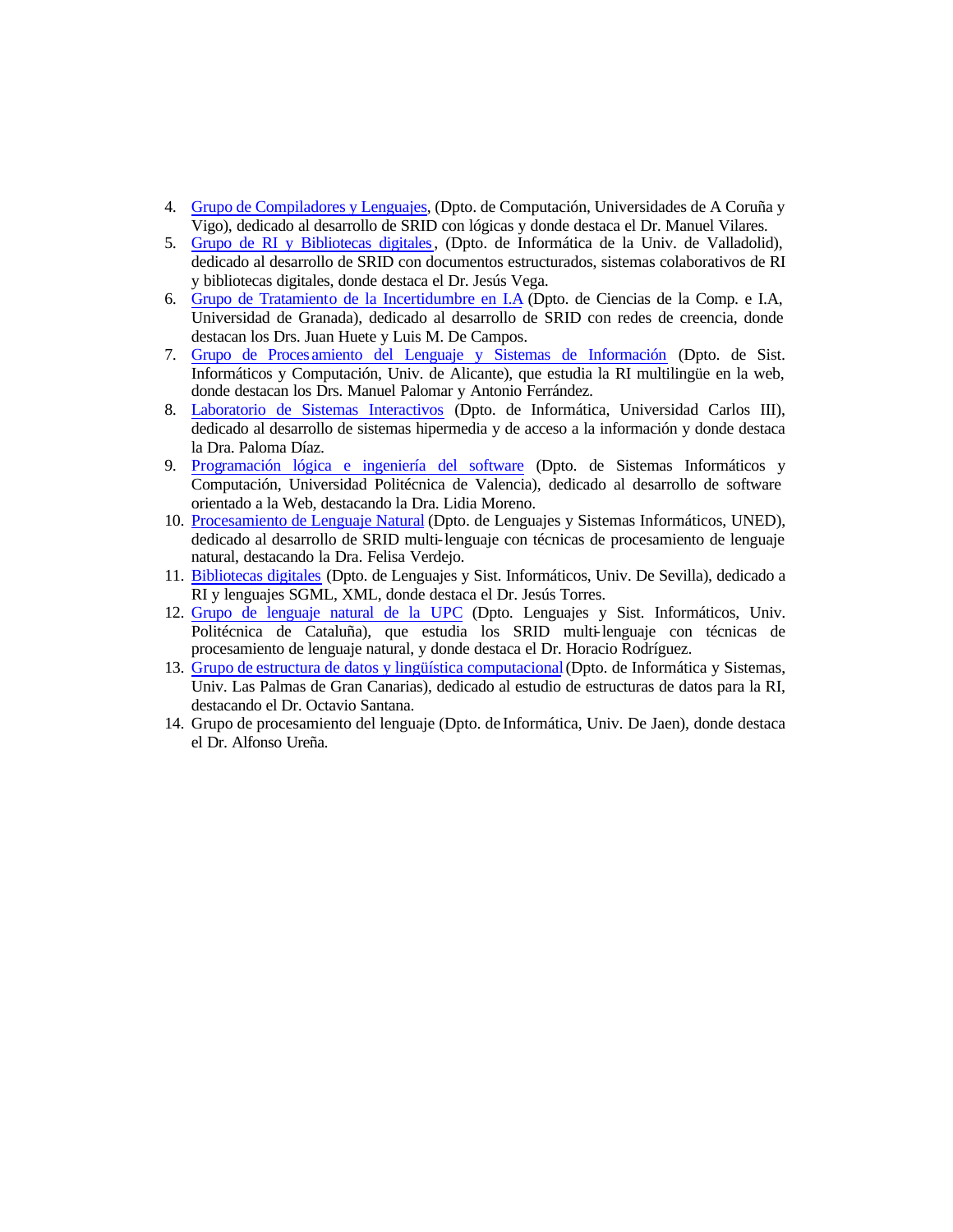4. Grupo de Compiladores y Lenguajes, (Dpto. de Computación, Universidades de A Coruña y Vigo), dedicado al desarrollo de SRID con lógicas y donde destaca el Dr. Manuel Vilares.
5. Grupo de RI y Bibliotecas digitales, (Dpto. de Informática de la Univ. de Valladolid), dedicado al desarrollo de SRID con documentos estructurados, sistemas colaborativos de RI y bibliotecas digitales, donde destaca el Dr. Jesús Vega.
6. Grupo de Tratamiento de la Incertidumbre en I.A (Dpto. de Ciencias de la Comp. e I.A, Universidad de Granada), dedicado al desarrollo de SRID con redes de creencia, donde destacan los Drs. Juan Huete y Luis M. De Campos.
7. Grupo de Procesamiento del Lenguaje y Sistemas de Información (Dpto. de Sist. Informáticos y Computación, Univ. de Alicante), que estudia la RI multilingüe en la web, donde destacan los Drs. Manuel Palomar y Antonio Ferrández.
8. Laboratorio de Sistemas Interactivos (Dpto. de Informática, Universidad Carlos III), dedicado al desarrollo de sistemas hipermedia y de acceso a la información y donde destaca la Dra. Paloma Díaz.
9. Programación lógica e ingeniería del software (Dpto. de Sistemas Informáticos y Computación, Universidad Politécnica de Valencia), dedicado al desarrollo de software orientado a la Web, destacando la Dra. Lidia Moreno.
10. Procesamiento de Lenguaje Natural (Dpto. de Lenguajes y Sistemas Informáticos, UNED), dedicado al desarrollo de SRID multi-lenguaje con técnicas de procesamiento de lenguaje natural, destacando la Dra. Felisa Verdejo.
11. Bibliotecas digitales (Dpto. de Lenguajes y Sist. Informáticos, Univ. De Sevilla), dedicado a RI y lenguajes SGML, XML, donde destaca el Dr. Jesús Torres.
12. Grupo de lenguaje natural de la UPC (Dpto. Lenguajes y Sist. Informáticos, Univ. Politécnica de Cataluña), que estudia los SRID multi-lenguaje con técnicas de procesamiento de lenguaje natural, y donde destaca el Dr. Horacio Rodríguez.
13. Grupo de estructura de datos y lingüística computacional (Dpto. de Informática y Sistemas, Univ. Las Palmas de Gran Canarias), dedicado al estudio de estructuras de datos para la RI, destacando el Dr. Octavio Santana.
14. Grupo de procesamiento del lenguaje (Dpto. de Informática, Univ. De Jaen), donde destaca el Dr. Alfonso Ureña.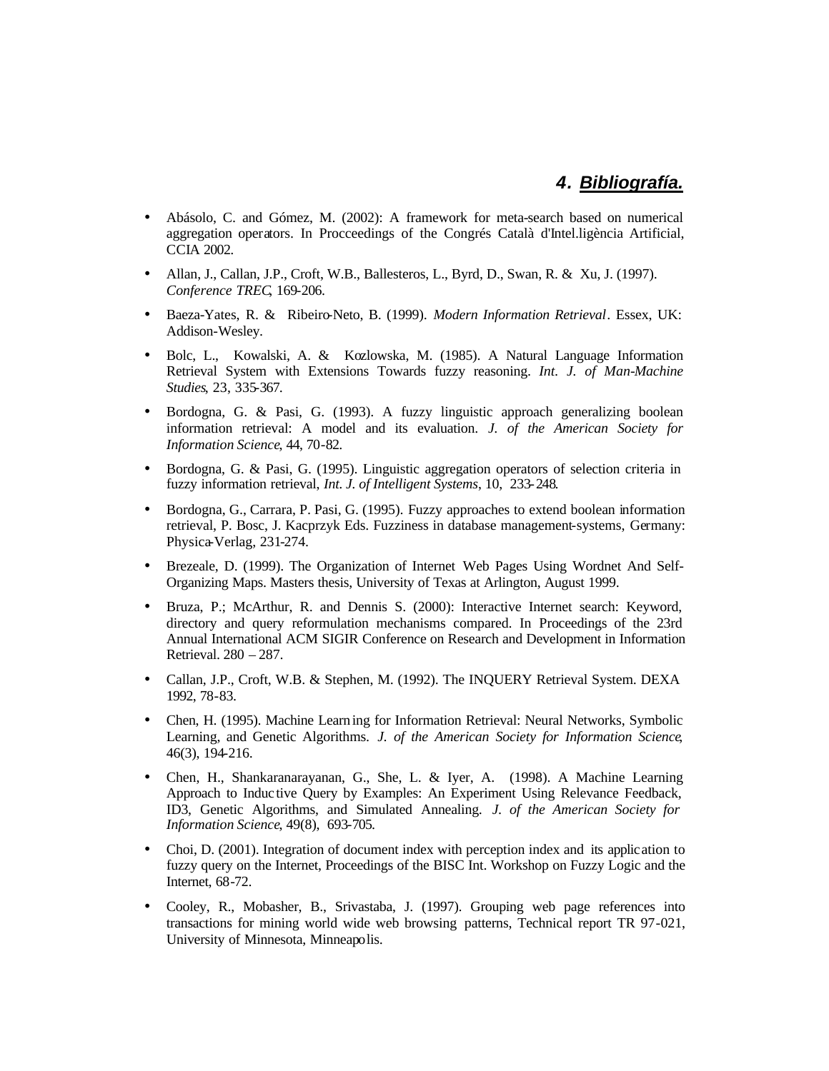## 4. Bibliografía.

- Abásolo, C. and Gómez, M. (2002): A framework for meta-search based on numerical aggregation operators. In Procceedings of the Congrés Català d'Intel.ligència Artificial, CCIA 2002.
- Allan, J., Callan, J.P., Croft, W.B., Ballesteros, L., Byrd, D., Swan, R. & Xu, J. (1997). *Conference TREC*, 169-206.
- Baeza-Yates, R. & Ribeiro-Neto, B. (1999). *Modern Information Retrieval*. Essex, UK: Addison-Wesley.
- Bolc, L., Kowalski, A. & Kozlowska, M. (1985). A Natural Language Information Retrieval System with Extensions Towards fuzzy reasoning. *Int. J. of Man-Machine Studies*, 23, 335-367.
- Bordogna, G. & Pasi, G. (1993). A fuzzy linguistic approach generalizing boolean information retrieval: A model and its evaluation. *J. of the American Society for Information Science*, 44, 70-82.
- Bordogna, G. & Pasi, G. (1995). Linguistic aggregation operators of selection criteria in fuzzy information retrieval, *Int. J. of Intelligent Systems*, 10, 233-248.
- Bordogna, G., Carrara, P. Pasi, G. (1995). Fuzzy approaches to extend boolean information retrieval, P. Bosc, J. Kacprzyk Eds. Fuzziness in database management-systems, Germany: Physica-Verlag, 231-274.
- Brezeale, D. (1999). The Organization of Internet Web Pages Using Wordnet And Self-Organizing Maps. Masters thesis, University of Texas at Arlington, August 1999.
- Bruza, P.; McArthur, R. and Dennis S. (2000): Interactive Internet search: Keyword, directory and query reformulation mechanisms compared. In Proceedings of the 23rd Annual International ACM SIGIR Conference on Research and Development in Information Retrieval. 280 – 287.
- Callan, J.P., Croft, W.B. & Stephen, M. (1992). The INQUERY Retrieval System. DEXA 1992, 78-83.
- Chen, H. (1995). Machine Learning for Information Retrieval: Neural Networks, Symbolic Learning, and Genetic Algorithms. *J. of the American Society for Information Science*, 46(3), 194-216.
- Chen, H., Shankaranarayanan, G., She, L. & Iyer, A. (1998). A Machine Learning Approach to Inductive Query by Examples: An Experiment Using Relevance Feedback, ID3, Genetic Algorithms, and Simulated Annealing. *J. of the American Society for Information Science*, 49(8), 693-705.
- Choi, D. (2001). Integration of document index with perception index and its application to fuzzy query on the Internet, Proceedings of the BISC Int. Workshop on Fuzzy Logic and the Internet, 68-72.
- Cooley, R., Mobasher, B., Srivastaba, J. (1997). Grouping web page references into transactions for mining world wide web browsing patterns, Technical report TR 97-021, University of Minnesota, Minneapolis.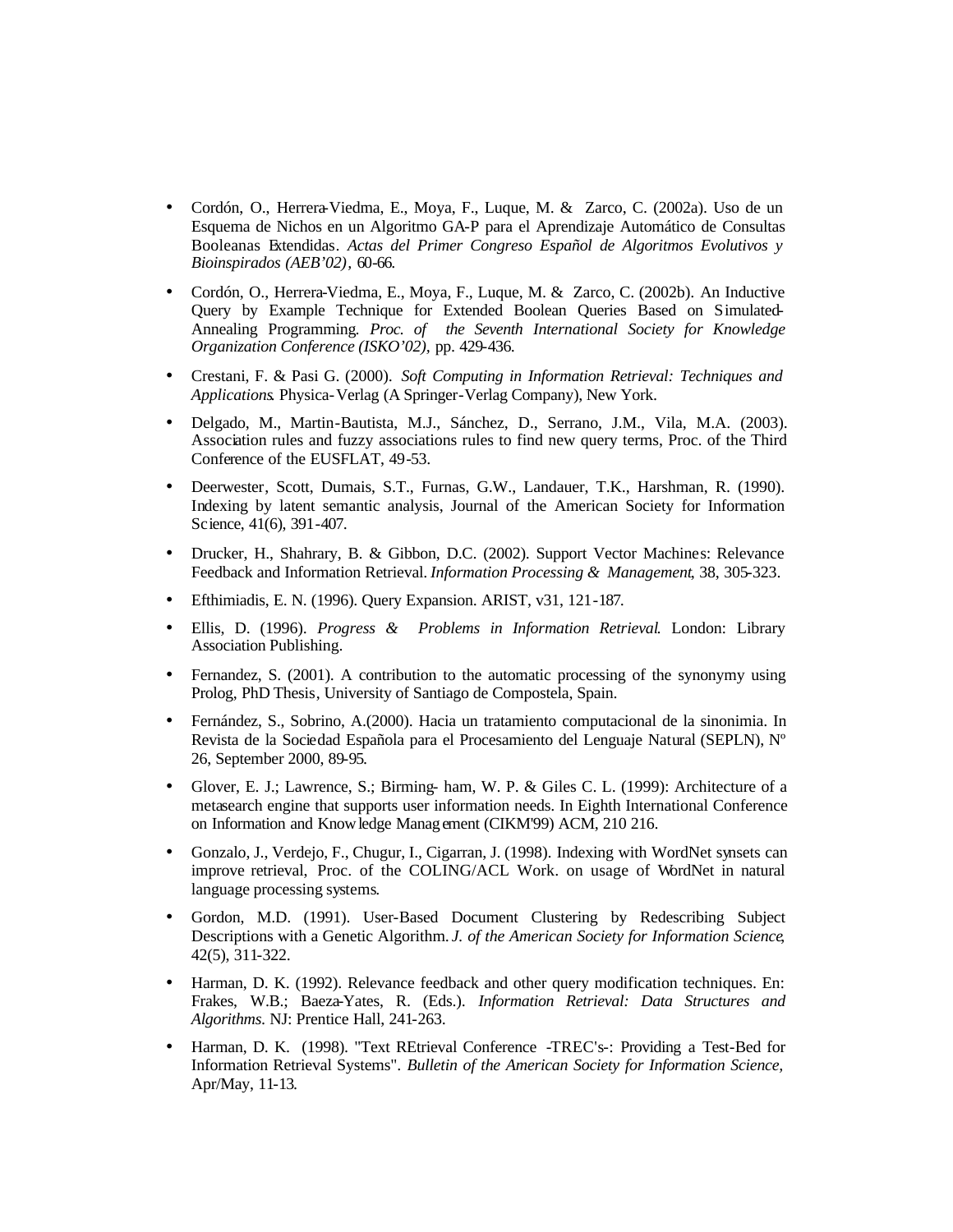- Cordón, O., Herrera-Viedma, E., Moya, F., Luque, M. & Zarco, C. (2002a). Uso de un Esquema de Nichos en un Algoritmo GA-P para el Aprendizaje Automático de Consultas Booleanas Extendidas. *Actas del Primer Congreso Español de Algoritmos Evolutivos y Bioinspirados (AEB'02)*, 60-66.

- Cordón, O., Herrera-Viedma, E., Moya, F., Luque, M. & Zarco, C. (2002b). An Inductive Query by Example Technique for Extended Boolean Queries Based on Simulated-Annealing Programming. *Proc. of the Seventh International Society for Knowledge Organization Conference (ISKO'02)*, pp. 429-436.

- Crestani, F. & Pasi G. (2000). *Soft Computing in Information Retrieval: Techniques and Applications*. Physica-Verlag (A Springer-Verlag Company), New York.

- Delgado, M., Martin-Bautista, M.J., Sánchez, D., Serrano, J.M., Vila, M.A. (2003). Association rules and fuzzy associations rules to find new query terms, Proc. of the Third Conference of the EUSFLAT, 49-53.

- Deerwester, Scott, Dumais, S.T., Furnas, G.W., Landauer, T.K., Harshman, R. (1990). Indexing by latent semantic analysis, Journal of the American Society for Information Science, 41(6), 391-407.

- Drucker, H., Shahrary, B. & Gibbon, D.C. (2002). Support Vector Machines: Relevance Feedback and Information Retrieval. *Information Processing & Management*, 38, 305-323.

- Efthimiadis, E. N. (1996). Query Expansion. ARIST, v31, 121-187.

- Ellis, D. (1996). *Progress & Problems in Information Retrieval*. London: Library Association Publishing.

- Fernandez, S. (2001). A contribution to the automatic processing of the synonymy using Prolog, PhD Thesis, University of Santiago de Compostela, Spain.

- Fernández, S., Sobrino, A.(2000). Hacia un tratamiento computacional de la sinonimia. In Revista de la Sociedad Española para el Procesamiento del Lenguaje Natural (SEPLN), Nº 26, September 2000, 89-95.

- Glover, E. J.; Lawrence, S.; Birming- ham, W. P. & Giles C. L. (1999): Architecture of a metasearch engine that supports user information needs. In Eighth International Conference on Information and Knowledge Management (CIKM'99) ACM, 210 216.

- Gonzalo, J., Verdejo, F., Chugur, I., Cigarran, J. (1998). Indexing with WordNet synsets can improve retrieval, Proc. of the COLING/ACL Work. on usage of WordNet in natural language processing systems.

- Gordon, M.D. (1991). User-Based Document Clustering by Redescribing Subject Descriptions with a Genetic Algorithm. *J. of the American Society for Information Science*, 42(5), 311-322.

- Harman, D. K. (1992). Relevance feedback and other query modification techniques. En: Frakes, W.B.; Baeza-Yates, R. (Eds.). *Information Retrieval: Data Structures and Algorithms*. NJ: Prentice Hall, 241-263.

- Harman, D. K. (1998). "Text REtrieval Conference -TREC's-: Providing a Test-Bed for Information Retrieval Systems". *Bulletin of the American Society for Information Science*, Apr/May, 11-13.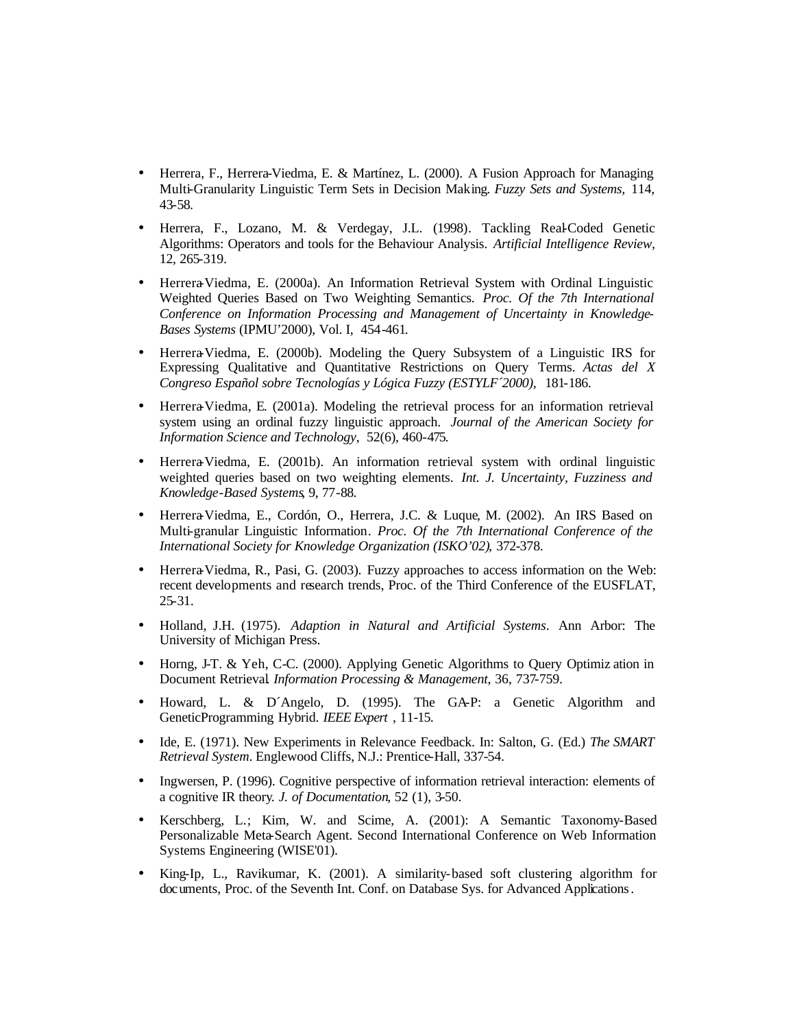- Herrera, F., Herrera-Viedma, E. & Martínez, L. (2000). A Fusion Approach for Managing Multi-Granularity Linguistic Term Sets in Decision Making. *Fuzzy Sets and Systems*, 114, 43-58.

- Herrera, F., Lozano, M. & Verdegay, J.L. (1998). Tackling Real-Coded Genetic Algorithms: Operators and tools for the Behaviour Analysis. *Artificial Intelligence Review*, 12, 265-319.

- Herrera-Viedma, E. (2000a). An Information Retrieval System with Ordinal Linguistic Weighted Queries Based on Two Weighting Semantics. *Proc. Of the 7th International Conference on Information Processing and Management of Uncertainty in Knowledge-Bases Systems* (IPMU'2000), Vol. I, 454-461.

- Herrera-Viedma, E. (2000b). Modeling the Query Subsystem of a Linguistic IRS for Expressing Qualitative and Quantitative Restrictions on Query Terms. *Actas del X Congreso Español sobre Tecnologías y Lógica Fuzzy (ESTYLF´2000),* 181-186.

- Herrera-Viedma, E. (2001a). Modeling the retrieval process for an information retrieval system using an ordinal fuzzy linguistic approach. *Journal of the American Society for Information Science and Technology*, 52(6), 460-475.

- Herrera-Viedma, E. (2001b). An information retrieval system with ordinal linguistic weighted queries based on two weighting elements. *Int. J. Uncertainty, Fuzziness and Knowledge-Based Systems*, 9, 77-88.

- Herrera-Viedma, E., Cordón, O., Herrera, J.C. & Luque, M. (2002). An IRS Based on Multi-granular Linguistic Information. *Proc. Of the 7th International Conference of the International Society for Knowledge Organization (ISKO'02),* 372-378.

- Herrera-Viedma, R., Pasi, G. (2003). Fuzzy approaches to access information on the Web: recent developments and research trends, Proc. of the Third Conference of the EUSFLAT, 25-31.

- Holland, J.H. (1975). *Adaption in Natural and Artificial Systems*. Ann Arbor: The University of Michigan Press.

- Horng, J-T. & Yeh, C-C. (2000). Applying Genetic Algorithms to Query Optimization in Document Retrieval. *Information Processing & Management*, 36, 737-759.

- Howard, L. & D´Angelo, D. (1995). The GA-P: a Genetic Algorithm and GeneticProgramming Hybrid. *IEEE Expert* , 11-15.

- Ide, E. (1971). New Experiments in Relevance Feedback. In: Salton, G. (Ed.) *The SMART Retrieval System*. Englewood Cliffs, N.J.: Prentice-Hall, 337-54.

- Ingwersen, P. (1996). Cognitive perspective of information retrieval interaction: elements of a cognitive IR theory. *J. of Documentation*, 52 (1), 3-50.

- Kerschberg, L.; Kim, W. and Scime, A. (2001): A Semantic Taxonomy-Based Personalizable Meta-Search Agent. Second International Conference on Web Information Systems Engineering (WISE'01).

- King-Ip, L., Ravikumar, K. (2001). A similarity-based soft clustering algorithm for documents, Proc. of the Seventh Int. Conf. on Database Sys. for Advanced Applications.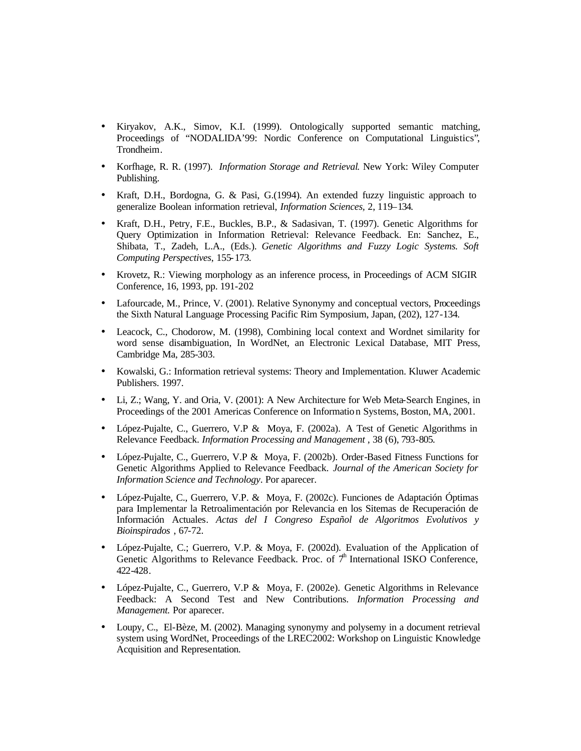- Kiryakov, A.K., Simov, K.I. (1999). Ontologically supported semantic matching, Proceedings of "NODALIDA'99: Nordic Conference on Computational Linguistics", Trondheim.
- Korfhage, R. R. (1997). *Information Storage and Retrieval*. New York: Wiley Computer Publishing.
- Kraft, D.H., Bordogna, G. & Pasi, G.(1994). An extended fuzzy linguistic approach to generalize Boolean information retrieval, *Information Sciences*, 2, 119–134.
- Kraft, D.H., Petry, F.E., Buckles, B.P., & Sadasivan, T. (1997). Genetic Algorithms for Query Optimization in Information Retrieval: Relevance Feedback. En: Sanchez, E., Shibata, T., Zadeh, L.A., (Eds.). *Genetic Algorithms and Fuzzy Logic Systems. Soft Computing Perspectives*, 155-173.
- Krovetz, R.: Viewing morphology as an inference process, in Proceedings of ACM SIGIR Conference, 16, 1993, pp. 191-202
- Lafourcade, M., Prince, V. (2001). Relative Synonymy and conceptual vectors, Proceedings the Sixth Natural Language Processing Pacific Rim Symposium, Japan, (202), 127-134.
- Leacock, C., Chodorow, M. (1998), Combining local context and Wordnet similarity for word sense disambiguation, In WordNet, an Electronic Lexical Database, MIT Press, Cambridge Ma, 285-303.
- Kowalski, G.: Information retrieval systems: Theory and Implementation. Kluwer Academic Publishers. 1997.
- Li, Z.; Wang, Y. and Oria, V. (2001): A New Architecture for Web Meta-Search Engines, in Proceedings of the 2001 Americas Conference on Information Systems, Boston, MA, 2001.
- López-Pujalte, C., Guerrero, V.P & Moya, F. (2002a). A Test of Genetic Algorithms in Relevance Feedback. *Information Processing and Management* , 38 (6), 793-805.
- López-Pujalte, C., Guerrero, V.P & Moya, F. (2002b). Order-Based Fitness Functions for Genetic Algorithms Applied to Relevance Feedback. *Journal of the American Society for Information Science and Technology*. Por aparecer.
- López-Pujalte, C., Guerrero, V.P. & Moya, F. (2002c). Funciones de Adaptación Óptimas para Implementar la Retroalimentación por Relevancia en los Sitemas de Recuperación de Información Actuales. *Actas del I Congreso Español de Algoritmos Evolutivos y Bioinspirados* , 67-72.
- López-Pujalte, C.; Guerrero, V.P. & Moya, F. (2002d). Evaluation of the Application of Genetic Algorithms to Relevance Feedback. Proc. of 7th International ISKO Conference, 422-428.
- López-Pujalte, C., Guerrero, V.P & Moya, F. (2002e). Genetic Algorithms in Relevance Feedback: A Second Test and New Contributions. *Information Processing and Management.* Por aparecer.
- Loupy, C., El-Bèze, M. (2002). Managing synonymy and polysemy in a document retrieval system using WordNet, Proceedings of the LREC2002: Workshop on Linguistic Knowledge Acquisition and Representation.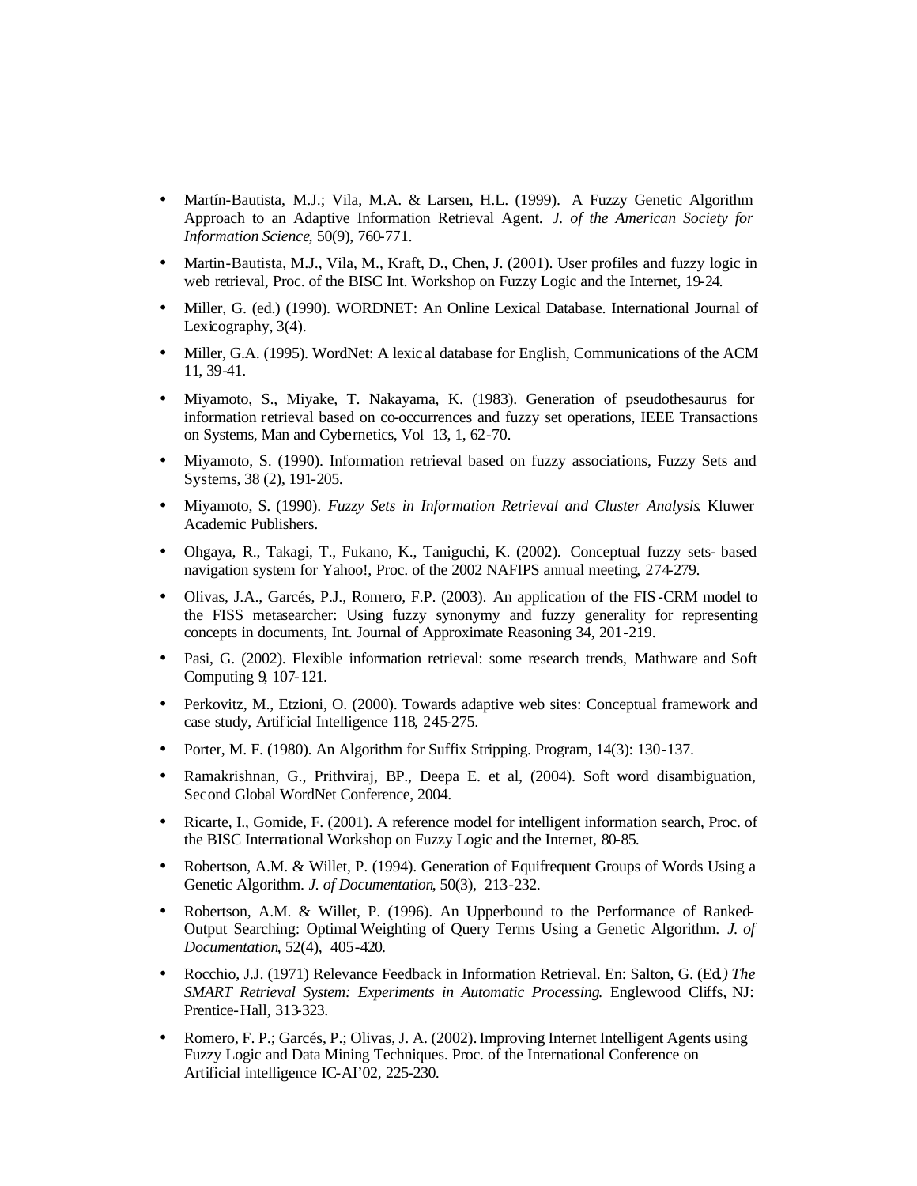- Martín-Bautista, M.J.; Vila, M.A. & Larsen, H.L. (1999). A Fuzzy Genetic Algorithm Approach to an Adaptive Information Retrieval Agent. *J. of the American Society for Information Science*, 50(9), 760-771.
- Martin-Bautista, M.J., Vila, M., Kraft, D., Chen, J. (2001). User profiles and fuzzy logic in web retrieval, Proc. of the BISC Int. Workshop on Fuzzy Logic and the Internet, 19-24.
- Miller, G. (ed.) (1990). WORDNET: An Online Lexical Database. International Journal of Lexicography, 3(4).
- Miller, G.A. (1995). WordNet: A lexical database for English, Communications of the ACM 11, 39-41.
- Miyamoto, S., Miyake, T. Nakayama, K. (1983). Generation of pseudothesaurus for information retrieval based on co-occurrences and fuzzy set operations, IEEE Transactions on Systems, Man and Cybernetics, Vol 13, 1, 62-70.
- Miyamoto, S. (1990). Information retrieval based on fuzzy associations, Fuzzy Sets and Systems, 38 (2), 191-205.
- Miyamoto, S. (1990). *Fuzzy Sets in Information Retrieval and Cluster Analysis*. Kluwer Academic Publishers.
- Ohgaya, R., Takagi, T., Fukano, K., Taniguchi, K. (2002). Conceptual fuzzy sets- based navigation system for Yahoo!, Proc. of the 2002 NAFIPS annual meeting, 274-279.
- Olivas, J.A., Garcés, P.J., Romero, F.P. (2003). An application of the FIS-CRM model to the FISS metasearcher: Using fuzzy synonymy and fuzzy generality for representing concepts in documents, Int. Journal of Approximate Reasoning 34, 201-219.
- Pasi, G. (2002). Flexible information retrieval: some research trends, Mathware and Soft Computing 9, 107-121.
- Perkovitz, M., Etzioni, O. (2000). Towards adaptive web sites: Conceptual framework and case study, Artificial Intelligence 118, 245-275.
- Porter, M. F. (1980). An Algorithm for Suffix Stripping. Program, 14(3): 130-137.
- Ramakrishnan, G., Prithviraj, BP., Deepa E. et al, (2004). Soft word disambiguation, Second Global WordNet Conference, 2004.
- Ricarte, I., Gomide, F. (2001). A reference model for intelligent information search, Proc. of the BISC International Workshop on Fuzzy Logic and the Internet, 80-85.
- Robertson, A.M. & Willet, P. (1994). Generation of Equifrequent Groups of Words Using a Genetic Algorithm. *J. of Documentation*, 50(3), 213-232.
- Robertson, A.M. & Willet, P. (1996). An Upperbound to the Performance of Ranked-Output Searching: Optimal Weighting of Query Terms Using a Genetic Algorithm. *J. of Documentation*, 52(4), 405-420.
- Rocchio, J.J. (1971) Relevance Feedback in Information Retrieval. En: Salton, G. (Ed.*) The SMART Retrieval System: Experiments in Automatic Processing*. Englewood Cliffs, NJ: Prentice-Hall, 313-323.
- Romero, F. P.; Garcés, P.; Olivas, J. A. (2002). Improving Internet Intelligent Agents using Fuzzy Logic and Data Mining Techniques. Proc. of the International Conference on Artificial intelligence IC-AI'02, 225-230.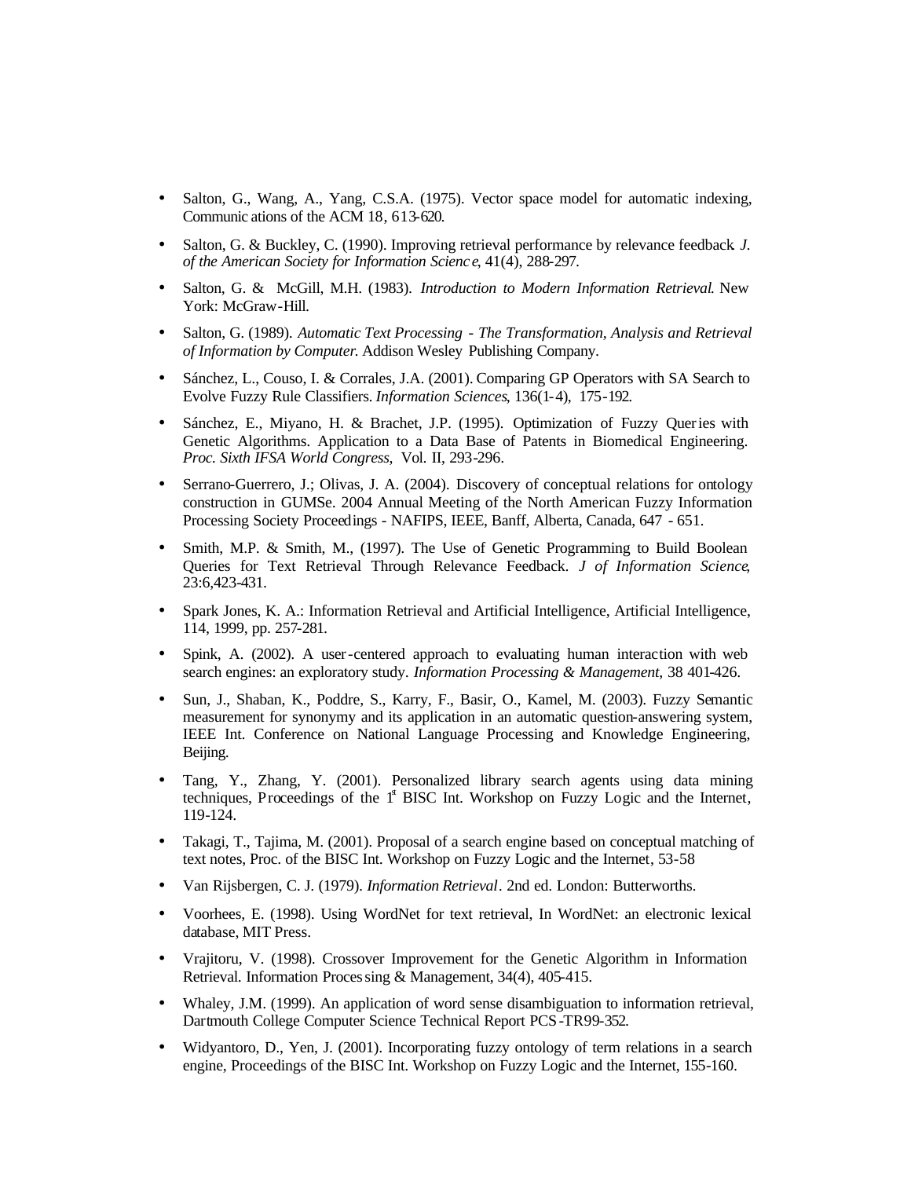- Salton, G., Wang, A., Yang, C.S.A. (1975). Vector space model for automatic indexing, Communications of the ACM 18, 613-620.
- Salton, G. & Buckley, C. (1990). Improving retrieval performance by relevance feedback. *J. of the American Society for Information Science*, 41(4), 288-297.
- Salton, G. & McGill, M.H. (1983). *Introduction to Modern Information Retrieval*. New York: McGraw-Hill.
- Salton, G. (1989). *Automatic Text Processing - The Transformation, Analysis and Retrieval of Information by Computer.* Addison Wesley Publishing Company.
- Sánchez, L., Couso, I. & Corrales, J.A. (2001). Comparing GP Operators with SA Search to Evolve Fuzzy Rule Classifiers. *Information Sciences*, 136(1-4), 175-192.
- Sánchez, E., Miyano, H. & Brachet, J.P. (1995). Optimization of Fuzzy Queries with Genetic Algorithms. Application to a Data Base of Patents in Biomedical Engineering. *Proc. Sixth IFSA World Congress*, Vol. II, 293-296.
- Serrano-Guerrero, J.; Olivas, J. A. (2004). Discovery of conceptual relations for ontology construction in GUMSe. 2004 Annual Meeting of the North American Fuzzy Information Processing Society Proceedings - NAFIPS, IEEE, Banff, Alberta, Canada, 647 - 651.
- Smith, M.P. & Smith, M., (1997). The Use of Genetic Programming to Build Boolean Queries for Text Retrieval Through Relevance Feedback. *J of Information Science*, 23:6,423-431.
- Spark Jones, K. A.: Information Retrieval and Artificial Intelligence, Artificial Intelligence, 114, 1999, pp. 257-281.
- Spink, A. (2002). A user-centered approach to evaluating human interaction with web search engines: an exploratory study. *Information Processing & Management*, 38 401-426.
- Sun, J., Shaban, K., Poddre, S., Karry, F., Basir, O., Kamel, M. (2003). Fuzzy Semantic measurement for synonymy and its application in an automatic question-answering system, IEEE Int. Conference on National Language Processing and Knowledge Engineering, Beijing.
- Tang, Y., Zhang, Y. (2001). Personalized library search agents using data mining techniques, Proceedings of the 1st BISC Int. Workshop on Fuzzy Logic and the Internet, 119-124.
- Takagi, T., Tajima, M. (2001). Proposal of a search engine based on conceptual matching of text notes, Proc. of the BISC Int. Workshop on Fuzzy Logic and the Internet, 53-58
- Van Rijsbergen, C. J. (1979). *Information Retrieval*. 2nd ed. London: Butterworths.
- Voorhees, E. (1998). Using WordNet for text retrieval, In WordNet: an electronic lexical database, MIT Press.
- Vrajitoru, V. (1998). Crossover Improvement for the Genetic Algorithm in Information Retrieval. Information Processing & Management, 34(4), 405-415.
- Whaley, J.M. (1999). An application of word sense disambiguation to information retrieval, Dartmouth College Computer Science Technical Report PCS-TR99-352.
- Widyantoro, D., Yen, J. (2001). Incorporating fuzzy ontology of term relations in a search engine, Proceedings of the BISC Int. Workshop on Fuzzy Logic and the Internet, 155-160.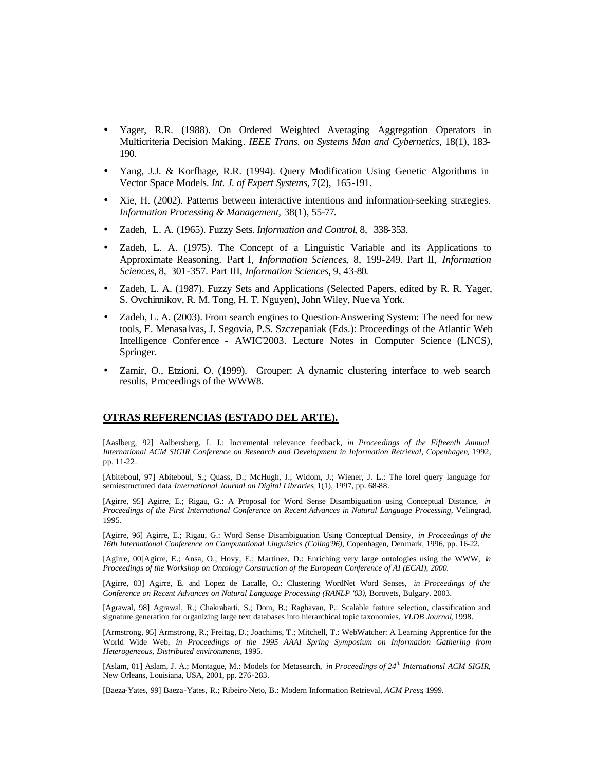- Yager, R.R. (1988). On Ordered Weighted Averaging Aggregation Operators in Multicriteria Decision Making. *IEEE Trans. on Systems Man and Cybernetics*, 18(1), 183-190.

- Yang, J.J. & Korfhage, R.R. (1994). Query Modification Using Genetic Algorithms in Vector Space Models. *Int. J. of Expert Systems*, 7(2), 165-191.

- Xie, H. (2002). Patterns between interactive intentions and information-seeking strategies. *Information Processing & Management*, 38(1), 55-77.

- Zadeh, L. A. (1965). Fuzzy Sets. *Information and Control*, 8, 338-353.

- Zadeh, L. A. (1975). The Concept of a Linguistic Variable and its Applications to Approximate Reasoning. Part I, *Information Sciences*, 8, 199-249. Part II, *Information Sciences*, 8, 301-357. Part III, *Information Sciences*, 9, 43-80.

- Zadeh, L. A. (1987). Fuzzy Sets and Applications (Selected Papers, edited by R. R. Yager, S. Ovchinnikov, R. M. Tong, H. T. Nguyen), John Wiley, Nueva York.

- Zadeh, L. A. (2003). From search engines to Question-Answering System: The need for new tools, E. Menasalvas, J. Segovia, P.S. Szczepaniak (Eds.): Proceedings of the Atlantic Web Intelligence Conference - AWIC'2003. Lecture Notes in Computer Science (LNCS), Springer.

- Zamir, O., Etzioni, O. (1999). Grouper: A dynamic clustering interface to web search results, Proceedings of the WWW8.

## OTRAS REFERENCIAS (ESTADO DEL ARTE).

[Aaslberg, 92] Aalbersberg, I. J.: Incremental relevance feedback, *in Proceedings of the Fifteenth Annual International ACM SIGIR Conference on Research and Development in Information Retrieval, Copenhagen*, 1992, pp. 11-22.

[Abiteboul, 97] Abiteboul, S.; Quass, D.; McHugh, J.; Widom, J.; Wiener, J. L.: The lorel query language for semiestructured data *International Journal on Digital Libraries*, 1(1), 1997, pp. 68-88.

[Agirre, 95] Agirre, E.; Rigau, G.: A Proposal for Word Sense Disambiguation using Conceptual Distance, *in Proceedings of the First International Conference on Recent Advances in Natural Language Processing*, Velingrad, 1995.

[Agirre, 96] Agirre, E.; Rigau, G.: Word Sense Disambiguation Using Conceptual Density, *in Proceedings of the 16th International Conference on Computational Linguistics (Coling'96)*, Copenhagen, Denmark, 1996, pp. 16-22.

[Agirre, 00]Agirre, E.; Ansa, O.; Hovy, E.; Martínez, D.: Enriching very large ontologies using the WWW, *in Proceedings of the Workshop on Ontology Construction of the European Conference of AI (ECAI), 2000.*

[Agirre, 03] Agirre, E. and Lopez de Lacalle, O.: Clustering WordNet Word Senses, *in Proceedings of the Conference on Recent Advances on Natural Language Processing (RANLP '03)*, Borovets, Bulgary. 2003.

[Agrawal, 98] Agrawal, R.; Chakrabarti, S.; Dom, B.; Raghavan, P.: Scalable feature selection, classification and signature generation for organizing large text databases into hierarchical topic taxonomies, *VLDB Journal*, 1998.

[Armstrong, 95] Armstrong, R.; Freitag, D.; Joachims, T.; Mitchell, T.: WebWatcher: A Learning Apprentice for the World Wide Web, *in Proceedings of the 1995 AAAI Spring Symposium on Information Gathering from Heterogeneous, Distributed environments*, 1995.

[Aslam, 01] Aslam, J. A.; Montague, M.: Models for Metasearch, *in Proceedings of 24th Internationsl ACM SIGIR*, New Orleans, Louisiana, USA, 2001, pp. 276-283.

[Baeza-Yates, 99] Baeza-Yates, R.; Ribeiro-Neto, B.: Modern Information Retrieval, *ACM Press*, 1999.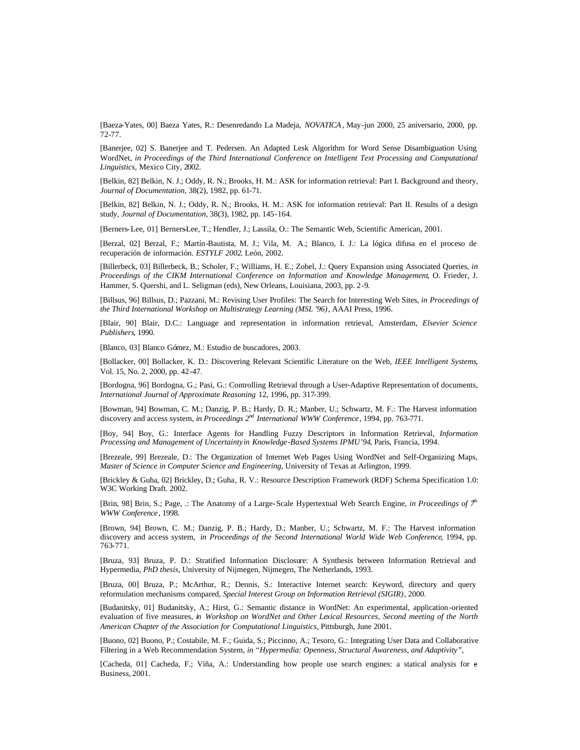[Baeza-Yates, 00] Baeza Yates, R.: Desenredando La Madeja, *NOVATICA*, May-jun 2000, 25 aniversario, 2000, pp. 72-77.

[Banerjee, 02] S. Banerjee and T. Pedersen. An Adapted Lesk Algorithm for Word Sense Disambiguation Using WordNet, *in Proceedings of the Third International Conference on Intelligent Text Processing and Computational Linguistics*, Mexico City, 2002.

[Belkin, 82] Belkin, N. J.; Oddy, R. N.; Brooks, H. M.: ASK for information retrieval: Part I. Background and theory, *Journal of Documentation*, 38(2), 1982, pp. 61-71.

[Belkin, 82] Belkin, N. J.; Oddy, R. N.; Brooks, H. M.: ASK for information retrieval: Part II. Results of a design study, *Journal of Documentation*, 38(3), 1982, pp. 145-164.

[Berners-Lee, 01] Berners-Lee, T.; Hendler, J.; Lassila, O.: The Semantic Web, Scientific American, 2001.

[Berzal, 02] Berzal, F.; Martín-Bautista, M. J.; Vila, M. A.; Blanco, I. J.: La lógica difusa en el proceso de recuperación de información. *ESTYLF 2002*. León, 2002.

[Billerbeck, 03] Billerbeck, B.; Scholer, F.; Williams, H. E.; Zobel, J.: Query Expansion using Associated Queries, *in Proceedings of the CIKM International Conference on Information and Knowledge Management*, O. Frieder, J. Hammer, S. Quershi, and L. Seligman (eds), New Orleans, Louisiana, 2003, pp. 2-9.

[Billsus, 96] Billsus, D.; Pazzani, M.: Revising User Profiles: The Search for Interesting Web Sites, *in Proceedings of the Third International Workshop on Multistrategy Learning (MSL '96)*, AAAI Press, 1996.

[Blair, 90] Blair, D.C.: Language and representation in information retrieval, Amsterdam, *Elsevier Science Publishers*, 1990.

[Blanco, 03] Blanco Gómez, M.: Estudio de buscadores, 2003.

[Bollacker, 00] Bollacker, K. D.: Discovering Relevant Scientific Literature on the Web, *IEEE Intelligent Systems*, Vol. 15, No. 2, 2000, pp. 42-47.

[Bordogna, 96] Bordogna, G.; Pasi, G.: Controlling Retrieval through a User-Adaptive Representation of documents, *International Journal of Approximate Reasoning* 12, 1996, pp. 317-399.

[Bowman, 94] Bowman, C. M.; Danzig, P. B.; Hardy, D. R.; Manber, U.; Schwartz, M. F.: The Harvest information discovery and access system, *in Proceedings 2nd International WWW Conference*, 1994, pp. 763-771.

[Boy, 94] Boy, G.: Interface Agents for Handling Fuzzy Descriptors in Information Retrieval, *Information Processing and Management of Uncertainty in Knowledge-Based Systems IPMU'94*, Paris, Francia, 1994.

[Brezeale, 99] Brezeale, D.: The Organization of Internet Web Pages Using WordNet and Self-Organizing Maps, *Master of Science in Computer Science and Engineering*, University of Texas at Arlington, 1999.

[Brickley & Guha, 02] Brickley, D.; Guha, R. V.: Resource Description Framework (RDF) Schema Specification 1.0: W3C Working Draft. 2002.

[Brin, 98] Brin, S.; Page, .: The Anatomy of a Large-Scale Hypertextual Web Search Engine, *in Proceedings of 7th WWW Conference*, 1998.

[Brown, 94] Brown, C. M.; Danzig, P. B.; Hardy, D.; Manber, U.; Schwartz, M. F.: The Harvest information discovery and access system, *in Proceedings of the Second International World Wide Web Conference*, 1994, pp. 763-771.

[Bruza, 93] Bruza, P. D.: Stratified Information Disclosure: A Synthesis between Information Retrieval and Hypermedia, *PhD thesis*, University of Nijmegen, Nijmegen, The Netherlands, 1993.

[Bruza, 00] Bruza, P.; McArthur, R.; Dennis, S.: Interactive Internet search: Keyword, directory and query reformulation mechanisms compared, *Special Interest Group on Information Retrieval (SIGIR)*, 2000.

[Budanitsky, 01] Budanitsky, A.; Hirst, G.: Semantic distance in WordNet: An experimental, application-oriented evaluation of five measures, *in Workshop on WordNet and Other Lexical Resources, Second meeting of the North American Chapter of the Association for Computational Linguistics*, Pittsburgh, June 2001.

[Buono, 02] Buono, P.; Costabile, M. F.; Guida, S.; Piccinno, A.; Tesoro, G.: Integrating User Data and Collaborative Filtering in a Web Recommendation System, *in "Hypermedia: Openness, Structural Awareness, and Adaptivity"*,

[Cacheda, 01] Cacheda, F.; Viña, A.: Understanding how people use search engines: a statical analysis for e Business, 2001.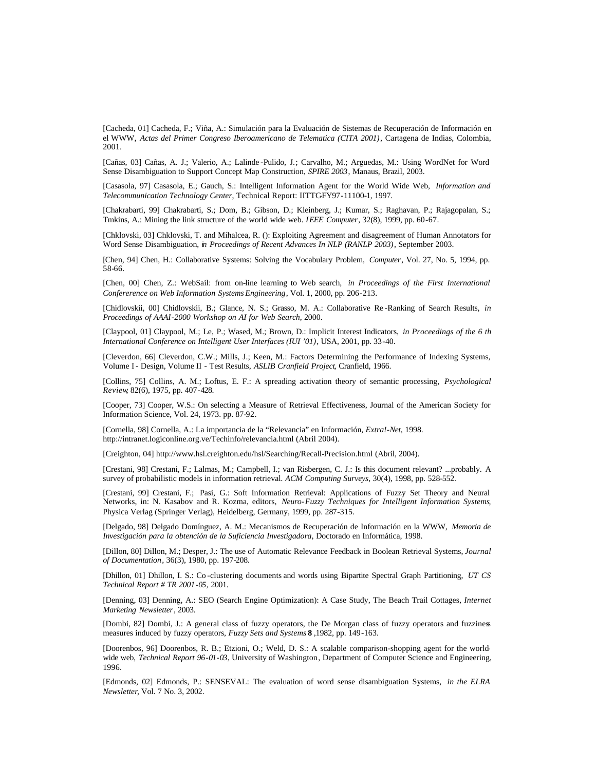[Cacheda, 01] Cacheda, F.; Viña, A.: Simulación para la Evaluación de Sistemas de Recuperación de Información en el WWW, *Actas del Primer Congreso Iberoamericano de Telematica (CITA 2001)*, Cartagena de Indias, Colombia, 2001.

[Cañas, 03] Cañas, A. J.; Valerio, A.; Lalinde-Pulido, J.; Carvalho, M.; Arguedas, M.: Using WordNet for Word Sense Disambiguation to Support Concept Map Construction, *SPIRE 2003*, Manaus, Brazil, 2003.

[Casasola, 97] Casasola, E.; Gauch, S.: Intelligent Information Agent for the World Wide Web, *Information and Telecommunication Technology Center*, Technical Report: IITTC-FY97-11100-1, 1997.

[Chakrabarti, 99] Chakrabarti, S.; Dom, B.; Gibson, D.; Kleinberg, J.; Kumar, S.; Raghavan, P.; Rajagopalan, S.; Tmkins, A.: Mining the link structure of the world wide web. *IEEE Computer*, 32(8), 1999, pp. 60-67.

[Chklovski, 03] Chklovski, T. and Mihalcea, R. (): Exploiting Agreement and disagreement of Human Annotators for Word Sense Disambiguation, *in Proceedings of Recent Advances In NLP (RANLP 2003)*, September 2003.

[Chen, 94] Chen, H.: Collaborative Systems: Solving the Vocabulary Problem, *Computer*, Vol. 27, No. 5, 1994, pp. 58-66.

[Chen, 00] Chen, Z.: WebSail: from on-line learning to Web search, *in Proceedings of the First International Confererence on Web Information Systems Engineering*, Vol. 1, 2000, pp. 206-213.

[Chidlovskii, 00] Chidlovskii, B.; Glance, N. S.; Grasso, M. A.: Collaborative Re-Ranking of Search Results, *in Proceedings of AAAI-2000 Workshop on AI for Web Search*, 2000.

[Claypool, 01] Claypool, M.; Le, P.; Wased, M.; Brown, D.: Implicit Interest Indicators, *in Proceedings of the 6 th International Conference on Intelligent User Interfaces (IUI '01)*, USA, 2001, pp. 33-40.

[Cleverdon, 66] Cleverdon, C.W.; Mills, J.; Keen, M.: Factors Determining the Performance of Indexing Systems, Volume I - Design, Volume II - Test Results, *ASLIB Cranfield Project*, Cranfield, 1966.

[Collins, 75] Collins, A. M.; Loftus, E. F.: A spreading activation theory of semantic processing, *Psychological Review*, 82(6), 1975, pp. 407-428.

[Cooper, 73] Cooper, W.S.: On selecting a Measure of Retrieval Effectiveness, Journal of the American Society for Information Science, Vol. 24, 1973. pp. 87-92.

[Cornella, 98] Cornella, A.: La importancia de la "Relevancia" en Información, *Extra!-Net*, 1998. http://intranet.logiconline.org.ve/Techinfo/relevancia.html (Abril 2004).

[Creighton, 04] http://www.hsl.creighton.edu/hsl/Searching/Recall-Precision.html (Abril, 2004).

[Crestani, 98] Crestani, F.; Lalmas, M.; Campbell, I.; van Risbergen, C. J.: Is this document relevant? ...probably. A survey of probabilistic models in information retrieval. *ACM Computing Surveys*, 30(4), 1998, pp. 528-552.

[Crestani, 99] Crestani, F.; Pasi, G.: Soft Information Retrieval: Applications of Fuzzy Set Theory and Neural Networks, in: N. Kasabov and R. Kozma, editors, *Neuro-Fuzzy Techniques for Intelligent Information Systems*, Physica Verlag (Springer Verlag), Heidelberg, Germany, 1999, pp. 287-315.

[Delgado, 98] Delgado Domínguez, A. M.: Mecanismos de Recuperación de Información en la WWW, *Memoria de Investigación para la obtención de la Suficiencia Investigadora*, Doctorado en Informática, 1998.

[Dillon, 80] Dillon, M.; Desper, J.: The use of Automatic Relevance Feedback in Boolean Retrieval Systems, *Journal of Documentation*, 36(3), 1980, pp. 197-208.

[Dhillon, 01] Dhillon, I. S.: Co-clustering documents and words using Bipartite Spectral Graph Partitioning, *UT CS Technical Report # TR 2001-05*, 2001.

[Denning, 03] Denning, A.: SEO (Search Engine Optimization): A Case Study, The Beach Trail Cottages, *Internet Marketing Newsletter*, 2003.

[Dombi, 82] Dombi, J.: A general class of fuzzy operators, the De Morgan class of fuzzy operators and fuzziness measures induced by fuzzy operators, *Fuzzy Sets and Systems* **8**, 1982, pp. 149-163.

[Doorenbos, 96] Doorenbos, R. B.; Etzioni, O.; Weld, D. S.: A scalable comparison-shopping agent for the world-wide web, *Technical Report 96-01-03*, University of Washington, Department of Computer Science and Engineering, 1996.

[Edmonds, 02] Edmonds, P.: SENSEVAL: The evaluation of word sense disambiguation Systems, *in the ELRA Newsletter*, Vol. 7 No. 3, 2002.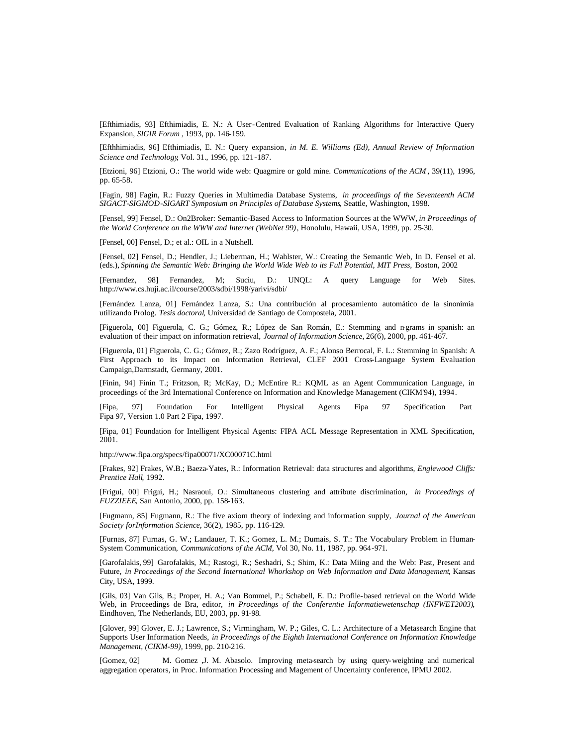[Efthimiadis, 93] Efthimiadis, E. N.: A User-Centred Evaluation of Ranking Algorithms for Interactive Query Expansion, *SIGIR Forum* , 1993, pp. 146-159.

[Efthhimiadis, 96] Efthimiadis, E. N.: Query expansion, *in M. E. Williams (Ed), Annual Review of Information Science and Technology*, Vol. 31., 1996, pp. 121-187.

[Etzioni, 96] Etzioni, O.: The world wide web: Quagmire or gold mine. *Communications of the ACM* , 39(11), 1996, pp. 65-58.

[Fagin, 98] Fagin, R.: Fuzzy Queries in Multimedia Database Systems, *in proceedings of the Seventeenth ACM SIGACT-SIGMOD-SIGART Symposium on Principles of Database Systems*, Seattle, Washington, 1998.

[Fensel, 99] Fensel, D.: On2Broker: Semantic-Based Access to Information Sources at the WWW, *in Proceedings of the World Conference on the WWW and Internet (WebNet 99)*, Honolulu, Hawaii, USA, 1999, pp. 25-30.

[Fensel, 00] Fensel, D.; et al.: OIL in a Nutshell.

[Fensel, 02] Fensel, D.; Hendler, J.; Lieberman, H.; Wahlster, W.: Creating the Semantic Web, In D. Fensel et al. (eds.), *Spinning the Semantic Web: Bringing the World Wide Web to its Full Potential, MIT Press*, Boston, 2002

[Fernandez, 98] Fernandez, M; Suciu, D.: UNQL: A query Language for Web Sites. http://www.cs.huji.ac.il/course/2003/sdbi/1998/yarivi/sdbi/

[Fernández Lanza, 01] Fernández Lanza, S.: Una contribución al procesamiento automático de la sinonimia utilizando Prolog. *Tesis doctoral*, Universidad de Santiago de Compostela, 2001.

[Figuerola, 00] Figuerola, C. G.; Gómez, R.; López de San Román, E.: Stemming and n-grams in spanish: an evaluation of their impact on information retrieval, *Journal of Information Science*, 26(6), 2000, pp. 461-467.

[Figuerola, 01] Figuerola, C. G.; Gómez, R.; Zazo Rodríguez, A. F.; Alonso Berrocal, F. L.: Stemming in Spanish: A First Approach to its Impact on Information Retrieval, CLEF 2001 Cross-Language System Evaluation Campaign,Darmstadt, Germany, 2001.

[Finin, 94] Finin T.; Fritzson, R; McKay, D.; McEntire R.: KQML as an Agent Communication Language, in proceedings of the 3rd International Conference on Information and Knowledge Management (CIKM'94), 1994.

[Fipa, 97] Foundation For Intelligent Physical Agents Fipa 97 Specification Part Fipa 97, Version 1.0 Part 2 Fipa, 1997.

[Fipa, 01] Foundation for Intelligent Physical Agents: FIPA ACL Message Representation in XML Specification, 2001.

http://www.fipa.org/specs/fipa00071/XC00071C.html

[Frakes, 92] Frakes, W.B.; Baeza-Yates, R.: Information Retrieval: data structures and algorithms, *Englewood Cliffs: Prentice Hall*, 1992.

[Frigui, 00] Frigui, H.; Nasraoui, O.: Simultaneous clustering and attribute discrimination, *in Proceedings of FUZZIEEE*, San Antonio, 2000, pp. 158-163.

[Fugmann, 85] Fugmann, R.: The five axiom theory of indexing and information supply, *Journal of the American Society forInformation Science*, 36(2), 1985, pp. 116-129.

[Furnas, 87] Furnas, G. W.; Landauer, T. K.; Gomez, L. M.; Dumais, S. T.: The Vocabulary Problem in Human-System Communication, *Communications of the ACM*, Vol 30, No. 11, 1987, pp. 964-971.

[Garofalakis, 99] Garofalakis, M.; Rastogi, R.; Seshadri, S.; Shim, K.: Data Miing and the Web: Past, Present and Future, *in Proceedings of the Second International Whorkshop on Web Information and Data Management*, Kansas City, USA, 1999.

[Gils, 03] Van Gils, B.; Proper, H. A.; Van Bommel, P.; Schabell, E. D.: Profile-based retrieval on the World Wide Web, in Proceedings de Bra, editor, *in Proceedings of the Conferentie Informatiewetenschap (INFWET2003)*, Eindhoven, The Netherlands, EU, 2003, pp. 91-98.

[Glover, 99] Glover, E. J.; Lawrence, S.; Virmingham, W. P.; Giles, C. L.: Architecture of a Metasearch Engine that Supports User Information Needs, *in Proceedings of the Eighth International Conference on Information Knowledge Management, (CIKM-99)*, 1999, pp. 210-216.

[Gomez, 02] M. Gomez ,J. M. Abasolo. Improving meta-search by using query-weighting and numerical aggregation operators, in Proc. Information Processing and Magement of Uncertainty conference, IPMU 2002.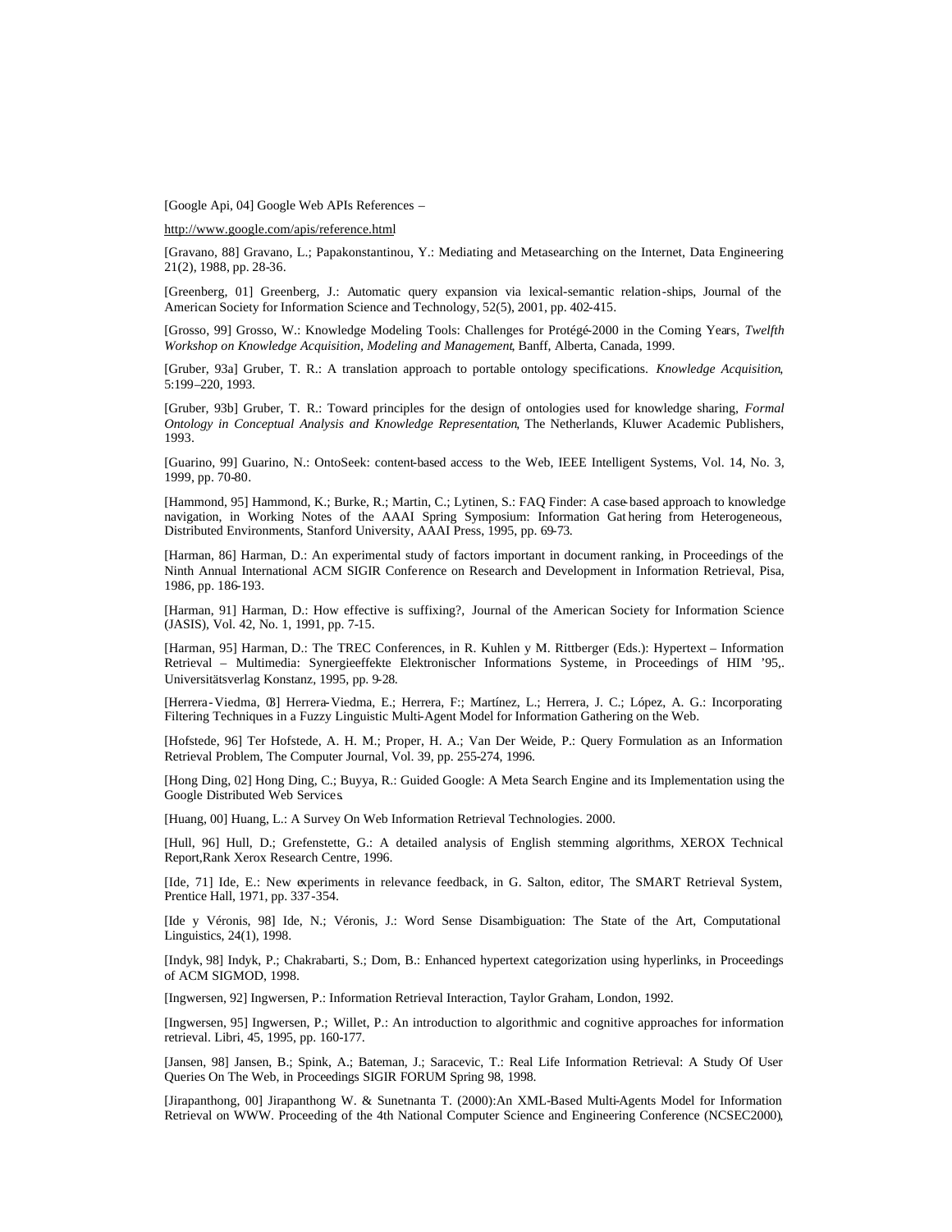[Google Api, 04] Google Web APIs References –

http://www.google.com/apis/reference.html

[Gravano, 88] Gravano, L.; Papakonstantinou, Y.: Mediating and Metasearching on the Internet, Data Engineering 21(2), 1988, pp. 28-36.

[Greenberg, 01] Greenberg, J.: Automatic query expansion via lexical-semantic relation-ships, Journal of the American Society for Information Science and Technology, 52(5), 2001, pp. 402-415.

[Grosso, 99] Grosso, W.: Knowledge Modeling Tools: Challenges for Protégé-2000 in the Coming Years, *Twelfth Workshop on Knowledge Acquisition, Modeling and Management*, Banff, Alberta, Canada, 1999.

[Gruber, 93a] Gruber, T. R.: A translation approach to portable ontology specifications. *Knowledge Acquisition*, 5:199–220, 1993.

[Gruber, 93b] Gruber, T. R.: Toward principles for the design of ontologies used for knowledge sharing, *Formal Ontology in Conceptual Analysis and Knowledge Representation*, The Netherlands, Kluwer Academic Publishers, 1993.

[Guarino, 99] Guarino, N.: OntoSeek: content-based access to the Web, IEEE Intelligent Systems, Vol. 14, No. 3, 1999, pp. 70-80.

[Hammond, 95] Hammond, K.; Burke, R.; Martin, C.; Lytinen, S.: FAQ Finder: A case-based approach to knowledge navigation, in Working Notes of the AAAI Spring Symposium: Information Gat hering from Heterogeneous, Distributed Environments, Stanford University, AAAI Press, 1995, pp. 69-73.

[Harman, 86] Harman, D.: An experimental study of factors important in document ranking, in Proceedings of the Ninth Annual International ACM SIGIR Conference on Research and Development in Information Retrieval, Pisa, 1986, pp. 186-193.

[Harman, 91] Harman, D.: How effective is suffixing?, Journal of the American Society for Information Science (JASIS), Vol. 42, No. 1, 1991, pp. 7-15.

[Harman, 95] Harman, D.: The TREC Conferences, in R. Kuhlen y M. Rittberger (Eds.): Hypertext – Information Retrieval – Multimedia: Synergieeffekte Elektronischer Informations Systeme, in Proceedings of HIM '95,. Universitätsverlag Konstanz, 1995, pp. 9-28.

[Herrera-Viedma, 03] Herrera-Viedma, E.; Herrera, F:; Martínez, L.; Herrera, J. C.; López, A. G.: Incorporating Filtering Techniques in a Fuzzy Linguistic Multi-Agent Model for Information Gathering on the Web.

[Hofstede, 96] Ter Hofstede, A. H. M.; Proper, H. A.; Van Der Weide, P.: Query Formulation as an Information Retrieval Problem, The Computer Journal, Vol. 39, pp. 255-274, 1996.

[Hong Ding, 02] Hong Ding, C.; Buyya, R.: Guided Google: A Meta Search Engine and its Implementation using the Google Distributed Web Services.

[Huang, 00] Huang, L.: A Survey On Web Information Retrieval Technologies. 2000.

[Hull, 96] Hull, D.; Grefenstette, G.: A detailed analysis of English stemming algorithms, XEROX Technical Report,Rank Xerox Research Centre, 1996.

[Ide, 71] Ide, E.: New experiments in relevance feedback, in G. Salton, editor, The SMART Retrieval System, Prentice Hall, 1971, pp. 337-354.

[Ide y Véronis, 98] Ide, N.; Véronis, J.: Word Sense Disambiguation: The State of the Art, Computational Linguistics, 24(1), 1998.

[Indyk, 98] Indyk, P.; Chakrabarti, S.; Dom, B.: Enhanced hypertext categorization using hyperlinks, in Proceedings of ACM SIGMOD, 1998.

[Ingwersen, 92] Ingwersen, P.: Information Retrieval Interaction, Taylor Graham, London, 1992.

[Ingwersen, 95] Ingwersen, P.; Willet, P.: An introduction to algorithmic and cognitive approaches for information retrieval. Libri, 45, 1995, pp. 160-177.

[Jansen, 98] Jansen, B.; Spink, A.; Bateman, J.; Saracevic, T.: Real Life Information Retrieval: A Study Of User Queries On The Web, in Proceedings SIGIR FORUM Spring 98, 1998.

[Jirapanthong, 00] Jirapanthong W. & Sunetnanta T. (2000):An XML-Based Multi-Agents Model for Information Retrieval on WWW. Proceeding of the 4th National Computer Science and Engineering Conference (NCSEC2000),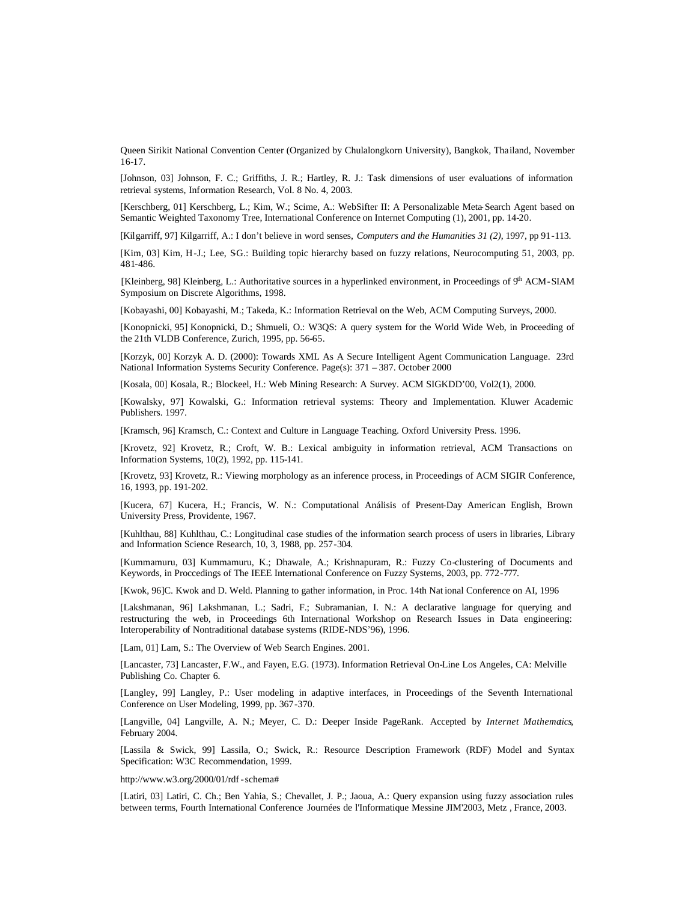Queen Sirikit National Convention Center (Organized by Chulalongkorn University), Bangkok, Thailand, November 16-17.

[Johnson, 03] Johnson, F. C.; Griffiths, J. R.; Hartley, R. J.: Task dimensions of user evaluations of information retrieval systems, Information Research, Vol. 8 No. 4, 2003.

[Kerschberg, 01] Kerschberg, L.; Kim, W.; Scime, A.: WebSifter II: A Personalizable Meta-Search Agent based on Semantic Weighted Taxonomy Tree, International Conference on Internet Computing (1), 2001, pp. 14-20.

[Kilgarriff, 97] Kilgarriff, A.: I don't believe in word senses, *Computers and the Humanities 31 (2)*, 1997, pp 91-113.

[Kim, 03] Kim, H-J.; Lee, SG.: Building topic hierarchy based on fuzzy relations, Neurocomputing 51, 2003, pp. 481-486.

[Kleinberg, 98] Kleinberg, L.: Authoritative sources in a hyperlinked environment, in Proceedings of 9th ACM-SIAM Symposium on Discrete Algorithms, 1998.

[Kobayashi, 00] Kobayashi, M.; Takeda, K.: Information Retrieval on the Web, ACM Computing Surveys, 2000.

[Konopnicki, 95] Konopnicki, D.; Shmueli, O.: W3QS: A query system for the World Wide Web, in Proceeding of the 21th VLDB Conference, Zurich, 1995, pp. 56-65.

[Korzyk, 00] Korzyk A. D. (2000): Towards XML As A Secure Intelligent Agent Communication Language. 23rd National Information Systems Security Conference. Page(s): 371 – 387. October 2000

[Kosala, 00] Kosala, R.; Blockeel, H.: Web Mining Research: A Survey. ACM SIGKDD'00, Vol2(1), 2000.

[Kowalsky, 97] Kowalski, G.: Information retrieval systems: Theory and Implementation. Kluwer Academic Publishers. 1997.

[Kramsch, 96] Kramsch, C.: Context and Culture in Language Teaching. Oxford University Press. 1996.

[Krovetz, 92] Krovetz, R.; Croft, W. B.: Lexical ambiguity in information retrieval, ACM Transactions on Information Systems, 10(2), 1992, pp. 115-141.

[Krovetz, 93] Krovetz, R.: Viewing morphology as an inference process, in Proceedings of ACM SIGIR Conference, 16, 1993, pp. 191-202.

[Kucera, 67] Kucera, H.; Francis, W. N.: Computational Análisis of Present-Day American English, Brown University Press, Providente, 1967.

[Kuhlthau, 88] Kuhlthau, C.: Longitudinal case studies of the information search process of users in libraries, Library and Information Science Research, 10, 3, 1988, pp. 257-304.

[Kummamuru, 03] Kummamuru, K.; Dhawale, A.; Krishnapuram, R.: Fuzzy Co-clustering of Documents and Keywords, in Proccedings of The IEEE International Conference on Fuzzy Systems, 2003, pp. 772-777.

[Kwok, 96]C. Kwok and D. Weld. Planning to gather information, in Proc. 14th National Conference on AI, 1996

[Lakshmanan, 96] Lakshmanan, L.; Sadri, F.; Subramanian, I. N.: A declarative language for querying and restructuring the web, in Proceedings 6th International Workshop on Research Issues in Data engineering: Interoperability of Nontraditional database systems (RIDE-NDS'96), 1996.

[Lam, 01] Lam, S.: The Overview of Web Search Engines. 2001.

[Lancaster, 73] Lancaster, F.W., and Fayen, E.G. (1973). Information Retrieval On-Line Los Angeles, CA: Melville Publishing Co. Chapter 6.

[Langley, 99] Langley, P.: User modeling in adaptive interfaces, in Proceedings of the Seventh International Conference on User Modeling, 1999, pp. 367-370.

[Langville, 04] Langville, A. N.; Meyer, C. D.: Deeper Inside PageRank. Accepted by *Internet Mathematics*, February 2004.

[Lassila & Swick, 99] Lassila, O.; Swick, R.: Resource Description Framework (RDF) Model and Syntax Specification: W3C Recommendation, 1999.

http://www.w3.org/2000/01/rdf-schema#

[Latiri, 03] Latiri, C. Ch.; Ben Yahia, S.; Chevallet, J. P.; Jaoua, A.: Query expansion using fuzzy association rules between terms, Fourth International Conference Journées de l'Informatique Messine JIM'2003, Metz , France, 2003.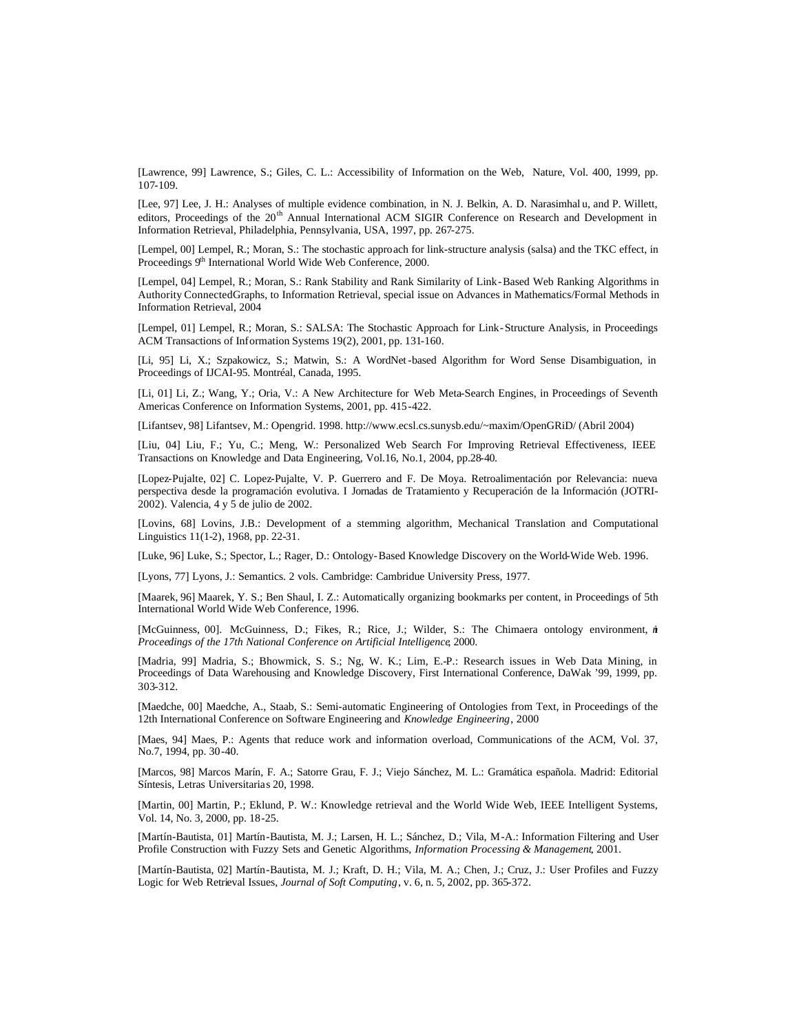[Lawrence, 99] Lawrence, S.; Giles, C. L.: Accessibility of Information on the Web, Nature, Vol. 400, 1999, pp. 107-109.

[Lee, 97] Lee, J. H.: Analyses of multiple evidence combination, in N. J. Belkin, A. D. Narasimhal u, and P. Willett, editors, Proceedings of the 20th Annual International ACM SIGIR Conference on Research and Development in Information Retrieval, Philadelphia, Pennsylvania, USA, 1997, pp. 267-275.

[Lempel, 00] Lempel, R.; Moran, S.: The stochastic approach for link-structure analysis (salsa) and the TKC effect, in Proceedings 9th International World Wide Web Conference, 2000.

[Lempel, 04] Lempel, R.; Moran, S.: Rank Stability and Rank Similarity of Link-Based Web Ranking Algorithms in Authority ConnectedGraphs, to Information Retrieval, special issue on Advances in Mathematics/Formal Methods in Information Retrieval, 2004

[Lempel, 01] Lempel, R.; Moran, S.: SALSA: The Stochastic Approach for Link-Structure Analysis, in Proceedings ACM Transactions of Information Systems 19(2), 2001, pp. 131-160.

[Li, 95] Li, X.; Szpakowicz, S.; Matwin, S.: A WordNet-based Algorithm for Word Sense Disambiguation, in Proceedings of IJCAI-95. Montréal, Canada, 1995.

[Li, 01] Li, Z.; Wang, Y.; Oria, V.: A New Architecture for Web Meta-Search Engines, in Proceedings of Seventh Americas Conference on Information Systems, 2001, pp. 415-422.

[Lifantsev, 98] Lifantsev, M.: Opengrid. 1998. http://www.ecsl.cs.sunysb.edu/~maxim/OpenGRiD/ (Abril 2004)

[Liu, 04] Liu, F.; Yu, C.; Meng, W.: Personalized Web Search For Improving Retrieval Effectiveness, IEEE Transactions on Knowledge and Data Engineering, Vol.16, No.1, 2004, pp.28-40.

[Lopez-Pujalte, 02] C. Lopez-Pujalte, V. P. Guerrero and F. De Moya. Retroalimentación por Relevancia: nueva perspectiva desde la programación evolutiva. I Jornadas de Tratamiento y Recuperación de la Información (JOTRI-2002). Valencia, 4 y 5 de julio de 2002.

[Lovins, 68] Lovins, J.B.: Development of a stemming algorithm, Mechanical Translation and Computational Linguistics 11(1-2), 1968, pp. 22-31.

[Luke, 96] Luke, S.; Spector, L.; Rager, D.: Ontology-Based Knowledge Discovery on the World-Wide Web. 1996.

[Lyons, 77] Lyons, J.: Semantics. 2 vols. Cambridge: Cambridue University Press, 1977.

[Maarek, 96] Maarek, Y. S.; Ben Shaul, I. Z.: Automatically organizing bookmarks per content, in Proceedings of 5th International World Wide Web Conference, 1996.

[McGuinness, 00]. McGuinness, D.; Fikes, R.; Rice, J.; Wilder, S.: The Chimaera ontology environment, *in Proceedings of the 17th National Conference on Artificial Intelligence*, 2000.

[Madria, 99] Madria, S.; Bhowmick, S. S.; Ng, W. K.; Lim, E.-P.: Research issues in Web Data Mining, in Proceedings of Data Warehousing and Knowledge Discovery, First International Conference, DaWak '99, 1999, pp. 303-312.

[Maedche, 00] Maedche, A., Staab, S.: Semi-automatic Engineering of Ontologies from Text, in Proceedings of the 12th International Conference on Software Engineering and *Knowledge Engineering*, 2000

[Maes, 94] Maes, P.: Agents that reduce work and information overload, Communications of the ACM, Vol. 37, No.7, 1994, pp. 30-40.

[Marcos, 98] Marcos Marín, F. A.; Satorre Grau, F. J.; Viejo Sánchez, M. L.: Gramática española. Madrid: Editorial Síntesis, Letras Universitarias 20, 1998.

[Martin, 00] Martin, P.; Eklund, P. W.: Knowledge retrieval and the World Wide Web, IEEE Intelligent Systems, Vol. 14, No. 3, 2000, pp. 18-25.

[Martín-Bautista, 01] Martín-Bautista, M. J.; Larsen, H. L.; Sánchez, D.; Vila, M-A.: Information Filtering and User Profile Construction with Fuzzy Sets and Genetic Algorithms, *Information Processing & Management*, 2001.

[Martín-Bautista, 02] Martín-Bautista, M. J.; Kraft, D. H.; Vila, M. A.; Chen, J.; Cruz, J.: User Profiles and Fuzzy Logic for Web Retrieval Issues, *Journal of Soft Computing*, v. 6, n. 5, 2002, pp. 365-372.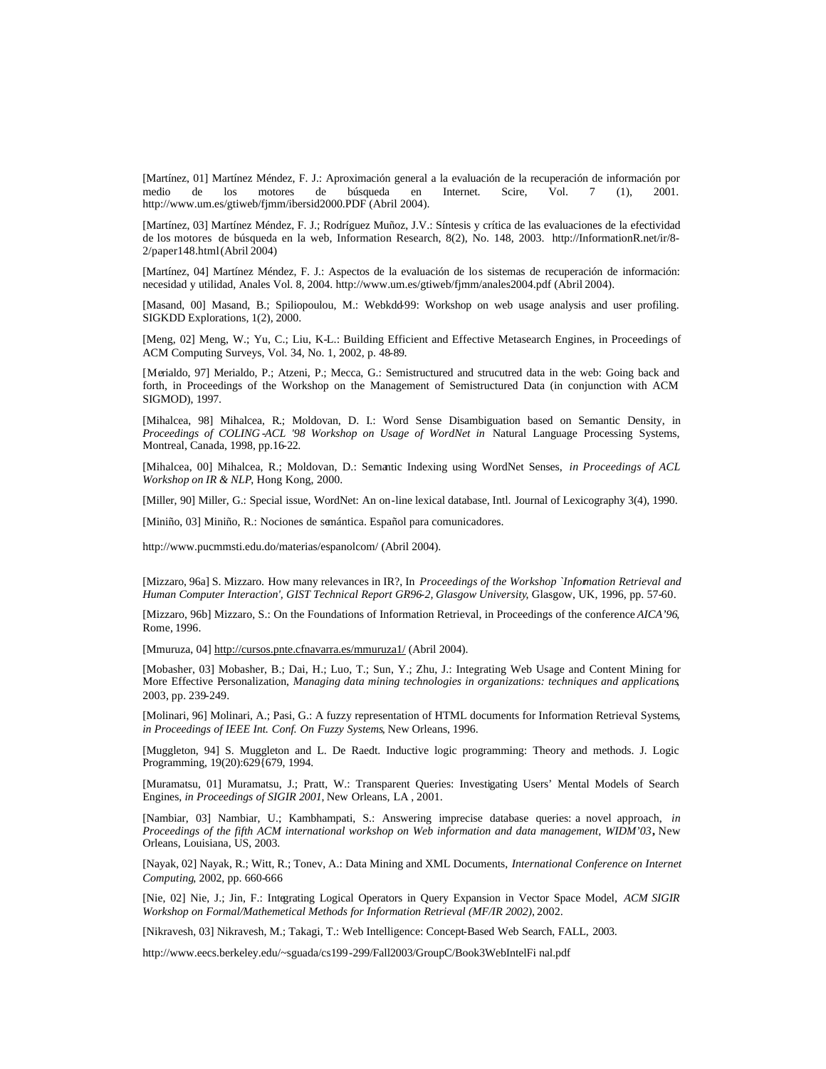[Martínez, 01] Martínez Méndez, F. J.: Aproximación general a la evaluación de la recuperación de información por medio de los motores de búsqueda en Internet. Scire, Vol. 7 (1), 2001. http://www.um.es/gtiweb/fjmm/ibersid2000.PDF (Abril 2004).

[Martínez, 03] Martínez Méndez, F. J.; Rodríguez Muñoz, J.V.: Síntesis y crítica de las evaluaciones de la efectividad de los motores de búsqueda en la web, Information Research, 8(2), No. 148, 2003. http://InformationR.net/ir/8-2/paper148.html (Abril 2004)

[Martínez, 04] Martínez Méndez, F. J.: Aspectos de la evaluación de los sistemas de recuperación de información: necesidad y utilidad, Anales Vol. 8, 2004. http://www.um.es/gtiweb/fjmm/anales2004.pdf (Abril 2004).

[Masand, 00] Masand, B.; Spiliopoulou, M.: Webkdd-99: Workshop on web usage analysis and user profiling. SIGKDD Explorations, 1(2), 2000.

[Meng, 02] Meng, W.; Yu, C.; Liu, K-L.: Building Efficient and Effective Metasearch Engines, in Proceedings of ACM Computing Surveys, Vol. 34, No. 1, 2002, p. 48-89.

[Merialdo, 97] Merialdo, P.; Atzeni, P.; Mecca, G.: Semistructured and strucutred data in the web: Going back and forth, in Proceedings of the Workshop on the Management of Semistructured Data (in conjunction with ACM SIGMOD), 1997.

[Mihalcea, 98] Mihalcea, R.; Moldovan, D. I.: Word Sense Disambiguation based on Semantic Density, in *Proceedings of COLING-ACL '98 Workshop on Usage of WordNet in* Natural Language Processing Systems, Montreal, Canada, 1998, pp.16-22.

[Mihalcea, 00] Mihalcea, R.; Moldovan, D.: Semantic Indexing using WordNet Senses, *in Proceedings of ACL Workshop on IR & NLP*, Hong Kong, 2000.

[Miller, 90] Miller, G.: Special issue, WordNet: An on-line lexical database, Intl. Journal of Lexicography 3(4), 1990.

[Miniño, 03] Miniño, R.: Nociones de semántica. Español para comunicadores.

http://www.pucmmsti.edu.do/materias/espanolcom/ (Abril 2004).

[Mizzaro, 96a] S. Mizzaro. How many relevances in IR?, In *Proceedings of the Workshop `Information Retrieval and Human Computer Interaction', GIST Technical Report GR96-2, Glasgow University*, Glasgow, UK, 1996, pp. 57-60.

[Mizzaro, 96b] Mizzaro, S.: On the Foundations of Information Retrieval, in Proceedings of the conference *AICA'96*, Rome, 1996.

[Mmuruza, 04] http://cursos.pnte.cfnavarra.es/mmuruza1/ (Abril 2004).

[Mobasher, 03] Mobasher, B.; Dai, H.; Luo, T.; Sun, Y.; Zhu, J.: Integrating Web Usage and Content Mining for More Effective Personalization, *Managing data mining technologies in organizations: techniques and applications*, 2003, pp. 239-249.

[Molinari, 96] Molinari, A.; Pasi, G.: A fuzzy representation of HTML documents for Information Retrieval Systems, *in Proceedings of IEEE Int. Conf. On Fuzzy Systems*, New Orleans, 1996.

[Muggleton, 94] S. Muggleton and L. De Raedt. Inductive logic programming: Theory and methods. J. Logic Programming, 19(20):629{679, 1994.

[Muramatsu, 01] Muramatsu, J.; Pratt, W.: Transparent Queries: Investigating Users' Mental Models of Search Engines, *in Proceedings of SIGIR 2001*, New Orleans, LA , 2001.

[Nambiar, 03] Nambiar, U.; Kambhampati, S.: Answering imprecise database queries: a novel approach, *in Proceedings of the fifth ACM international workshop on Web information and data management, WIDM'03***,** New Orleans, Louisiana, US, 2003.

[Nayak, 02] Nayak, R.; Witt, R.; Tonev, A.: Data Mining and XML Documents, *International Conference on Internet Computing*, 2002, pp. 660-666

[Nie, 02] Nie, J.; Jin, F.: Integrating Logical Operators in Query Expansion in Vector Space Model, *ACM SIGIR Workshop on Formal/Mathemetical Methods for Information Retrieval (MF/IR 2002)*, 2002.

[Nikravesh, 03] Nikravesh, M.; Takagi, T.: Web Intelligence: Concept-Based Web Search, FALL, 2003.

http://www.eecs.berkeley.edu/~sguada/cs199-299/Fall2003/GroupC/Book3WebIntelFi nal.pdf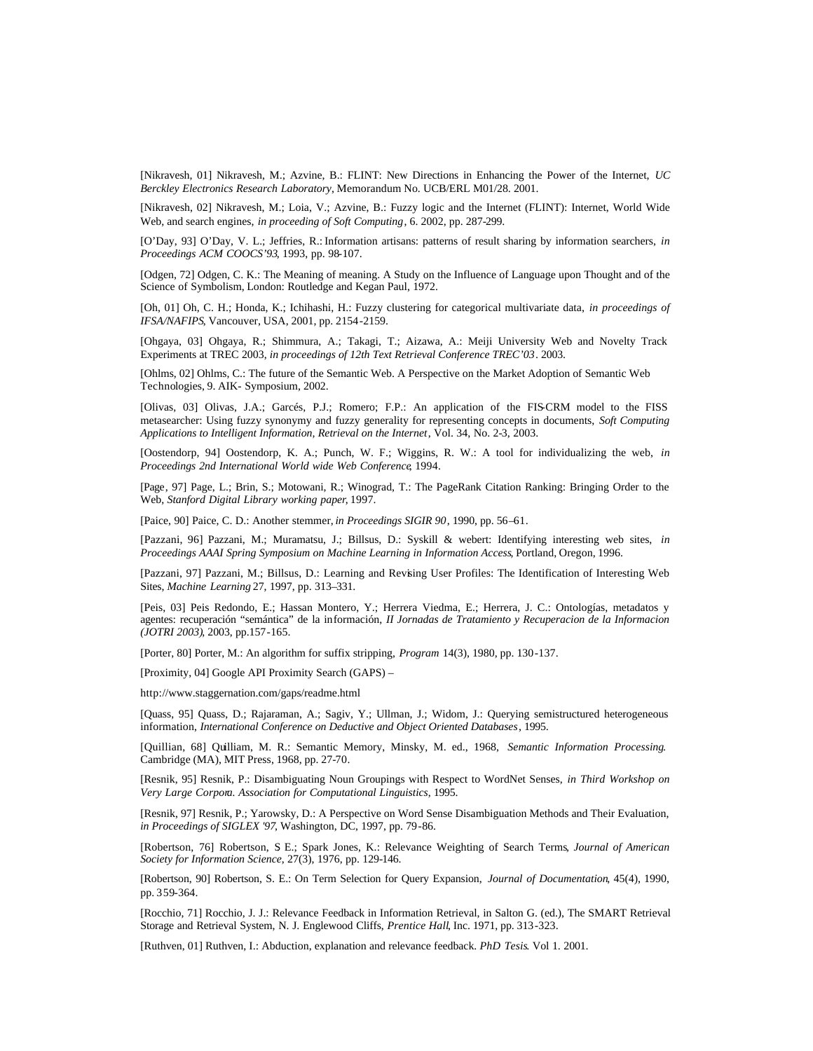[Nikravesh, 01] Nikravesh, M.; Azvine, B.: FLINT: New Directions in Enhancing the Power of the Internet, *UC Berckley Electronics Research Laboratory*, Memorandum No. UCB/ERL M01/28. 2001.

[Nikravesh, 02] Nikravesh, M.; Loia, V.; Azvine, B.: Fuzzy logic and the Internet (FLINT): Internet, World Wide Web, and search engines, *in proceeding of Soft Computing*, 6. 2002, pp. 287-299.

[O'Day, 93] O'Day, V. L.; Jeffries, R.: Information artisans: patterns of result sharing by information searchers, *in Proceedings ACM COOCS'93*, 1993, pp. 98-107.

[Odgen, 72] Odgen, C. K.: The Meaning of meaning. A Study on the Influence of Language upon Thought and of the Science of Symbolism, London: Routledge and Kegan Paul, 1972.

[Oh, 01] Oh, C. H.; Honda, K.; Ichihashi, H.: Fuzzy clustering for categorical multivariate data, *in proceedings of IFSA/NAFIPS*, Vancouver, USA, 2001, pp. 2154-2159.

[Ohgaya, 03] Ohgaya, R.; Shimmura, A.; Takagi, T.; Aizawa, A.: Meiji University Web and Novelty Track Experiments at TREC 2003, *in proceedings of 12th Text Retrieval Conference TREC'03*. 2003.

[Ohlms, 02] Ohlms, C.: The future of the Semantic Web. A Perspective on the Market Adoption of Semantic Web Technologies, 9. AIK- Symposium, 2002.

[Olivas, 03] Olivas, J.A.; Garcés, P.J.; Romero; F.P.: An application of the FIS-CRM model to the FISS metasearcher: Using fuzzy synonymy and fuzzy generality for representing concepts in documents, *Soft Computing Applications to Intelligent Information, Retrieval on the Internet*, Vol. 34, No. 2-3, 2003.

[Oostendorp, 94] Oostendorp, K. A.; Punch, W. F.; Wiggins, R. W.: A tool for individualizing the web, *in Proceedings 2nd International World wide Web Conference*, 1994.

[Page, 97] Page, L.; Brin, S.; Motowani, R.; Winograd, T.: The PageRank Citation Ranking: Bringing Order to the Web, *Stanford Digital Library working paper*, 1997.

[Paice, 90] Paice, C. D.: Another stemmer, *in Proceedings SIGIR 90*, 1990, pp. 56–61.

[Pazzani, 96] Pazzani, M.; Muramatsu, J.; Billsus, D.: Syskill & webert: Identifying interesting web sites, *in Proceedings AAAI Spring Symposium on Machine Learning in Information Access*, Portland, Oregon, 1996.

[Pazzani, 97] Pazzani, M.; Billsus, D.: Learning and Revising User Profiles: The Identification of Interesting Web Sites, *Machine Learning* 27, 1997, pp. 313–331.

[Peis, 03] Peis Redondo, E.; Hassan Montero, Y.; Herrera Viedma, E.; Herrera, J. C.: Ontologías, metadatos y agentes: recuperación "semántica" de la información, *II Jornadas de Tratamiento y Recuperacion de la Informacion (JOTRI 2003)*, 2003, pp.157-165.

[Porter, 80] Porter, M.: An algorithm for suffix stripping, *Program* 14(3), 1980, pp. 130-137.

[Proximity, 04] Google API Proximity Search (GAPS) –

http://www.staggernation.com/gaps/readme.html

[Quass, 95] Quass, D.; Rajaraman, A.; Sagiv, Y.; Ullman, J.; Widom, J.: Querying semistructured heterogeneous information, *International Conference on Deductive and Object Oriented Databases*, 1995.

[Quillian, 68] Quilliam, M. R.: Semantic Memory, Minsky, M. ed., 1968, *Semantic Information Processing*. Cambridge (MA), MIT Press, 1968, pp. 27-70.

[Resnik, 95] Resnik, P.: Disambiguating Noun Groupings with Respect to WordNet Senses, *in Third Workshop on Very Large Corpora. Association for Computational Linguistics*, 1995.

[Resnik, 97] Resnik, P.; Yarowsky, D.: A Perspective on Word Sense Disambiguation Methods and Their Evaluation, *in Proceedings of SIGLEX '97*, Washington, DC, 1997, pp. 79-86.

[Robertson, 76] Robertson, S E.; Spark Jones, K.: Relevance Weighting of Search Terms, *Journal of American Society for Information Science*, 27(3), 1976, pp. 129-146.

[Robertson, 90] Robertson, S. E.: On Term Selection for Query Expansion, *Journal of Documentation*, 45(4), 1990, pp. 359-364.

[Rocchio, 71] Rocchio, J. J.: Relevance Feedback in Information Retrieval, in Salton G. (ed.), The SMART Retrieval Storage and Retrieval System, N. J. Englewood Cliffs, *Prentice Hall*, Inc. 1971, pp. 313-323.

[Ruthven, 01] Ruthven, I.: Abduction, explanation and relevance feedback. *PhD Tesis*. Vol 1. 2001.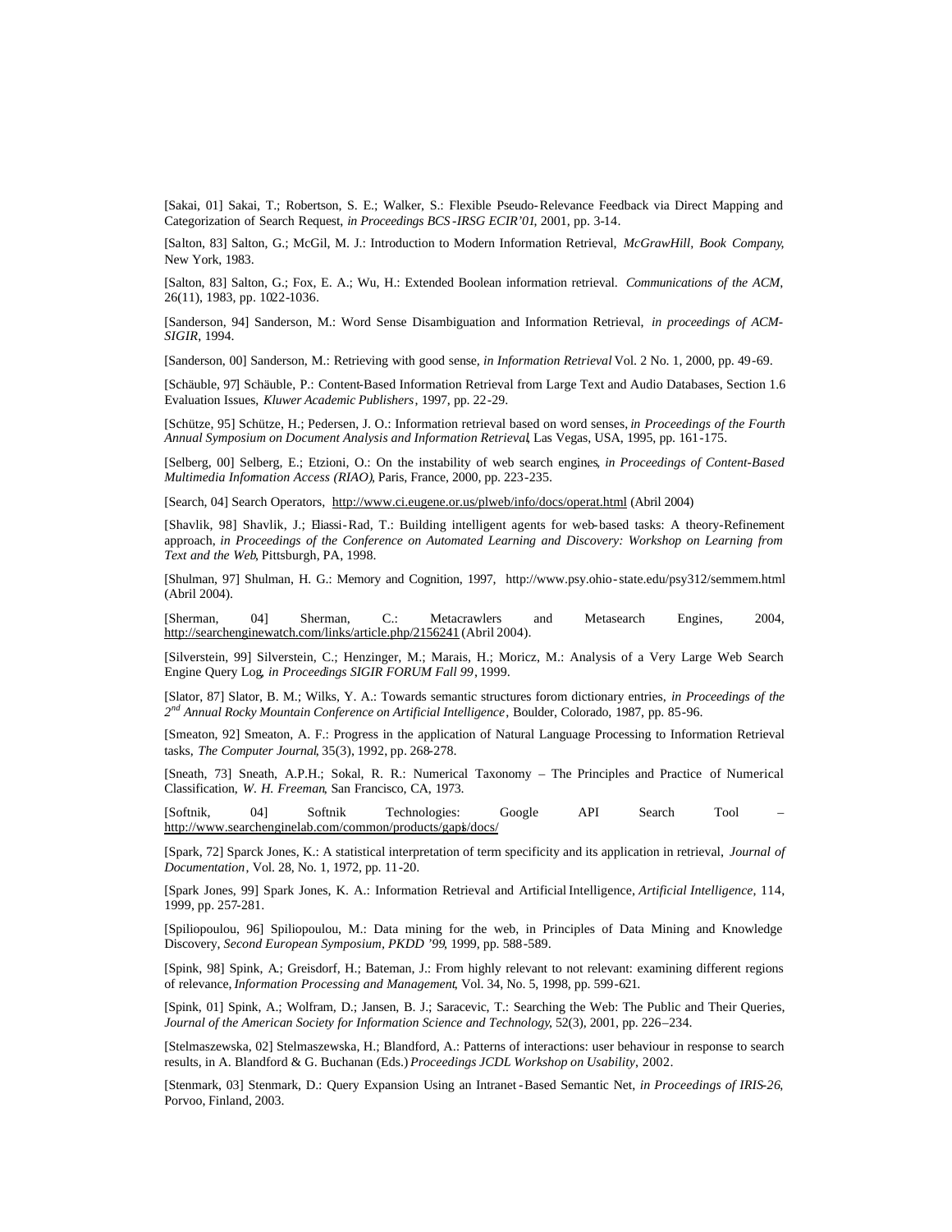[Sakai, 01] Sakai, T.; Robertson, S. E.; Walker, S.: Flexible Pseudo-Relevance Feedback via Direct Mapping and Categorization of Search Request, *in Proceedings BCS-IRSG ECIR'01*, 2001, pp. 3-14.

[Salton, 83] Salton, G.; McGil, M. J.: Introduction to Modern Information Retrieval, *McGrawHill, Book Company*, New York, 1983.

[Salton, 83] Salton, G.; Fox, E. A.; Wu, H.: Extended Boolean information retrieval. *Communications of the ACM*, 26(11), 1983, pp. 1022-1036.

[Sanderson, 94] Sanderson, M.: Word Sense Disambiguation and Information Retrieval, *in proceedings of ACM-SIGIR*, 1994.

[Sanderson, 00] Sanderson, M.: Retrieving with good sense, *in Information Retrieval* Vol. 2 No. 1, 2000, pp. 49-69.

[Schäuble, 97] Schäuble, P.: Content-Based Information Retrieval from Large Text and Audio Databases, Section 1.6 Evaluation Issues, *Kluwer Academic Publishers*, 1997, pp. 22-29.

[Schütze, 95] Schütze, H.; Pedersen, J. O.: Information retrieval based on word senses, *in Proceedings of the Fourth Annual Symposium on Document Analysis and Information Retrieval*, Las Vegas, USA, 1995, pp. 161-175.

[Selberg, 00] Selberg, E.; Etzioni, O.: On the instability of web search engines, *in Proceedings of Content-Based Multimedia Information Access (RIAO)*, Paris, France, 2000, pp. 223-235.

[Search, 04] Search Operators, http://www.ci.eugene.or.us/plweb/info/docs/operat.html (Abril 2004)

[Shavlik, 98] Shavlik, J.; Eliassi-Rad, T.: Building intelligent agents for web-based tasks: A theory-Refinement approach, *in Proceedings of the Conference on Automated Learning and Discovery: Workshop on Learning from Text and the Web*, Pittsburgh, PA, 1998.

[Shulman, 97] Shulman, H. G.: Memory and Cognition, 1997, http://www.psy.ohio-state.edu/psy312/semmem.html (Abril 2004).

[Sherman, 04] Sherman, C.: Metacrawlers and Metasearch Engines, 2004, http://searchenginewatch.com/links/article.php/2156241 (Abril 2004).

[Silverstein, 99] Silverstein, C.; Henzinger, M.; Marais, H.; Moricz, M.: Analysis of a Very Large Web Search Engine Query Log, *in Proceedings SIGIR FORUM Fall 99*, 1999.

[Slator, 87] Slator, B. M.; Wilks, Y. A.: Towards semantic structures forom dictionary entries, *in Proceedings of the 2nd Annual Rocky Mountain Conference on Artificial Intelligence*, Boulder, Colorado, 1987, pp. 85-96.

[Smeaton, 92] Smeaton, A. F.: Progress in the application of Natural Language Processing to Information Retrieval tasks, *The Computer Journal*, 35(3), 1992, pp. 268-278.

[Sneath, 73] Sneath, A.P.H.; Sokal, R. R.: Numerical Taxonomy – The Principles and Practice of Numerical Classification, *W. H. Freeman*, San Francisco, CA, 1973.

[Softnik, 04] Softnik Technologies: Google API Search Tool – http://www.searchenginelab.com/common/products/gapis/docs/

[Spark, 72] Sparck Jones, K.: A statistical interpretation of term specificity and its application in retrieval, *Journal of Documentation*, Vol. 28, No. 1, 1972, pp. 11-20.

[Spark Jones, 99] Spark Jones, K. A.: Information Retrieval and Artificial Intelligence, *Artificial Intelligence*, 114, 1999, pp. 257-281.

[Spiliopoulou, 96] Spiliopoulou, M.: Data mining for the web, in Principles of Data Mining and Knowledge Discovery, *Second European Symposium, PKDD '99*, 1999, pp. 588-589.

[Spink, 98] Spink, A.; Greisdorf, H.; Bateman, J.: From highly relevant to not relevant: examining different regions of relevance, *Information Processing and Management*, Vol. 34, No. 5, 1998, pp. 599-621.

[Spink, 01] Spink, A.; Wolfram, D.; Jansen, B. J.; Saracevic, T.: Searching the Web: The Public and Their Queries, *Journal of the American Society for Information Science and Technology*, 52(3), 2001, pp. 226–234.

[Stelmaszewska, 02] Stelmaszewska, H.; Blandford, A.: Patterns of interactions: user behaviour in response to search results, in A. Blandford & G. Buchanan (Eds.) *Proceedings JCDL Workshop on Usability*, 2002.

[Stenmark, 03] Stenmark, D.: Query Expansion Using an Intranet-Based Semantic Net, *in Proceedings of IRIS-26*, Porvoo, Finland, 2003.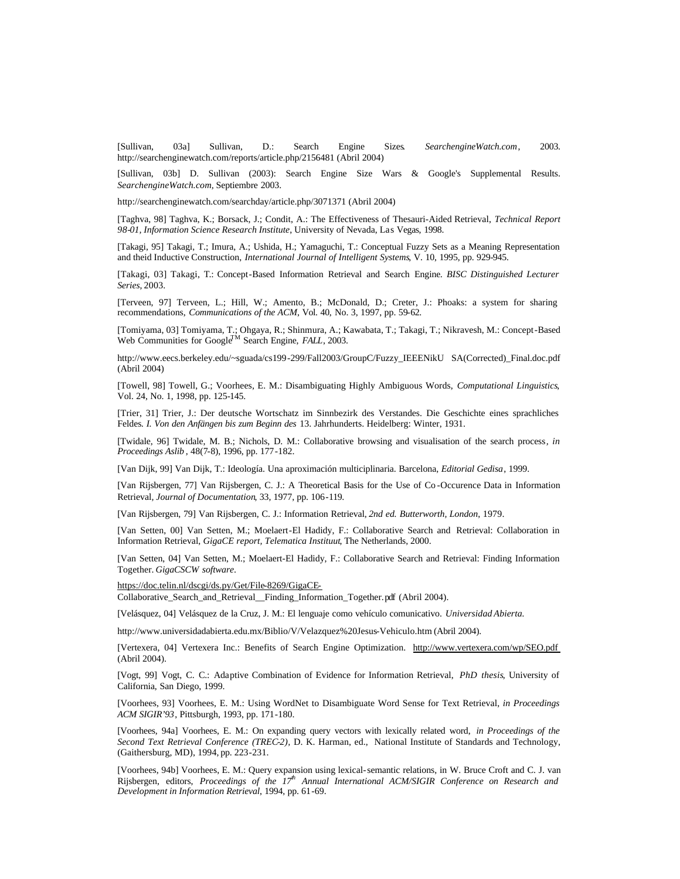[Sullivan, 03a] Sullivan, D.: Search Engine Sizes. *SearchengineWatch.com*, 2003. http://searchenginewatch.com/reports/article.php/2156481 (Abril 2004)

[Sullivan, 03b] D. Sullivan (2003): Search Engine Size Wars & Google's Supplemental Results. *SearchengineWatch.com*, Septiembre 2003.

http://searchenginewatch.com/searchday/article.php/3071371 (Abril 2004)

[Taghva, 98] Taghva, K.; Borsack, J.; Condit, A.: The Effectiveness of Thesauri-Aided Retrieval, *Technical Report 98-01, Information Science Research Institute*, University of Nevada, Las Vegas, 1998.

[Takagi, 95] Takagi, T.; Imura, A.; Ushida, H.; Yamaguchi, T.: Conceptual Fuzzy Sets as a Meaning Representation and theid Inductive Construction, *International Journal of Intelligent Systems*, V. 10, 1995, pp. 929-945.

[Takagi, 03] Takagi, T.: Concept-Based Information Retrieval and Search Engine. *BISC Distinguished Lecturer Series*, 2003.

[Terveen, 97] Terveen, L.; Hill, W.; Amento, B.; McDonald, D.; Creter, J.: Phoaks: a system for sharing recommendations, *Communications of the ACM*, Vol. 40, No. 3, 1997, pp. 59-62.

[Tomiyama, 03] Tomiyama, T.; Ohgaya, R.; Shinmura, A.; Kawabata, T.; Takagi, T.; Nikravesh, M.: Concept-Based Web Communities for Google$^{TM}$ Search Engine, *FALL*, 2003.

http://www.eecs.berkeley.edu/~sguada/cs199-299/Fall2003/GroupC/Fuzzy_IEEENikU SA(Corrected)_Final.doc.pdf (Abril 2004)

[Towell, 98] Towell, G.; Voorhees, E. M.: Disambiguating Highly Ambiguous Words, *Computational Linguistics*, Vol. 24, No. 1, 1998, pp. 125-145.

[Trier, 31] Trier, J.: Der deutsche Wortschatz im Sinnbezirk des Verstandes. Die Geschichte eines sprachliches Feldes. *I. Von den Anfängen bis zum Beginn des* 13. Jahrhunderts. Heidelberg: Winter, 1931.

[Twidale, 96] Twidale, M. B.; Nichols, D. M.: Collaborative browsing and visualisation of the search process, *in Proceedings Aslib*, 48(7-8), 1996, pp. 177-182.

[Van Dijk, 99] Van Dijk, T.: Ideología. Una aproximación multiciplinaria. Barcelona, *Editorial Gedisa*, 1999.

[Van Rijsbergen, 77] Van Rijsbergen, C. J.: A Theoretical Basis for the Use of Co-Occurence Data in Information Retrieval, *Journal of Documentation*, 33, 1977, pp. 106-119.

[Van Rijsbergen, 79] Van Rijsbergen, C. J.: Information Retrieval, *2nd ed. Butterworth, London*, 1979.

[Van Setten, 00] Van Setten, M.; Moelaert-El Hadidy, F.: Collaborative Search and Retrieval: Collaboration in Information Retrieval, *GigaCE report, Telematica Instituut*, The Netherlands, 2000.

[Van Setten, 04] Van Setten, M.; Moelaert-El Hadidy, F.: Collaborative Search and Retrieval: Finding Information Together. *GigaCSCW software*.

https://doc.telin.nl/dscgi/ds.py/Get/File-8269/GigaCE-Collaborative_Search_and_Retrieval__Finding_Information_Together.pdf (Abril 2004).

[Velásquez, 04] Velásquez de la Cruz, J. M.: El lenguaje como vehículo comunicativo. *Universidad Abierta.*

http://www.universidadabierta.edu.mx/Biblio/V/Velazquez%20Jesus-Vehiculo.htm (Abril 2004).

[Vertexera, 04] Vertexera Inc.: Benefits of Search Engine Optimization. http://www.vertexera.com/wp/SEO.pdf (Abril 2004).

[Vogt, 99] Vogt, C. C.: Adaptive Combination of Evidence for Information Retrieval, *PhD thesis*, University of California, San Diego, 1999.

[Voorhees, 93] Voorhees, E. M.: Using WordNet to Disambiguate Word Sense for Text Retrieval, *in Proceedings ACM SIGIR'93*, Pittsburgh, 1993, pp. 171-180.

[Voorhees, 94a] Voorhees, E. M.: On expanding query vectors with lexically related word, *in Proceedings of the Second Text Retrieval Conference (TREC-2)*, D. K. Harman, ed., National Institute of Standards and Technology, (Gaithersburg, MD), 1994, pp. 223-231.

[Voorhees, 94b] Voorhees, E. M.: Query expansion using lexical-semantic relations, in W. Bruce Croft and C. J. van Rijsbergen, editors, *Proceedings of the 17th Annual International ACM/SIGIR Conference on Research and Development in Information Retrieval*, 1994, pp. 61-69.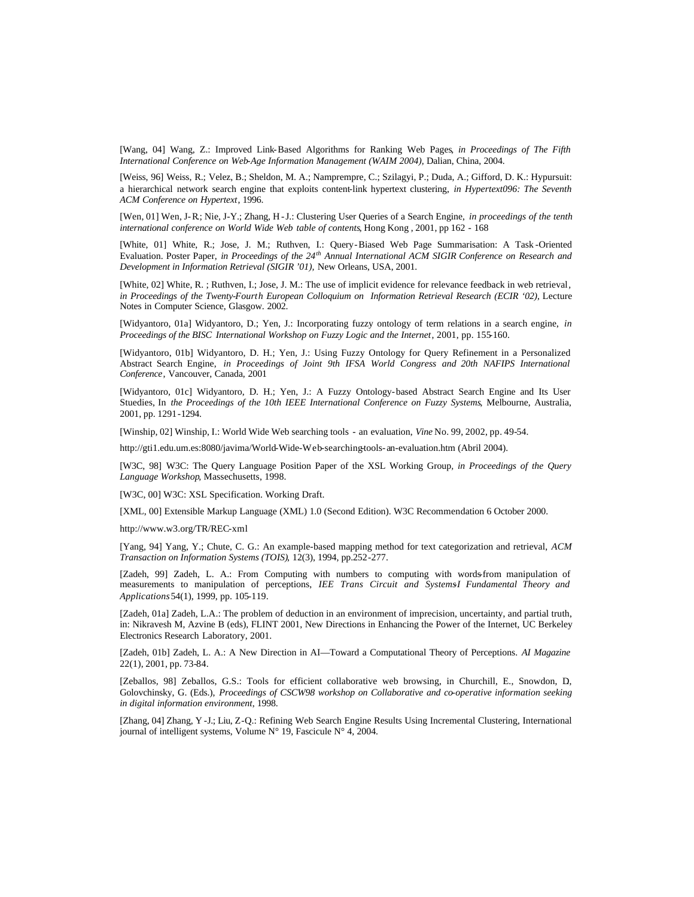[Wang, 04] Wang, Z.: Improved Link-Based Algorithms for Ranking Web Pages, *in Proceedings of The Fifth International Conference on Web-Age Information Management (WAIM 2004)*, Dalian, China, 2004.

[Weiss, 96] Weiss, R.; Velez, B.; Sheldon, M. A.; Namprempre, C.; Szilagyi, P.; Duda, A.; Gifford, D. K.: Hypursuit: a hierarchical network search engine that exploits content-link hypertext clustering, *in Hypertext096: The Seventh ACM Conference on Hypertext*, 1996.

[Wen, 01] Wen, J-R.; Nie, J-Y.; Zhang, H-J.: Clustering User Queries of a Search Engine, *in proceedings of the tenth international conference on World Wide Web table of contents*, Hong Kong, 2001, pp 162 - 168

[White, 01] White, R.; Jose, J. M.; Ruthven, I.: Query-Biased Web Page Summarisation: A Task-Oriented Evaluation. Poster Paper, *in Proceedings of the 24th Annual International ACM SIGIR Conference on Research and Development in Information Retrieval (SIGIR '01)*, New Orleans, USA, 2001.

[White, 02] White, R.; Ruthven, I.; Jose, J. M.: The use of implicit evidence for relevance feedback in web retrieval, *in Proceedings of the Twenty-Fourth European Colloquium on Information Retrieval Research (ECIR '02)*, Lecture Notes in Computer Science, Glasgow. 2002.

[Widyantoro, 01a] Widyantoro, D.; Yen, J.: Incorporating fuzzy ontology of term relations in a search engine, *in Proceedings of the BISC International Workshop on Fuzzy Logic and the Internet*, 2001, pp. 155-160.

[Widyantoro, 01b] Widyantoro, D. H.; Yen, J.: Using Fuzzy Ontology for Query Refinement in a Personalized Abstract Search Engine, *in Proceedings of Joint 9th IFSA World Congress and 20th NAFIPS International Conference*, Vancouver, Canada, 2001

[Widyantoro, 01c] Widyantoro, D. H.; Yen, J.: A Fuzzy Ontology-based Abstract Search Engine and Its User Studies, In *the Proceedings of the 10th IEEE International Conference on Fuzzy Systems*, Melbourne, Australia, 2001, pp. 1291-1294.

[Winship, 02] Winship, I.: World Wide Web searching tools - an evaluation, *Vine* No. 99, 2002, pp. 49-54.

http://gti1.edu.um.es:8080/javima/World-Wide-Web-searching-tools-an-evaluation.htm (Abril 2004).

[W3C, 98] W3C: The Query Language Position Paper of the XSL Working Group, *in Proceedings of the Query Language Workshop*, Massechusetts, 1998.

[W3C, 00] W3C: XSL Specification. Working Draft.

[XML, 00] Extensible Markup Language (XML) 1.0 (Second Edition). W3C Recommendation 6 October 2000.

http://www.w3.org/TR/REC-xml

[Yang, 94] Yang, Y.; Chute, C. G.: An example-based mapping method for text categorization and retrieval, *ACM Transaction on Information Systems (TOIS)*, 12(3), 1994, pp.252-277.

[Zadeh, 99] Zadeh, L. A.: From Computing with numbers to computing with words-from manipulation of measurements to manipulation of perceptions, *IEE Trans Circuit and Systems-I Fundamental Theory and Applications* 54(1), 1999, pp. 105-119.

[Zadeh, 01a] Zadeh, L.A.: The problem of deduction in an environment of imprecision, uncertainty, and partial truth, in: Nikravesh M, Azvine B (eds), FLINT 2001, New Directions in Enhancing the Power of the Internet, UC Berkeley Electronics Research Laboratory, 2001.

[Zadeh, 01b] Zadeh, L. A.: A New Direction in AI—Toward a Computational Theory of Perceptions. *AI Magazine* 22(1), 2001, pp. 73-84.

[Zeballos, 98] Zeballos, G.S.: Tools for efficient collaborative web browsing, in Churchill, E., Snowdon, D, Golovchinsky, G. (Eds.), *Proceedings of CSCW98 workshop on Collaborative and co-operative information seeking in digital information environment*, 1998.

[Zhang, 04] Zhang, Y-J.; Liu, Z-Q.: Refining Web Search Engine Results Using Incremental Clustering, International journal of intelligent systems, Volume N° 19, Fascicule N° 4, 2004.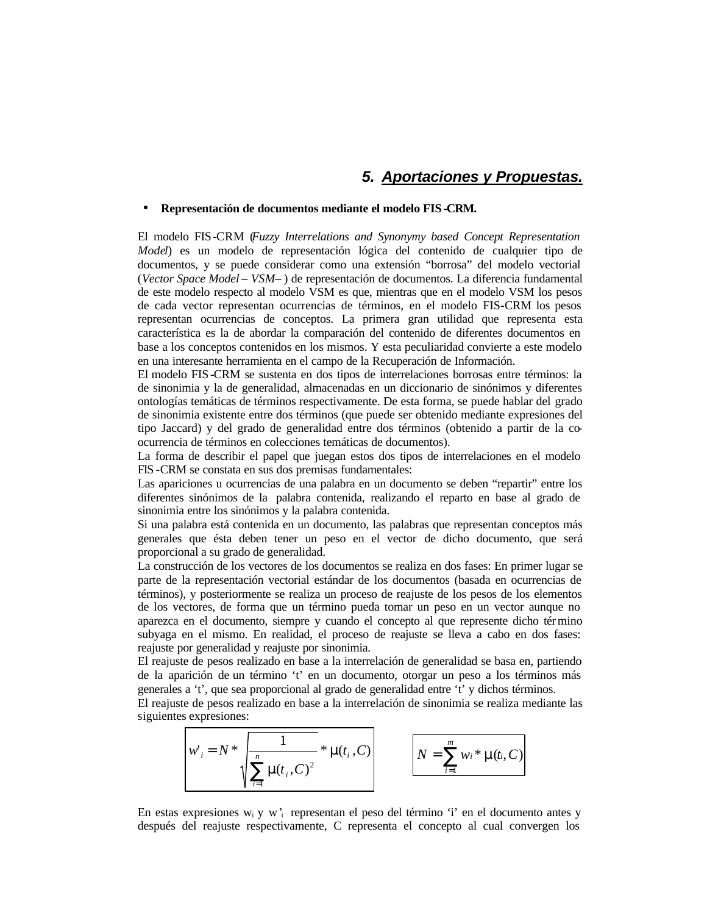# 5. Aportaciones y Propuestas.

- **Representación de documentos mediante el modelo FIS-CRM.**

El modelo FIS-CRM (*Fuzzy Interrelations and Synonymy based Concept Representation Model*) es un modelo de representación lógica del contenido de cualquier tipo de documentos, y se puede considerar como una extensión "borrosa" del modelo vectorial (*Vector Space Model – VSM–*) de representación de documentos. La diferencia fundamental de este modelo respecto al modelo VSM es que, mientras que en el modelo VSM los pesos de cada vector representan ocurrencias de términos, en el modelo FIS-CRM los pesos representan ocurrencias de conceptos. La primera gran utilidad que representa esta característica es la de abordar la comparación del contenido de diferentes documentos en base a los conceptos contenidos en los mismos. Y esta peculiaridad convierte a este modelo en una interesante herramienta en el campo de la Recuperación de Información.

El modelo FIS-CRM se sustenta en dos tipos de interrelaciones borrosas entre términos: la de sinonimia y la de generalidad, almacenadas en un diccionario de sinónimos y diferentes ontologías temáticas de términos respectivamente. De esta forma, se puede hablar del grado de sinonimia existente entre dos términos (que puede ser obtenido mediante expresiones del tipo Jaccard) y del grado de generalidad entre dos términos (obtenido a partir de la co-ocurrencia de términos en colecciones temáticas de documentos).

La forma de describir el papel que juegan estos dos tipos de interrelaciones en el modelo FIS-CRM se constata en sus dos premisas fundamentales:

Las apariciones u ocurrencias de una palabra en un documento se deben "repartir" entre los diferentes sinónimos de la palabra contenida, realizando el reparto en base al grado de sinonimia entre los sinónimos y la palabra contenida.

Si una palabra está contenida en un documento, las palabras que representan conceptos más generales que ésta deben tener un peso en el vector de dicho documento, que será proporcional a su grado de generalidad.

La construcción de los vectores de los documentos se realiza en dos fases: En primer lugar se parte de la representación vectorial estándar de los documentos (basada en ocurrencias de términos), y posteriormente se realiza un proceso de reajuste de los pesos de los elementos de los vectores, de forma que un término pueda tomar un peso en un vector aunque no aparezca en el documento, siempre y cuando el concepto al que represente dicho término subyaga en el mismo. En realidad, el proceso de reajuste se lleva a cabo en dos fases: reajuste por generalidad y reajuste por sinonimia.

El reajuste de pesos realizado en base a la interrelación de generalidad se basa en, partiendo de la aparición de un término 't' en un documento, otorgar un peso a los términos más generales a 't', que sea proporcional al grado de generalidad entre 't' y dichos términos.

El reajuste de pesos realizado en base a la interrelación de sinonimia se realiza mediante las siguientes expresiones:

$$w'_i = N * \sqrt{\frac{1}{\sum_{i=1}^{n} \mu(t_i, C)^2}} * \mu(t_i, C)$$

$$N = \sum_{i=1}^{m} w_i * \mu(t_i, C)$$

En estas expresiones $w_i$ y $w'_i$ representan el peso del término 'i' en el documento antes y después del reajuste respectivamente, C representa el concepto al cual convergen los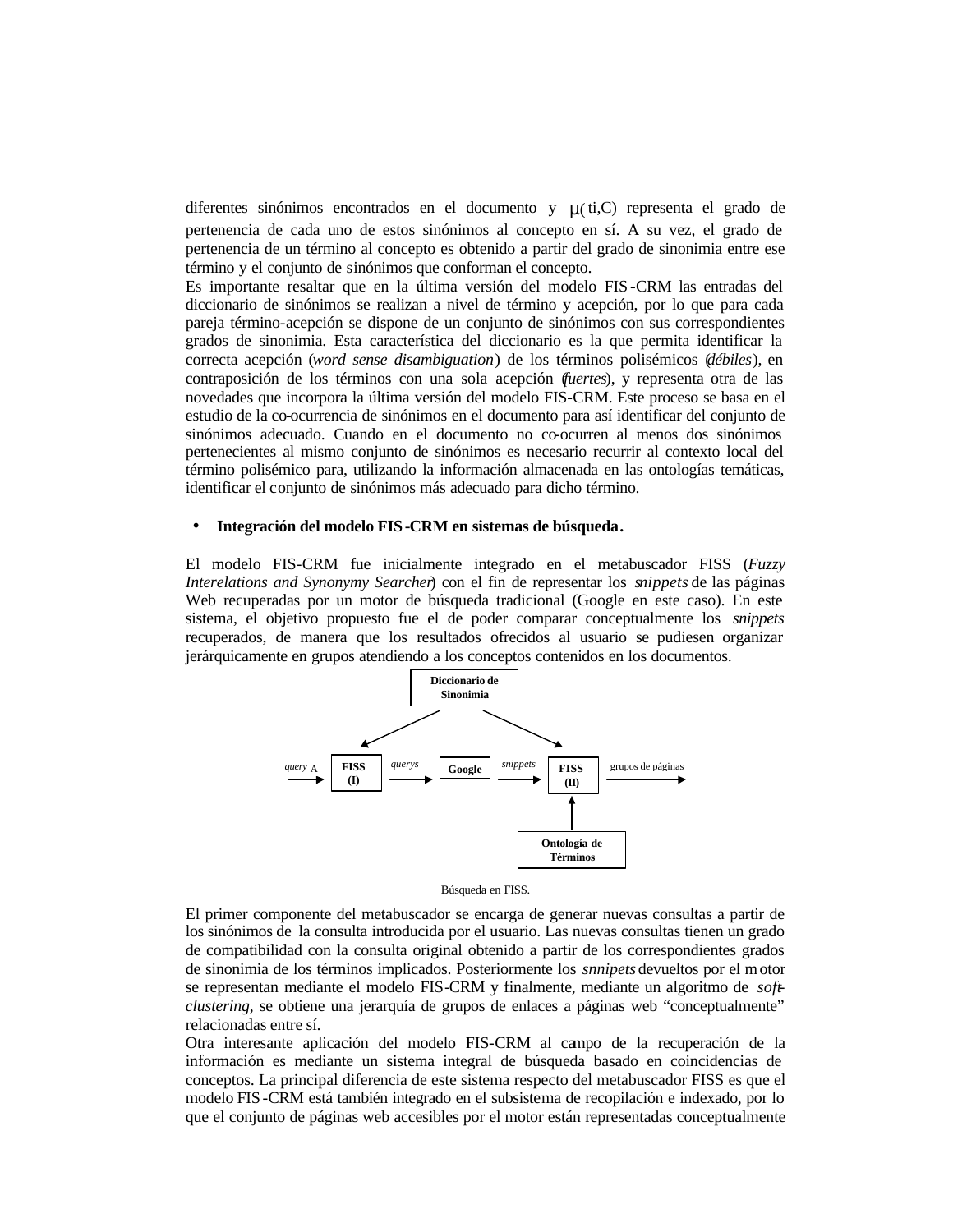diferentes sinónimos encontrados en el documento y $\mu(t_i,C)$ representa el grado de pertenencia de cada uno de estos sinónimos al concepto en sí. A su vez, el grado de pertenencia de un término al concepto es obtenido a partir del grado de sinonimia entre ese término y el conjunto de sinónimos que conforman el concepto.

Es importante resaltar que en la última versión del modelo FIS-CRM las entradas del diccionario de sinónimos se realizan a nivel de término y acepción, por lo que para cada pareja término-acepción se dispone de un conjunto de sinónimos con sus correspondientes grados de sinonimia. Esta característica del diccionario es la que permita identificar la correcta acepción (*word sense disambiguation*) de los términos polisémicos (*débiles*), en contraposición de los términos con una sola acepción (*fuertes*), y representa otra de las novedades que incorpora la última versión del modelo FIS-CRM. Este proceso se basa en el estudio de la co-ocurrencia de sinónimos en el documento para así identificar del conjunto de sinónimos adecuado. Cuando en el documento no co-ocurren al menos dos sinónimos pertenecientes al mismo conjunto de sinónimos es necesario recurrir al contexto local del término polisémico para, utilizando la información almacenada en las ontologías temáticas, identificar el conjunto de sinónimos más adecuado para dicho término.

- **Integración del modelo FIS-CRM en sistemas de búsqueda.**

El modelo FIS-CRM fue inicialmente integrado en el metabuscador FISS (*Fuzzy Interelations and Synonymy Searcher*) con el fin de representar los *snippets* de las páginas Web recuperadas por un motor de búsqueda tradicional (Google en este caso). En este sistema, el objetivo propuesto fue el de poder comparar conceptualmente los *snippets* recuperados, de manera que los resultados ofrecidos al usuario se pudiesen organizar jerárquicamente en grupos atendiendo a los conceptos contenidos en los documentos.

Diccionario de Sinonimia → FISS (I), FISS (II)

*query* A → FISS (I) → *querys* → Google → *snippets* → FISS (II) → grupos de páginas

Ontología de Términos → FISS (II)

Búsqueda en FISS.

El primer componente del metabuscador se encarga de generar nuevas consultas a partir de los sinónimos de la consulta introducida por el usuario. Las nuevas consultas tienen un grado de compatibilidad con la consulta original obtenido a partir de los correspondientes grados de sinonimia de los términos implicados. Posteriormente los *snnipets* devueltos por el motor se representan mediante el modelo FIS-CRM y finalmente, mediante un algoritmo de *soft-clustering*, se obtiene una jerarquía de grupos de enlaces a páginas web "conceptualmente" relacionadas entre sí.

Otra interesante aplicación del modelo FIS-CRM al campo de la recuperación de la información es mediante un sistema integral de búsqueda basado en coincidencias de conceptos. La principal diferencia de este sistema respecto del metabuscador FISS es que el modelo FIS-CRM está también integrado en el subsistema de recopilación e indexado, por lo que el conjunto de páginas web accesibles por el motor están representadas conceptualmente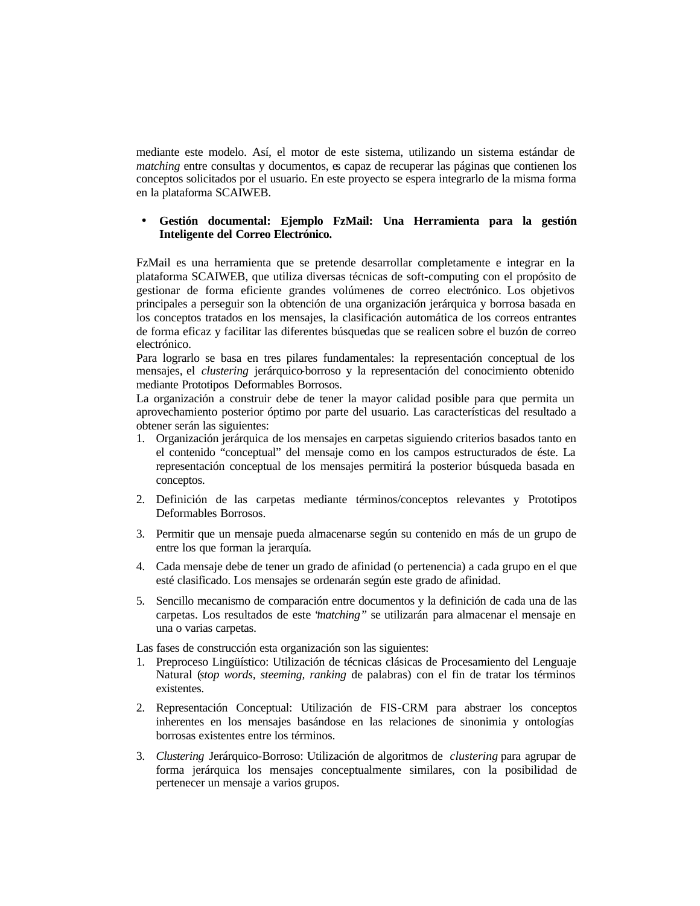mediante este modelo. Así, el motor de este sistema, utilizando un sistema estándar de *matching* entre consultas y documentos, es capaz de recuperar las páginas que contienen los conceptos solicitados por el usuario. En este proyecto se espera integrarlo de la misma forma en la plataforma SCAIWEB.

- **Gestión documental: Ejemplo FzMail: Una Herramienta para la gestión Inteligente del Correo Electrónico.**

FzMail es una herramienta que se pretende desarrollar completamente e integrar en la plataforma SCAIWEB, que utiliza diversas técnicas de soft-computing con el propósito de gestionar de forma eficiente grandes volúmenes de correo electrónico. Los objetivos principales a perseguir son la obtención de una organización jerárquica y borrosa basada en los conceptos tratados en los mensajes, la clasificación automática de los correos entrantes de forma eficaz y facilitar las diferentes búsquedas que se realicen sobre el buzón de correo electrónico.

Para lograrlo se basa en tres pilares fundamentales: la representación conceptual de los mensajes, el *clustering* jerárquico-borroso y la representación del conocimiento obtenido mediante Prototipos Deformables Borrosos.

La organización a construir debe de tener la mayor calidad posible para que permita un aprovechamiento posterior óptimo por parte del usuario. Las características del resultado a obtener serán las siguientes:

1. Organización jerárquica de los mensajes en carpetas siguiendo criterios basados tanto en el contenido "conceptual" del mensaje como en los campos estructurados de éste. La representación conceptual de los mensajes permitirá la posterior búsqueda basada en conceptos.
2. Definición de las carpetas mediante términos/conceptos relevantes y Prototipos Deformables Borrosos.
3. Permitir que un mensaje pueda almacenarse según su contenido en más de un grupo de entre los que forman la jerarquía.
4. Cada mensaje debe de tener un grado de afinidad (o pertenencia) a cada grupo en el que esté clasificado. Los mensajes se ordenarán según este grado de afinidad.
5. Sencillo mecanismo de comparación entre documentos y la definición de cada una de las carpetas. Los resultados de este "*matching*" se utilizarán para almacenar el mensaje en una o varias carpetas.

Las fases de construcción esta organización son las siguientes:

1. Preproceso Lingüístico: Utilización de técnicas clásicas de Procesamiento del Lenguaje Natural (*stop words, steeming, ranking* de palabras) con el fin de tratar los términos existentes.
2. Representación Conceptual: Utilización de FIS-CRM para abstraer los conceptos inherentes en los mensajes basándose en las relaciones de sinonimia y ontologías borrosas existentes entre los términos.
3. *Clustering* Jerárquico-Borroso: Utilización de algoritmos de *clustering* para agrupar de forma jerárquica los mensajes conceptualmente similares, con la posibilidad de pertenecer un mensaje a varios grupos.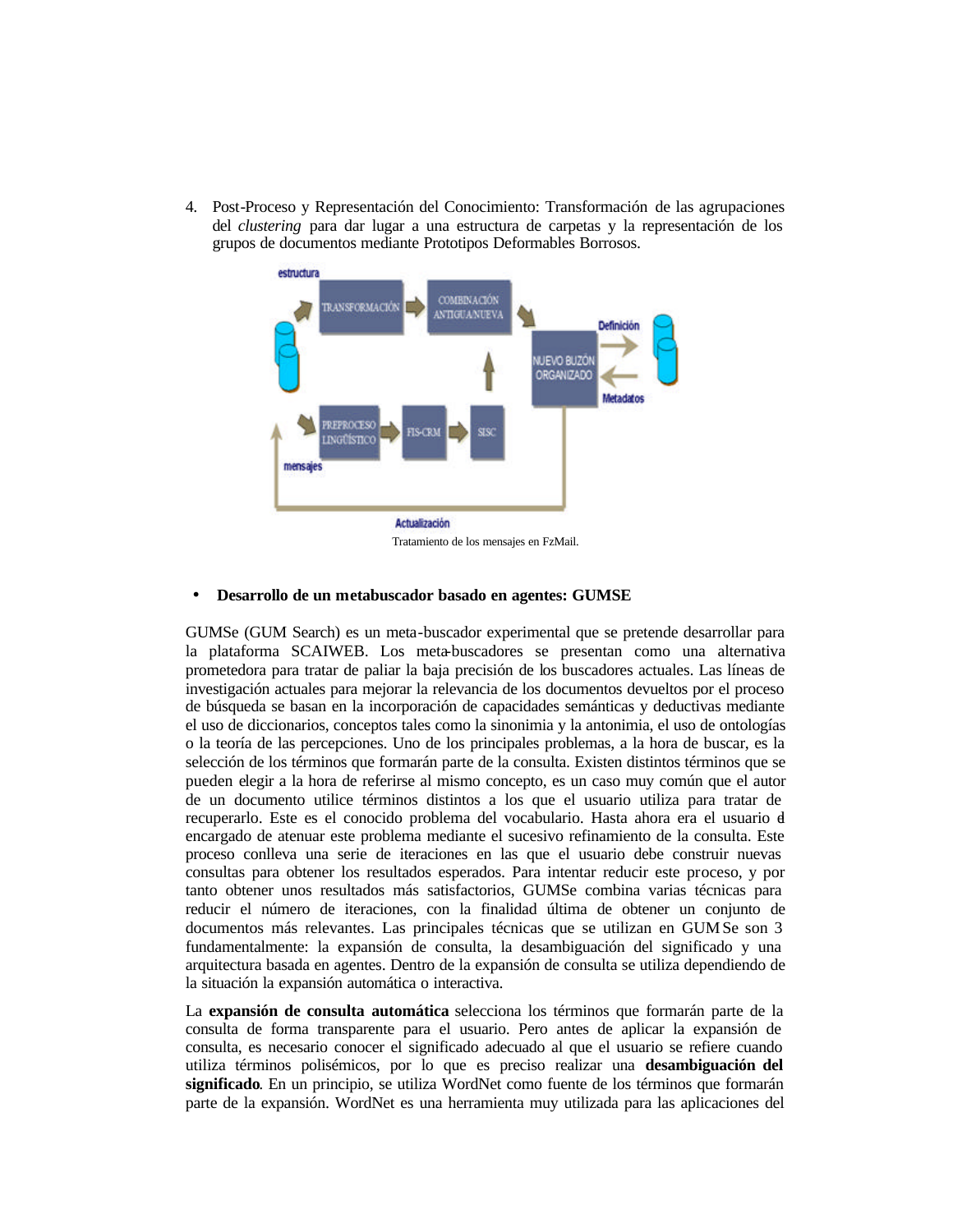4. Post-Proceso y Representación del Conocimiento: Transformación de las agrupaciones del *clustering* para dar lugar a una estructura de carpetas y la representación de los grupos de documentos mediante Prototipos Deformables Borrosos.

Tratamiento de los mensajes en FzMail.

- **Desarrollo de un metabuscador basado en agentes: GUMSE**

GUMSe (GUM Search) es un meta-buscador experimental que se pretende desarrollar para la plataforma SCAIWEB. Los meta-buscadores se presentan como una alternativa prometedora para tratar de paliar la baja precisión de los buscadores actuales. Las líneas de investigación actuales para mejorar la relevancia de los documentos devueltos por el proceso de búsqueda se basan en la incorporación de capacidades semánticas y deductivas mediante el uso de diccionarios, conceptos tales como la sinonimia y la antonimia, el uso de ontologías o la teoría de las percepciones. Uno de los principales problemas, a la hora de buscar, es la selección de los términos que formarán parte de la consulta. Existen distintos términos que se pueden elegir a la hora de referirse al mismo concepto, es un caso muy común que el autor de un documento utilice términos distintos a los que el usuario utiliza para tratar de recuperarlo. Este es el conocido problema del vocabulario. Hasta ahora era el usuario el encargado de atenuar este problema mediante el sucesivo refinamiento de la consulta. Este proceso conlleva una serie de iteraciones en las que el usuario debe construir nuevas consultas para obtener los resultados esperados. Para intentar reducir este proceso, y por tanto obtener unos resultados más satisfactorios, GUMSe combina varias técnicas para reducir el número de iteraciones, con la finalidad última de obtener un conjunto de documentos más relevantes. Las principales técnicas que se utilizan en GUMSe son 3 fundamentalmente: la expansión de consulta, la desambiguación del significado y una arquitectura basada en agentes. Dentro de la expansión de consulta se utiliza dependiendo de la situación la expansión automática o interactiva.

La **expansión de consulta automática** selecciona los términos que formarán parte de la consulta de forma transparente para el usuario. Pero antes de aplicar la expansión de consulta, es necesario conocer el significado adecuado al que el usuario se refiere cuando utiliza términos polisémicos, por lo que es preciso realizar una **desambiguación del significado**. En un principio, se utiliza WordNet como fuente de los términos que formarán parte de la expansión. WordNet es una herramienta muy utilizada para las aplicaciones del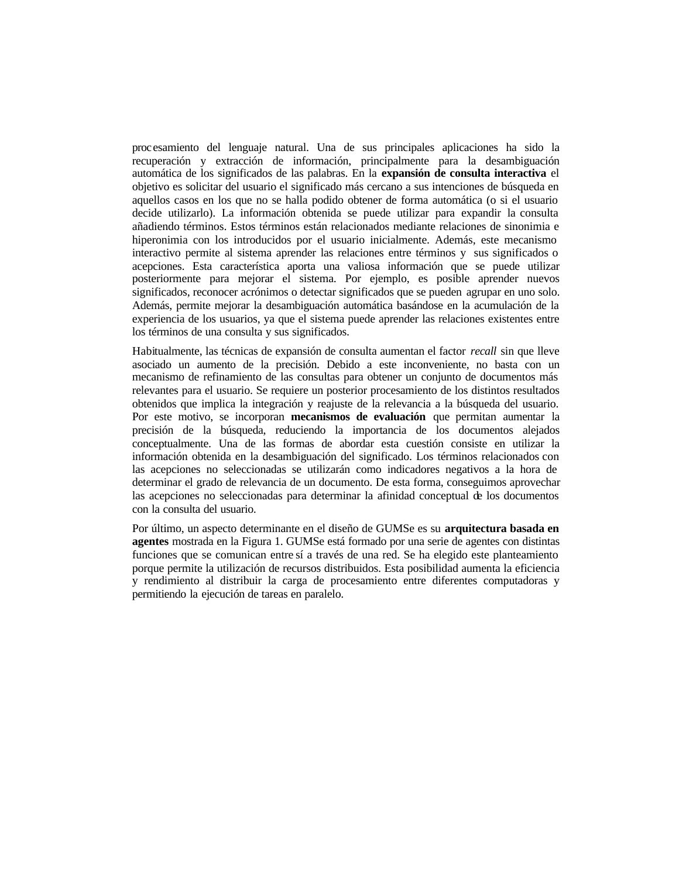procesamiento del lenguaje natural. Una de sus principales aplicaciones ha sido la recuperación y extracción de información, principalmente para la desambiguación automática de los significados de las palabras. En la **expansión de consulta interactiva** el objetivo es solicitar del usuario el significado más cercano a sus intenciones de búsqueda en aquellos casos en los que no se halla podido obtener de forma automática (o si el usuario decide utilizarlo). La información obtenida se puede utilizar para expandir la consulta añadiendo términos. Estos términos están relacionados mediante relaciones de sinonimia e hiperonimia con los introducidos por el usuario inicialmente. Además, este mecanismo interactivo permite al sistema aprender las relaciones entre términos y sus significados o acepciones. Esta característica aporta una valiosa información que se puede utilizar posteriormente para mejorar el sistema. Por ejemplo, es posible aprender nuevos significados, reconocer acrónimos o detectar significados que se pueden agrupar en uno solo. Además, permite mejorar la desambiguación automática basándose en la acumulación de la experiencia de los usuarios, ya que el sistema puede aprender las relaciones existentes entre los términos de una consulta y sus significados.

Habitualmente, las técnicas de expansión de consulta aumentan el factor *recall* sin que lleve asociado un aumento de la precisión. Debido a este inconveniente, no basta con un mecanismo de refinamiento de las consultas para obtener un conjunto de documentos más relevantes para el usuario. Se requiere un posterior procesamiento de los distintos resultados obtenidos que implica la integración y reajuste de la relevancia a la búsqueda del usuario. Por este motivo, se incorporan **mecanismos de evaluación** que permitan aumentar la precisión de la búsqueda, reduciendo la importancia de los documentos alejados conceptualmente. Una de las formas de abordar esta cuestión consiste en utilizar la información obtenida en la desambiguación del significado. Los términos relacionados con las acepciones no seleccionadas se utilizarán como indicadores negativos a la hora de determinar el grado de relevancia de un documento. De esta forma, conseguimos aprovechar las acepciones no seleccionadas para determinar la afinidad conceptual de los documentos con la consulta del usuario.

Por último, un aspecto determinante en el diseño de GUMSe es su **arquitectura basada en agentes** mostrada en la Figura 1. GUMSe está formado por una serie de agentes con distintas funciones que se comunican entre sí a través de una red. Se ha elegido este planteamiento porque permite la utilización de recursos distribuidos. Esta posibilidad aumenta la eficiencia y rendimiento al distribuir la carga de procesamiento entre diferentes computadoras y permitiendo la ejecución de tareas en paralelo.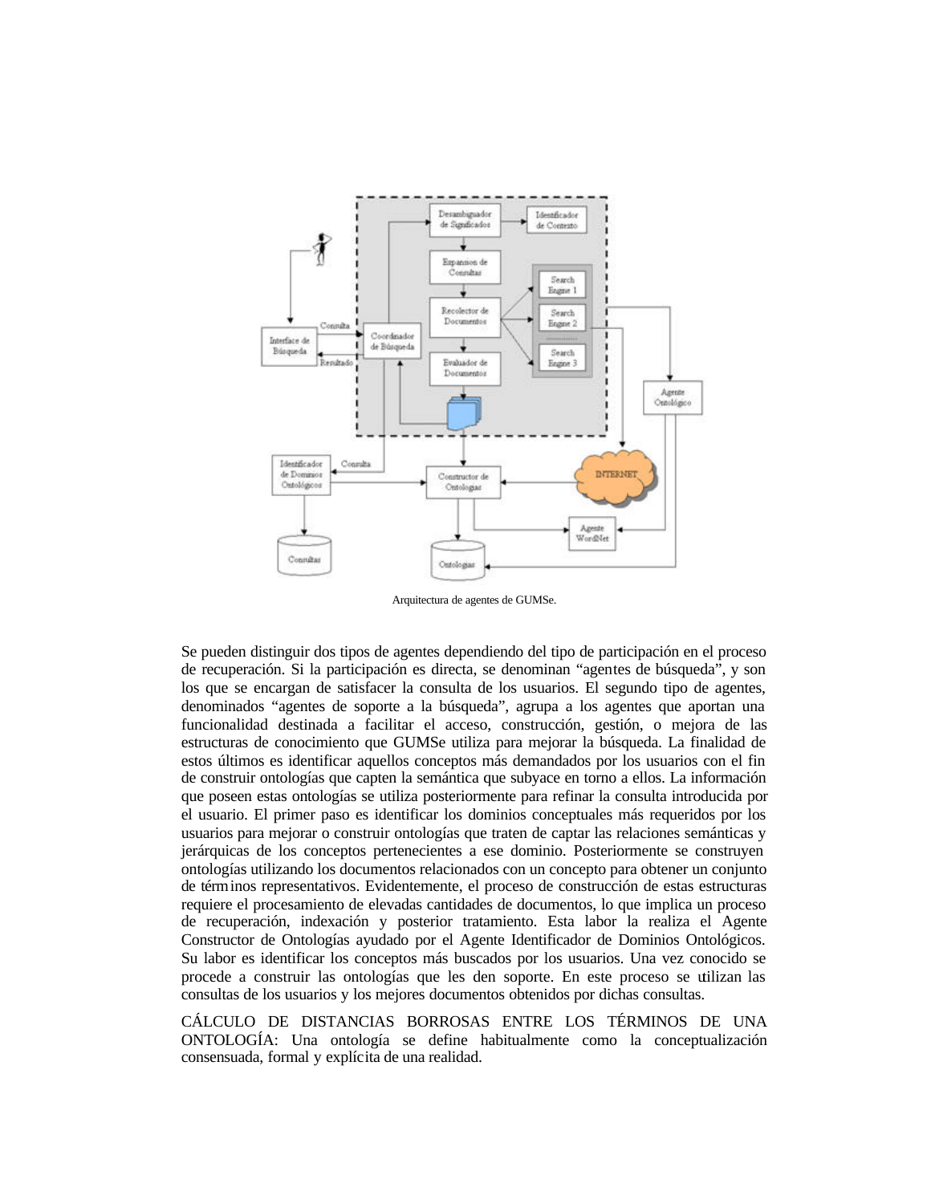Arquitectura de agentes de GUMSe.

Se pueden distinguir dos tipos de agentes dependiendo del tipo de participación en el proceso de recuperación. Si la participación es directa, se denominan “agentes de búsqueda”, y son los que se encargan de satisfacer la consulta de los usuarios. El segundo tipo de agentes, denominados “agentes de soporte a la búsqueda”, agrupa a los agentes que aportan una funcionalidad destinada a facilitar el acceso, construcción, gestión, o mejora de las estructuras de conocimiento que GUMSe utiliza para mejorar la búsqueda. La finalidad de estos últimos es identificar aquellos conceptos más demandados por los usuarios con el fin de construir ontologías que capten la semántica que subyace en torno a ellos. La información que poseen estas ontologías se utiliza posteriormente para refinar la consulta introducida por el usuario. El primer paso es identificar los dominios conceptuales más requeridos por los usuarios para mejorar o construir ontologías que traten de captar las relaciones semánticas y jerárquicas de los conceptos pertenecientes a ese dominio. Posteriormente se construyen ontologías utilizando los documentos relacionados con un concepto para obtener un conjunto de términos representativos. Evidentemente, el proceso de construcción de estas estructuras requiere el procesamiento de elevadas cantidades de documentos, lo que implica un proceso de recuperación, indexación y posterior tratamiento. Esta labor la realiza el Agente Constructor de Ontologías ayudado por el Agente Identificador de Dominios Ontológicos. Su labor es identificar los conceptos más buscados por los usuarios. Una vez conocido se procede a construir las ontologías que les den soporte. En este proceso se utilizan las consultas de los usuarios y los mejores documentos obtenidos por dichas consultas.

CÁLCULO DE DISTANCIAS BORROSAS ENTRE LOS TÉRMINOS DE UNA ONTOLOGÍA: Una ontología se define habitualmente como la conceptualización consensuada, formal y explícita de una realidad.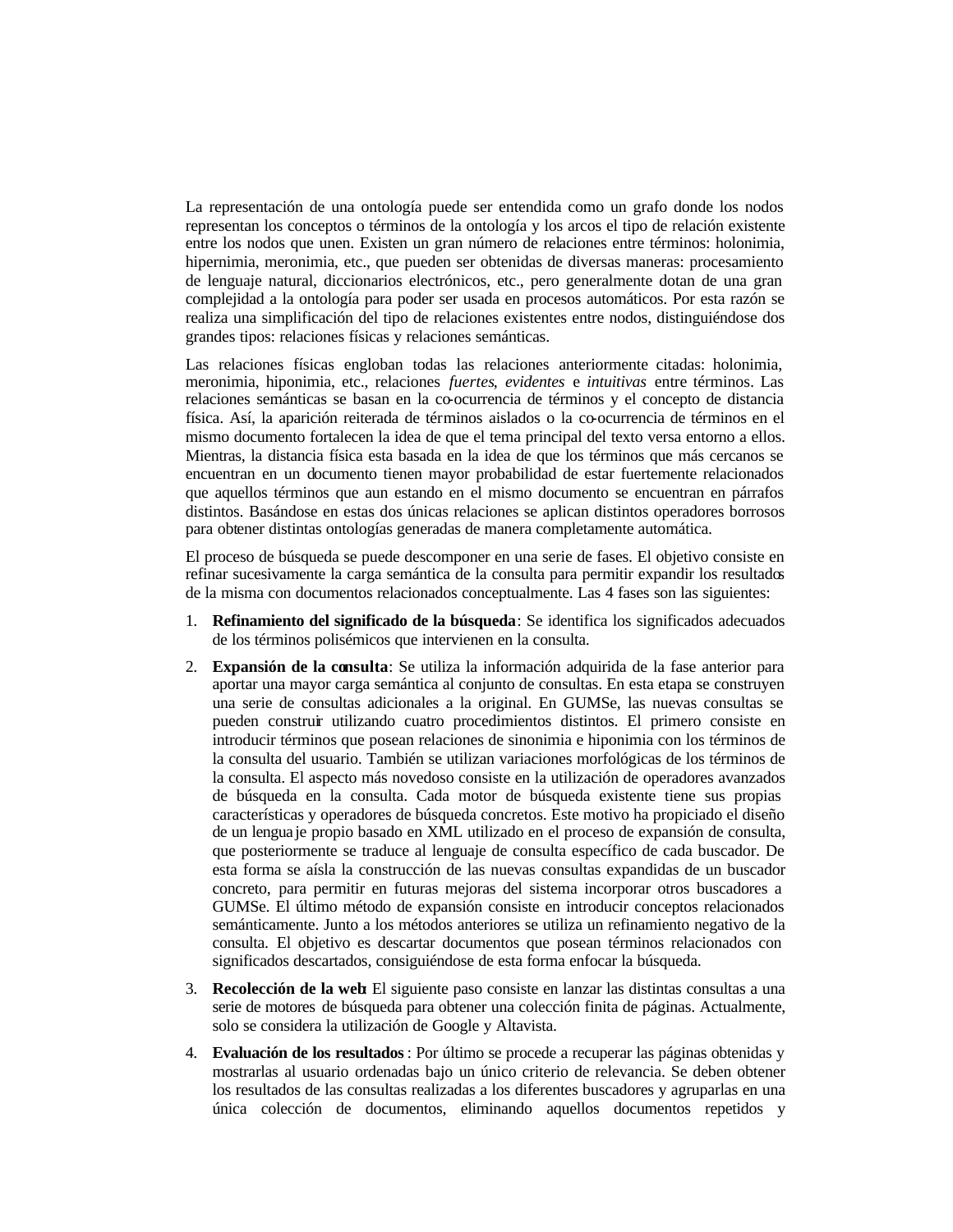La representación de una ontología puede ser entendida como un grafo donde los nodos representan los conceptos o términos de la ontología y los arcos el tipo de relación existente entre los nodos que unen. Existen un gran número de relaciones entre términos: holonimia, hipernimia, meronimia, etc., que pueden ser obtenidas de diversas maneras: procesamiento de lenguaje natural, diccionarios electrónicos, etc., pero generalmente dotan de una gran complejidad a la ontología para poder ser usada en procesos automáticos. Por esta razón se realiza una simplificación del tipo de relaciones existentes entre nodos, distinguiéndose dos grandes tipos: relaciones físicas y relaciones semánticas.

Las relaciones físicas engloban todas las relaciones anteriormente citadas: holonimia, meronimia, hiponimia, etc., relaciones *fuertes*, *evidentes* e *intuitivas* entre términos. Las relaciones semánticas se basan en la co-ocurrencia de términos y el concepto de distancia física. Así, la aparición reiterada de términos aislados o la co-ocurrencia de términos en el mismo documento fortalecen la idea de que el tema principal del texto versa entorno a ellos. Mientras, la distancia física esta basada en la idea de que los términos que más cercanos se encuentran en un documento tienen mayor probabilidad de estar fuertemente relacionados que aquellos términos que aun estando en el mismo documento se encuentran en párrafos distintos. Basándose en estas dos únicas relaciones se aplican distintos operadores borrosos para obtener distintas ontologías generadas de manera completamente automática.

El proceso de búsqueda se puede descomponer en una serie de fases. El objetivo consiste en refinar sucesivamente la carga semántica de la consulta para permitir expandir los resultados de la misma con documentos relacionados conceptualmente. Las 4 fases son las siguientes:

1. **Refinamiento del significado de la búsqueda**: Se identifica los significados adecuados de los términos polisémicos que intervienen en la consulta.
2. **Expansión de la consulta**: Se utiliza la información adquirida de la fase anterior para aportar una mayor carga semántica al conjunto de consultas. En esta etapa se construyen una serie de consultas adicionales a la original. En GUMSe, las nuevas consultas se pueden construir utilizando cuatro procedimientos distintos. El primero consiste en introducir términos que posean relaciones de sinonimia e hiponimia con los términos de la consulta del usuario. También se utilizan variaciones morfológicas de los términos de la consulta. El aspecto más novedoso consiste en la utilización de operadores avanzados de búsqueda en la consulta. Cada motor de búsqueda existente tiene sus propias características y operadores de búsqueda concretos. Este motivo ha propiciado el diseño de un lenguaje propio basado en XML utilizado en el proceso de expansión de consulta, que posteriormente se traduce al lenguaje de consulta específico de cada buscador. De esta forma se aísla la construcción de las nuevas consultas expandidas de un buscador concreto, para permitir en futuras mejoras del sistema incorporar otros buscadores a GUMSe. El último método de expansión consiste en introducir conceptos relacionados semánticamente. Junto a los métodos anteriores se utiliza un refinamiento negativo de la consulta. El objetivo es descartar documentos que posean términos relacionados con significados descartados, consiguiéndose de esta forma enfocar la búsqueda.
3. **Recolección de la web**: El siguiente paso consiste en lanzar las distintas consultas a una serie de motores de búsqueda para obtener una colección finita de páginas. Actualmente, solo se considera la utilización de Google y Altavista.
4. **Evaluación de los resultados**: Por último se procede a recuperar las páginas obtenidas y mostrarlas al usuario ordenadas bajo un único criterio de relevancia. Se deben obtener los resultados de las consultas realizadas a los diferentes buscadores y agruparlas en una única colección de documentos, eliminando aquellos documentos repetidos y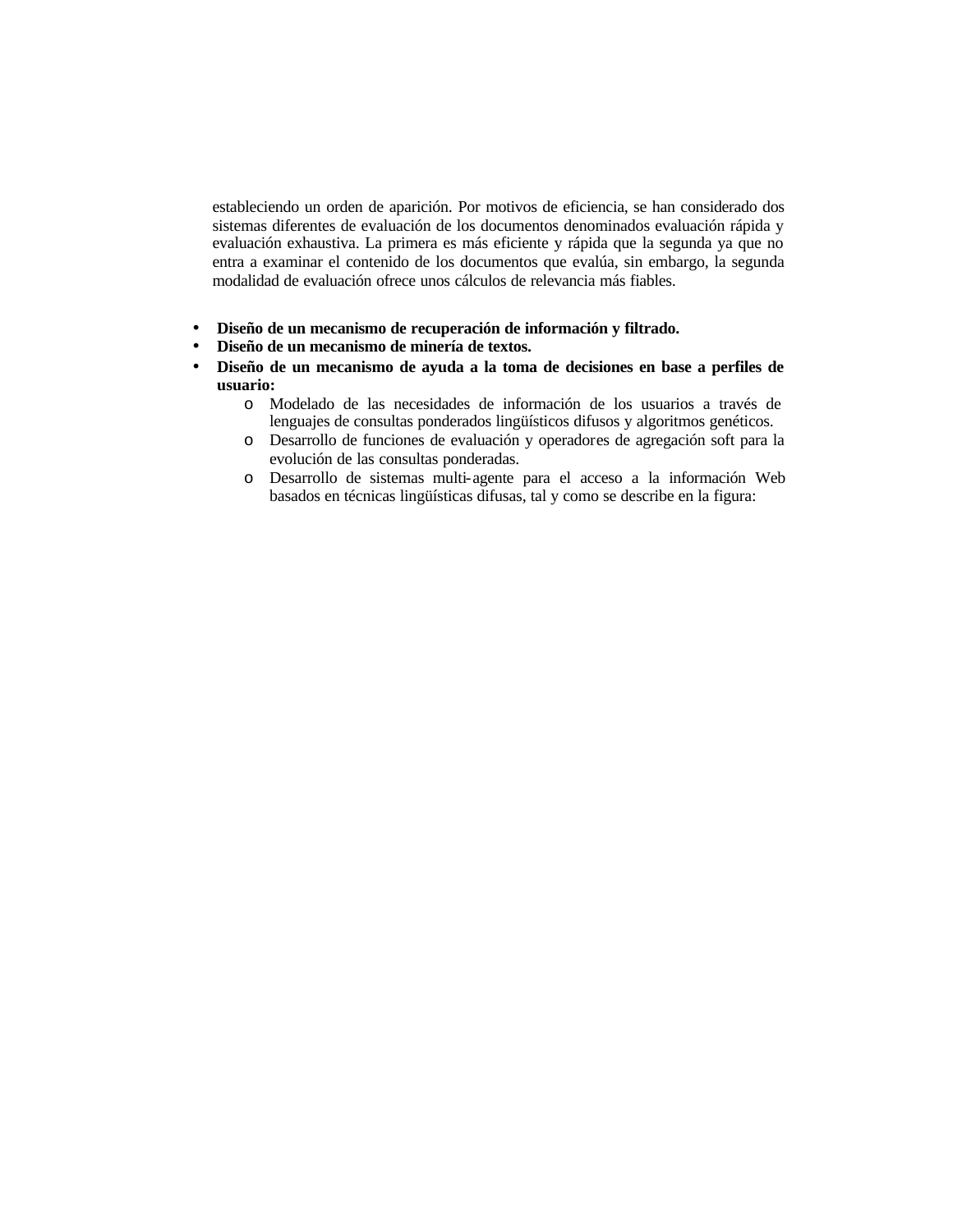estableciendo un orden de aparición. Por motivos de eficiencia, se han considerado dos sistemas diferentes de evaluación de los documentos denominados evaluación rápida y evaluación exhaustiva. La primera es más eficiente y rápida que la segunda ya que no entra a examinar el contenido de los documentos que evalúa, sin embargo, la segunda modalidad de evaluación ofrece unos cálculos de relevancia más fiables.

- **Diseño de un mecanismo de recuperación de información y filtrado.**
- **Diseño de un mecanismo de minería de textos.**
- **Diseño de un mecanismo de ayuda a la toma de decisiones en base a perfiles de usuario:**
  - Modelado de las necesidades de información de los usuarios a través de lenguajes de consultas ponderados lingüísticos difusos y algoritmos genéticos.
  - Desarrollo de funciones de evaluación y operadores de agregación soft para la evolución de las consultas ponderadas.
  - Desarrollo de sistemas multi-agente para el acceso a la información Web basados en técnicas lingüísticas difusas, tal y como se describe en la figura: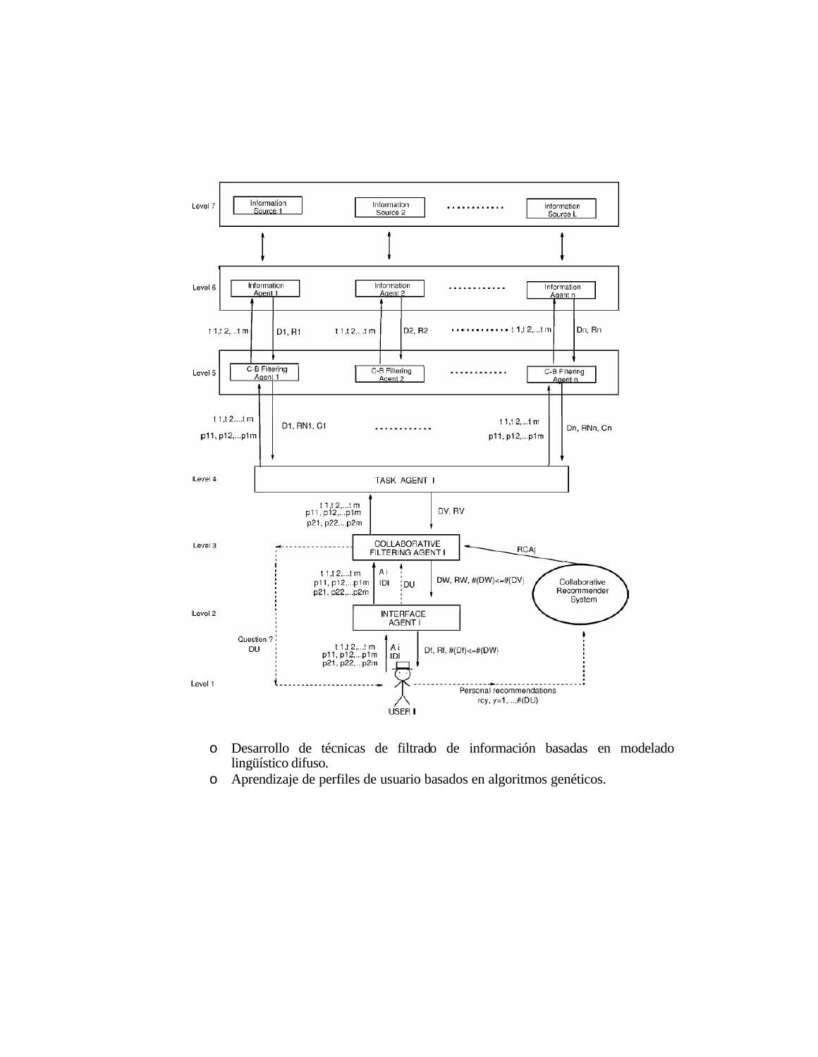- Desarrollo de técnicas de filtrado de información basadas en modelado lingüístico difuso.
- Aprendizaje de perfiles de usuario basados en algoritmos genéticos.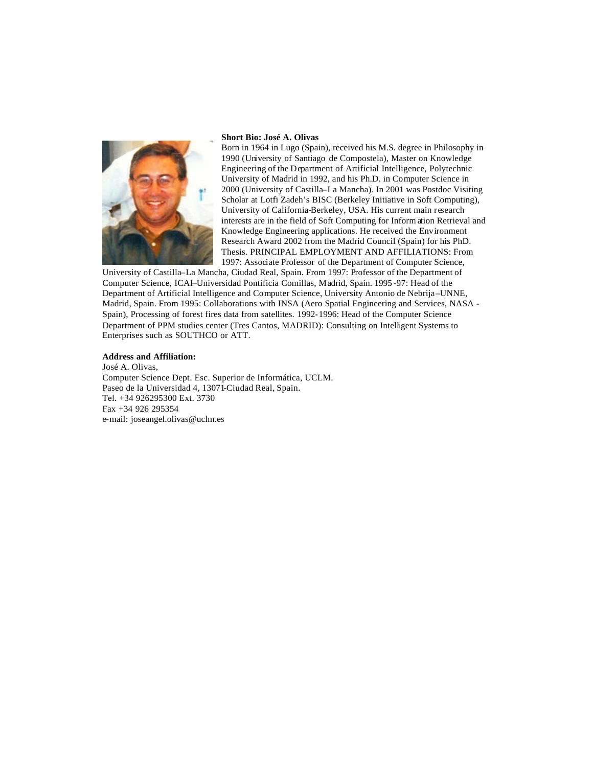**Short Bio: José A. Olivas**

Born in 1964 in Lugo (Spain), received his M.S. degree in Philosophy in 1990 (University of Santiago de Compostela), Master on Knowledge Engineering of the Department of Artificial Intelligence, Polytechnic University of Madrid in 1992, and his Ph.D. in Computer Science in 2000 (University of Castilla–La Mancha). In 2001 was Postdoc Visiting Scholar at Lotfi Zadeh's BISC (Berkeley Initiative in Soft Computing), University of California-Berkeley, USA. His current main research interests are in the field of Soft Computing for Information Retrieval and Knowledge Engineering applications. He received the Environment Research Award 2002 from the Madrid Council (Spain) for his PhD. Thesis. PRINCIPAL EMPLOYMENT AND AFFILIATIONS: From 1997: Associate Professor of the Department of Computer Science, University of Castilla–La Mancha, Ciudad Real, Spain. From 1997: Professor of the Department of Computer Science, ICAI–Universidad Pontificia Comillas, Madrid, Spain. 1995-97: Head of the Department of Artificial Intelligence and Computer Science, University Antonio de Nebrija–UNNE, Madrid, Spain. From 1995: Collaborations with INSA (Aero Spatial Engineering and Services, NASA - Spain), Processing of forest fires data from satellites. 1992-1996: Head of the Computer Science Department of PPM studies center (Tres Cantos, MADRID): Consulting on Intelligent Systems to Enterprises such as SOUTHCO or ATT.

**Address and Affiliation:**

José A. Olivas,
Computer Science Dept. Esc. Superior de Informática, UCLM.
Paseo de la Universidad 4, 13071-Ciudad Real, Spain.
Tel. +34 926295300 Ext. 3730
Fax +34 926 295354
e-mail: joseangel.olivas@uclm.es